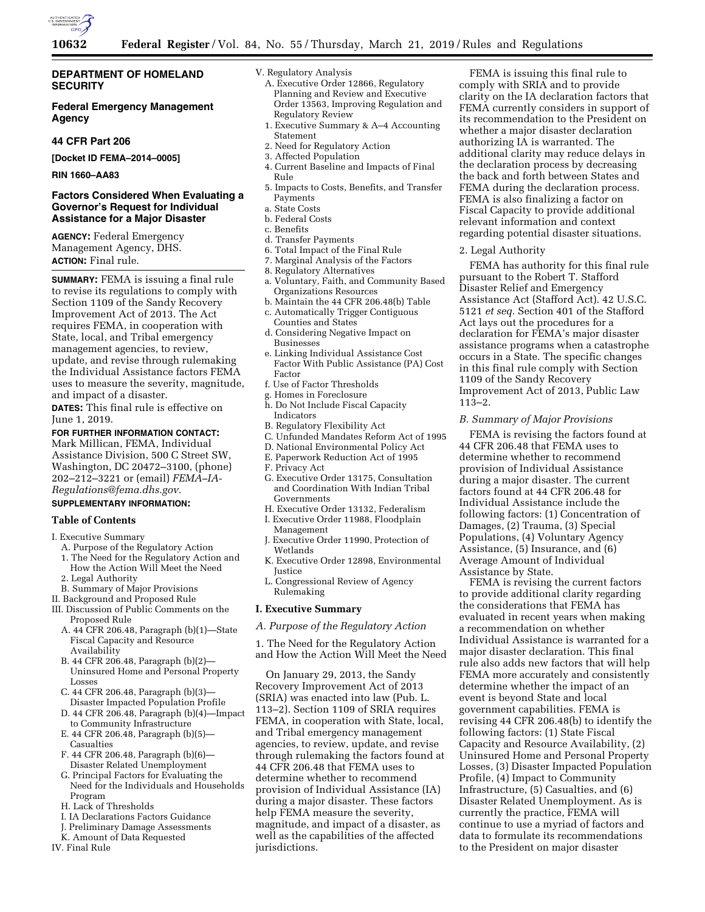**DEPARTMENT OF HOMELAND SECURITY**

**Federal Emergency Management Agency**

**44 CFR Part 206**

**[Docket ID FEMA–2014–0005]**

**RIN 1660–AA83**

## Factors Considered When Evaluating a Governor's Request for Individual Assistance for a Major Disaster

**AGENCY:** Federal Emergency Management Agency, DHS.

**ACTION:** Final rule.

**SUMMARY:** FEMA is issuing a final rule to revise its regulations to comply with Section 1109 of the Sandy Recovery Improvement Act of 2013. The Act requires FEMA, in cooperation with State, local, and Tribal emergency management agencies, to review, update, and revise through rulemaking the Individual Assistance factors FEMA uses to measure the severity, magnitude, and impact of a disaster.

**DATES:** This final rule is effective on June 1, 2019.

**FOR FURTHER INFORMATION CONTACT:** Mark Millican, FEMA, Individual Assistance Division, 500 C Street SW, Washington, DC 20472–3100, (phone) 202–212–3221 or (email) *FEMA–IA-Regulations@fema.dhs.gov.*

**SUPPLEMENTARY INFORMATION:**

**Table of Contents**

I. Executive Summary
  A. Purpose of the Regulatory Action
  1. The Need for the Regulatory Action and How the Action Will Meet the Need
  2. Legal Authority
  B. Summary of Major Provisions
II. Background and Proposed Rule
III. Discussion of Public Comments on the Proposed Rule
  A. 44 CFR 206.48, Paragraph (b)(1)—State Fiscal Capacity and Resource Availability
  B. 44 CFR 206.48, Paragraph (b)(2)—Uninsured Home and Personal Property Losses
  C. 44 CFR 206.48, Paragraph (b)(3)—Disaster Impacted Population Profile
  D. 44 CFR 206.48, Paragraph (b)(4)—Impact to Community Infrastructure
  E. 44 CFR 206.48, Paragraph (b)(5)—Casualties
  F. 44 CFR 206.48, Paragraph (b)(6)—Disaster Related Unemployment
  G. Principal Factors for Evaluating the Need for the Individuals and Households Program
  H. Lack of Thresholds
  I. IA Declarations Factors Guidance
  J. Preliminary Damage Assessments
  K. Amount of Data Requested
IV. Final Rule
V. Regulatory Analysis
  A. Executive Order 12866, Regulatory Planning and Review and Executive Order 13563, Improving Regulation and Regulatory Review
  1. Executive Summary & A–4 Accounting Statement
  2. Need for Regulatory Action
  3. Affected Population
  4. Current Baseline and Impacts of Final Rule
  5. Impacts to Costs, Benefits, and Transfer Payments
  a. State Costs
  b. Federal Costs
  c. Benefits
  d. Transfer Payments
  6. Total Impact of the Final Rule
  7. Marginal Analysis of the Factors
  8. Regulatory Alternatives
  a. Voluntary, Faith, and Community Based Organizations Resources
  b. Maintain the 44 CFR 206.48(b) Table
  c. Automatically Trigger Contiguous Counties and States
  d. Considering Negative Impact on Businesses
  e. Linking Individual Assistance Cost Factor With Public Assistance (PA) Cost Factor
  f. Use of Factor Thresholds
  g. Homes in Foreclosure
  h. Do Not Include Fiscal Capacity Indicators
  B. Regulatory Flexibility Act
  C. Unfunded Mandates Reform Act of 1995
  D. National Environmental Policy Act
  E. Paperwork Reduction Act of 1995
  F. Privacy Act
  G. Executive Order 13175, Consultation and Coordination With Indian Tribal Governments
  H. Executive Order 13132, Federalism
  I. Executive Order 11988, Floodplain Management
  J. Executive Order 11990, Protection of Wetlands
  K. Executive Order 12898, Environmental Justice
  L. Congressional Review of Agency Rulemaking

## I. Executive Summary

### *A. Purpose of the Regulatory Action*

1. The Need for the Regulatory Action and How the Action Will Meet the Need

On January 29, 2013, the Sandy Recovery Improvement Act of 2013 (SRIA) was enacted into law (Pub. L. 113–2). Section 1109 of SRIA requires FEMA, in cooperation with State, local, and Tribal emergency management agencies, to review, update, and revise through rulemaking the factors found at 44 CFR 206.48 that FEMA uses to determine whether to recommend provision of Individual Assistance (IA) during a major disaster. These factors help FEMA measure the severity, magnitude, and impact of a disaster, as well as the capabilities of the affected jurisdictions.

FEMA is issuing this final rule to comply with SRIA and to provide clarity on the IA declaration factors that FEMA currently considers in support of its recommendation to the President on whether a major disaster declaration authorizing IA is warranted. The additional clarity may reduce delays in the declaration process by decreasing the back and forth between States and FEMA during the declaration process. FEMA is also finalizing a factor on Fiscal Capacity to provide additional relevant information and context regarding potential disaster situations.

2. Legal Authority

FEMA has authority for this final rule pursuant to the Robert T. Stafford Disaster Relief and Emergency Assistance Act (Stafford Act). 42 U.S.C. 5121 *et seq.* Section 401 of the Stafford Act lays out the procedures for a declaration for FEMA's major disaster assistance programs when a catastrophe occurs in a State. The specific changes in this final rule comply with Section 1109 of the Sandy Recovery Improvement Act of 2013, Public Law 113–2.

### *B. Summary of Major Provisions*

FEMA is revising the factors found at 44 CFR 206.48 that FEMA uses to determine whether to recommend provision of Individual Assistance during a major disaster. The current factors found at 44 CFR 206.48 for Individual Assistance include the following factors: (1) Concentration of Damages, (2) Trauma, (3) Special Populations, (4) Voluntary Agency Assistance, (5) Insurance, and (6) Average Amount of Individual Assistance by State.

FEMA is revising the current factors to provide additional clarity regarding the considerations that FEMA has evaluated in recent years when making a recommendation on whether Individual Assistance is warranted for a major disaster declaration. This final rule also adds new factors that will help FEMA more accurately and consistently determine whether the impact of an event is beyond State and local government capabilities. FEMA is revising 44 CFR 206.48(b) to identify the following factors: (1) State Fiscal Capacity and Resource Availability, (2) Uninsured Home and Personal Property Losses, (3) Disaster Impacted Population Profile, (4) Impact to Community Infrastructure, (5) Casualties, and (6) Disaster Related Unemployment. As is currently the practice, FEMA will continue to use a myriad of factors and data to formulate its recommendations to the President on major disaster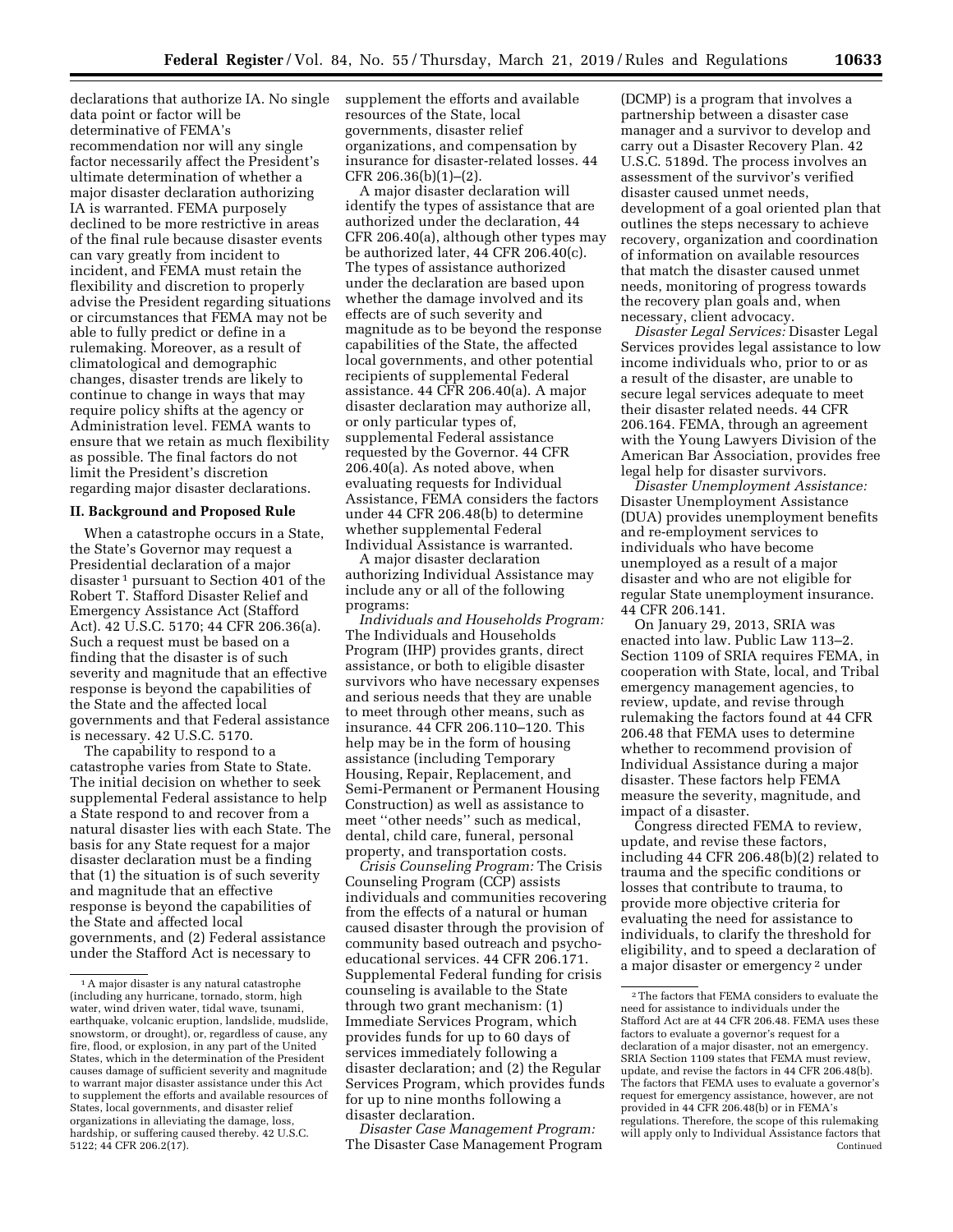declarations that authorize IA. No single data point or factor will be determinative of FEMA's recommendation nor will any single factor necessarily affect the President's ultimate determination of whether a major disaster declaration authorizing IA is warranted. FEMA purposely declined to be more restrictive in areas of the final rule because disaster events can vary greatly from incident to incident, and FEMA must retain the flexibility and discretion to properly advise the President regarding situations or circumstances that FEMA may not be able to fully predict or define in a rulemaking. Moreover, as a result of climatological and demographic changes, disaster trends are likely to continue to change in ways that may require policy shifts at the agency or Administration level. FEMA wants to ensure that we retain as much flexibility as possible. The final factors do not limit the President's discretion regarding major disaster declarations.

## II. Background and Proposed Rule

When a catastrophe occurs in a State, the State's Governor may request a Presidential declaration of a major disaster [1] pursuant to Section 401 of the Robert T. Stafford Disaster Relief and Emergency Assistance Act (Stafford Act). 42 U.S.C. 5170; 44 CFR 206.36(a). Such a request must be based on a finding that the disaster is of such severity and magnitude that an effective response is beyond the capabilities of the State and the affected local governments and that Federal assistance is necessary. 42 U.S.C. 5170.

The capability to respond to a catastrophe varies from State to State. The initial decision on whether to seek supplemental Federal assistance to help a State respond to and recover from a natural disaster lies with each State. The basis for any State request for a major disaster declaration must be a finding that (1) the situation is of such severity and magnitude that an effective response is beyond the capabilities of the State and affected local governments, and (2) Federal assistance under the Stafford Act is necessary to supplement the efforts and available resources of the State, local governments, disaster relief organizations, and compensation by insurance for disaster-related losses. 44 CFR 206.36(b)(1)–(2).

A major disaster declaration will identify the types of assistance that are authorized under the declaration, 44 CFR 206.40(a), although other types may be authorized later, 44 CFR 206.40(c). The types of assistance authorized under the declaration are based upon whether the damage involved and its effects are of such severity and magnitude as to be beyond the response capabilities of the State, the affected local governments, and other potential recipients of supplemental Federal assistance. 44 CFR 206.40(a). A major disaster declaration may authorize all, or only particular types of, supplemental Federal assistance requested by the Governor. 44 CFR 206.40(a). As noted above, when evaluating requests for Individual Assistance, FEMA considers the factors under 44 CFR 206.48(b) to determine whether supplemental Federal Individual Assistance is warranted.

A major disaster declaration authorizing Individual Assistance may include any or all of the following programs:

*Individuals and Households Program:* The Individuals and Households Program (IHP) provides grants, direct assistance, or both to eligible disaster survivors who have necessary expenses and serious needs that they are unable to meet through other means, such as insurance. 44 CFR 206.110–120. This help may be in the form of housing assistance (including Temporary Housing, Repair, Replacement, and Semi-Permanent or Permanent Housing Construction) as well as assistance to meet "other needs" such as medical, dental, child care, funeral, personal property, and transportation costs.

*Crisis Counseling Program:* The Crisis Counseling Program (CCP) assists individuals and communities recovering from the effects of a natural or human caused disaster through the provision of community based outreach and psycho-educational services. 44 CFR 206.171. Supplemental Federal funding for crisis counseling is available to the State through two grant mechanism: (1) Immediate Services Program, which provides funds for up to 60 days of services immediately following a disaster declaration; and (2) the Regular Services Program, which provides funds for up to nine months following a disaster declaration.

*Disaster Case Management Program:* The Disaster Case Management Program (DCMP) is a program that involves a partnership between a disaster case manager and a survivor to develop and carry out a Disaster Recovery Plan. 42 U.S.C. 5189d. The process involves an assessment of the survivor's verified disaster caused unmet needs, development of a goal oriented plan that outlines the steps necessary to achieve recovery, organization and coordination of information on available resources that match the disaster caused unmet needs, monitoring of progress towards the recovery plan goals and, when necessary, client advocacy.

*Disaster Legal Services:* Disaster Legal Services provides legal assistance to low income individuals who, prior to or as a result of the disaster, are unable to secure legal services adequate to meet their disaster related needs. 44 CFR 206.164. FEMA, through an agreement with the Young Lawyers Division of the American Bar Association, provides free legal help for disaster survivors.

*Disaster Unemployment Assistance:* Disaster Unemployment Assistance (DUA) provides unemployment benefits and re-employment services to individuals who have become unemployed as a result of a major disaster and who are not eligible for regular State unemployment insurance. 44 CFR 206.141.

On January 29, 2013, SRIA was enacted into law. Public Law 113–2. Section 1109 of SRIA requires FEMA, in cooperation with State, local, and Tribal emergency management agencies, to review, update, and revise through rulemaking the factors found at 44 CFR 206.48 that FEMA uses to determine whether to recommend provision of Individual Assistance during a major disaster. These factors help FEMA measure the severity, magnitude, and impact of a disaster.

Congress directed FEMA to review, update, and revise these factors, including 44 CFR 206.48(b)(2) related to trauma and the specific conditions or losses that contribute to trauma, to provide more objective criteria for evaluating the need for assistance to individuals, to clarify the threshold for eligibility, and to speed a declaration of a major disaster or emergency [2] under

[1] A major disaster is any natural catastrophe (including any hurricane, tornado, storm, high water, wind driven water, tidal wave, tsunami, earthquake, volcanic eruption, landslide, mudslide, snowstorm, or drought), or, regardless of cause, any fire, flood, or explosion, in any part of the United States, which in the determination of the President causes damage of sufficient severity and magnitude to warrant major disaster assistance under this Act to supplement the efforts and available resources of States, local governments, and disaster relief organizations in alleviating the damage, loss, hardship, or suffering caused thereby. 42 U.S.C. 5122; 44 CFR 206.2(17).

[2] The factors that FEMA considers to evaluate the need for assistance to individuals under the Stafford Act are at 44 CFR 206.48. FEMA uses these factors to evaluate a governor's request for a declaration of a major disaster, not an emergency. SRIA Section 1109 states that FEMA must review, update, and revise the factors in 44 CFR 206.48(b). The factors that FEMA uses to evaluate a governor's request for emergency assistance, however, are not provided in 44 CFR 206.48(b) or in FEMA's regulations. Therefore, the scope of this rulemaking will apply only to Individual Assistance factors that Continued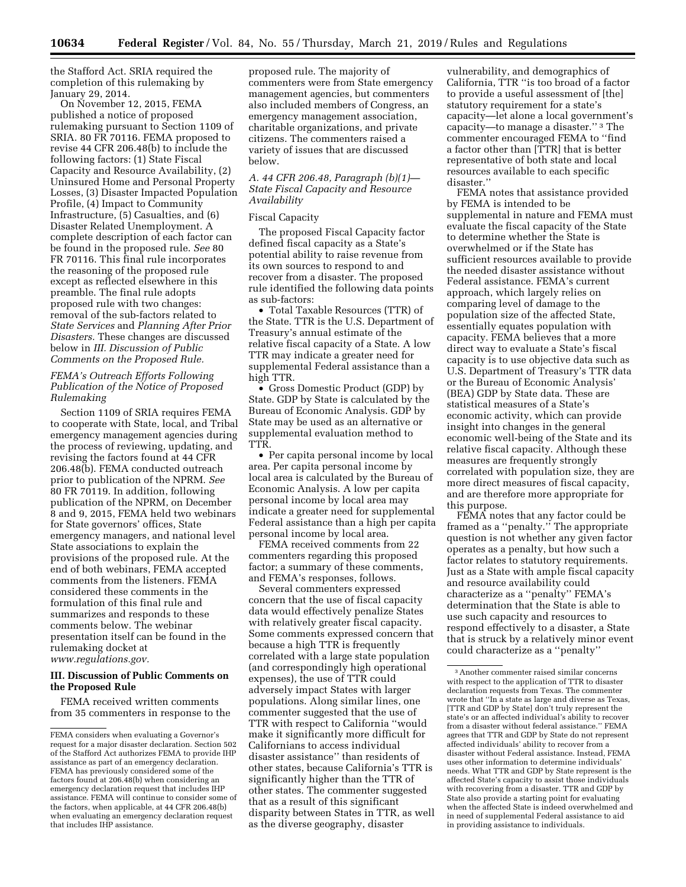the Stafford Act. SRIA required the completion of this rulemaking by January 29, 2014.

On November 12, 2015, FEMA published a notice of proposed rulemaking pursuant to Section 1109 of SRIA. 80 FR 70116. FEMA proposed to revise 44 CFR 206.48(b) to include the following factors: (1) State Fiscal Capacity and Resource Availability, (2) Uninsured Home and Personal Property Losses, (3) Disaster Impacted Population Profile, (4) Impact to Community Infrastructure, (5) Casualties, and (6) Disaster Related Unemployment. A complete description of each factor can be found in the proposed rule. *See* 80 FR 70116. This final rule incorporates the reasoning of the proposed rule except as reflected elsewhere in this preamble. The final rule adopts proposed rule with two changes: removal of the sub-factors related to *State Services* and *Planning After Prior Disasters.* These changes are discussed below in *III. Discussion of Public Comments on the Proposed Rule.*

### *FEMA's Outreach Efforts Following Publication of the Notice of Proposed Rulemaking*

Section 1109 of SRIA requires FEMA to cooperate with State, local, and Tribal emergency management agencies during the process of reviewing, updating, and revising the factors found at 44 CFR 206.48(b). FEMA conducted outreach prior to publication of the NPRM. *See* 80 FR 70119. In addition, following publication of the NPRM, on December 8 and 9, 2015, FEMA held two webinars for State governors' offices, State emergency managers, and national level State associations to explain the provisions of the proposed rule. At the end of both webinars, FEMA accepted comments from the listeners. FEMA considered these comments in the formulation of this final rule and summarizes and responds to these comments below. The webinar presentation itself can be found in the rulemaking docket at *www.regulations.gov.*

## III. Discussion of Public Comments on the Proposed Rule

FEMA received written comments from 35 commenters in response to the proposed rule. The majority of commenters were from State emergency management agencies, but commenters also included members of Congress, an emergency management association, charitable organizations, and private citizens. The commenters raised a variety of issues that are discussed below.

### *A. 44 CFR 206.48, Paragraph (b)(1)—State Fiscal Capacity and Resource Availability*

Fiscal Capacity

The proposed Fiscal Capacity factor defined fiscal capacity as a State's potential ability to raise revenue from its own sources to respond to and recover from a disaster. The proposed rule identified the following data points as sub-factors:

- Total Taxable Resources (TTR) of the State. TTR is the U.S. Department of Treasury's annual estimate of the relative fiscal capacity of a State. A low TTR may indicate a greater need for supplemental Federal assistance than a high TTR.
- Gross Domestic Product (GDP) by State. GDP by State is calculated by the Bureau of Economic Analysis. GDP by State may be used as an alternative or supplemental evaluation method to TTR.
- Per capita personal income by local area. Per capita personal income by local area is calculated by the Bureau of Economic Analysis. A low per capita personal income by local area may indicate a greater need for supplemental Federal assistance than a high per capita personal income by local area.

FEMA received comments from 22 commenters regarding this proposed factor; a summary of these comments, and FEMA's responses, follows.

Several commenters expressed concern that the use of fiscal capacity data would effectively penalize States with relatively greater fiscal capacity. Some comments expressed concern that because a high TTR is frequently correlated with a large state population (and correspondingly high operational expenses), the use of TTR could adversely impact States with larger populations. Along similar lines, one commenter suggested that the use of TTR with respect to California "would make it significantly more difficult for Californians to access individual disaster assistance" than residents of other states, because California's TTR is significantly higher than the TTR of other states. The commenter suggested that as a result of this significant disparity between States in TTR, as well as the diverse geography, disaster vulnerability, and demographics of California, TTR "is too broad of a factor to provide a useful assessment of [the] statutory requirement for a state's capacity—let alone a local government's capacity—to manage a disaster."[3] The commenter encouraged FEMA to "find a factor other than [TTR] that is better representative of both state and local resources available to each specific disaster."

FEMA notes that assistance provided by FEMA is intended to be supplemental in nature and FEMA must evaluate the fiscal capacity of the State to determine whether the State is overwhelmed or if the State has sufficient resources available to provide the needed disaster assistance without Federal assistance. FEMA's current approach, which largely relies on comparing level of damage to the population size of the affected State, essentially equates population with capacity. FEMA believes that a more direct way to evaluate a State's fiscal capacity is to use objective data such as U.S. Department of Treasury's TTR data or the Bureau of Economic Analysis' (BEA) GDP by State data. These are statistical measures of a State's economic activity, which can provide insight into changes in the general economic well-being of the State and its relative fiscal capacity. Although these measures are frequently strongly correlated with population size, they are more direct measures of fiscal capacity, and are therefore more appropriate for this purpose.

FEMA notes that any factor could be framed as a "penalty." The appropriate question is not whether any given factor operates as a penalty, but how such a factor relates to statutory requirements. Just as a State with ample fiscal capacity and resource availability could characterize as a "penalty" FEMA's determination that the State is able to use such capacity and resources to respond effectively to a disaster, a State that is struck by a relatively minor event could characterize as a "penalty"

---

FEMA considers when evaluating a Governor's request for a major disaster declaration. Section 502 of the Stafford Act authorizes FEMA to provide IHP assistance as part of an emergency declaration. FEMA has previously considered some of the factors found at 206.48(b) when considering an emergency declaration request that includes IHP assistance. FEMA will continue to consider some of the factors, when applicable, at 44 CFR 206.48(b) when evaluating an emergency declaration request that includes IHP assistance.

[3] Another commenter raised similar concerns with respect to the application of TTR to disaster declaration requests from Texas. The commenter wrote that "In a state as large and diverse as Texas, [TTR and GDP by State] don't truly represent the state's or an affected individual's ability to recover from a disaster without federal assistance." FEMA agrees that TTR and GDP by State do not represent affected individuals' ability to recover from a disaster without Federal assistance. Instead, FEMA uses other information to determine individuals' needs. What TTR and GDP by State represent is the affected State's capacity to assist those individuals with recovering from a disaster. TTR and GDP by State also provide a starting point for evaluating when the affected State is indeed overwhelmed and in need of supplemental Federal assistance to aid in providing assistance to individuals.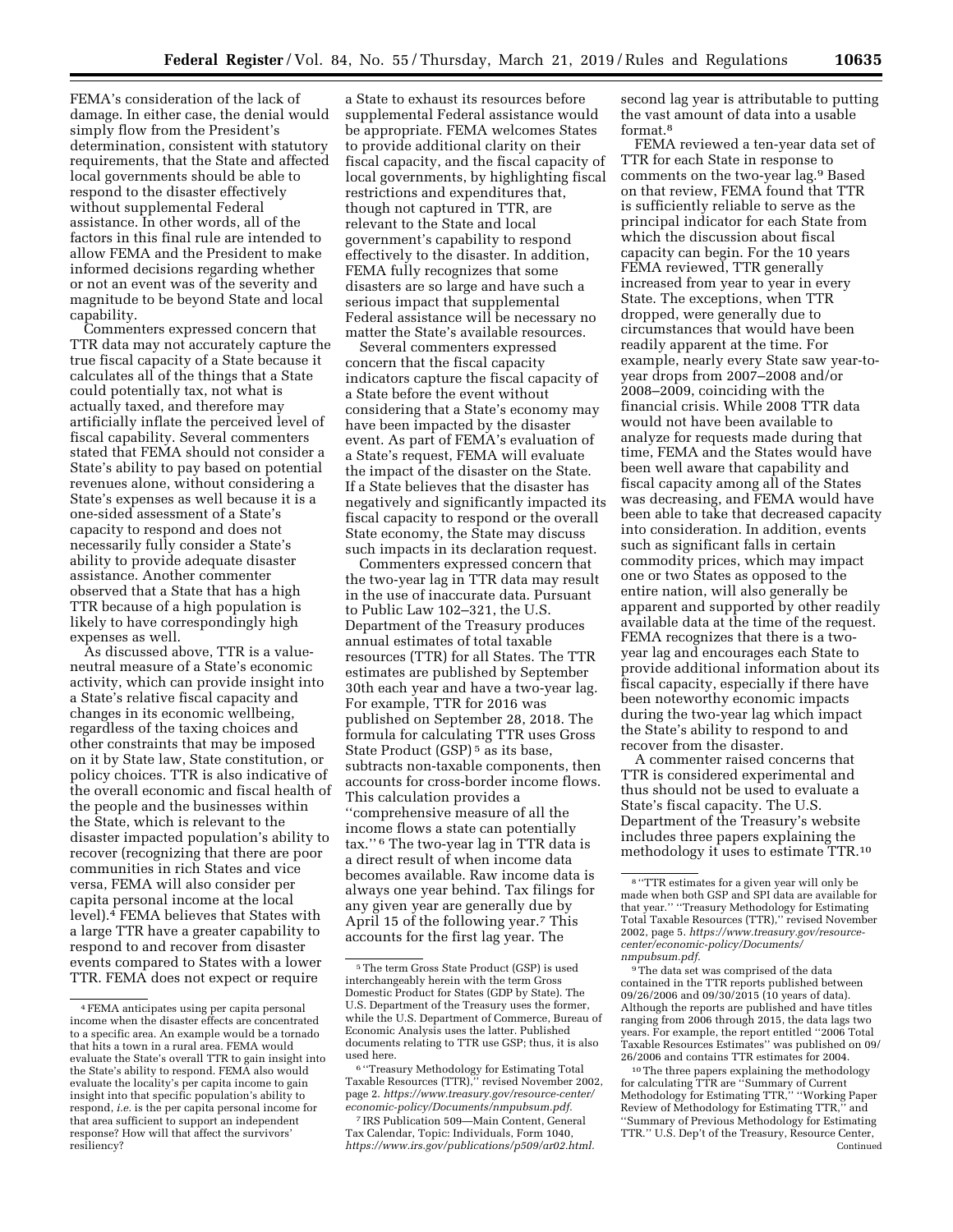FEMA's consideration of the lack of damage. In either case, the denial would simply flow from the President's determination, consistent with statutory requirements, that the State and affected local governments should be able to respond to the disaster effectively without supplemental Federal assistance. In other words, all of the factors in this final rule are intended to allow FEMA and the President to make informed decisions regarding whether or not an event was of the severity and magnitude to be beyond State and local capability.

Commenters expressed concern that TTR data may not accurately capture the true fiscal capacity of a State because it calculates all of the things that a State could potentially tax, not what is actually taxed, and therefore may artificially inflate the perceived level of fiscal capability. Several commenters stated that FEMA should not consider a State's ability to pay based on potential revenues alone, without considering a State's expenses as well because it is a one-sided assessment of a State's capacity to respond and does not necessarily fully consider a State's ability to provide adequate disaster assistance. Another commenter observed that a State that has a high TTR because of a high population is likely to have correspondingly high expenses as well.

As discussed above, TTR is a value-neutral measure of a State's economic activity, which can provide insight into a State's relative fiscal capacity and changes in its economic wellbeing, regardless of the taxing choices and other constraints that may be imposed on it by State law, State constitution, or policy choices. TTR is also indicative of the overall economic and fiscal health of the people and the businesses within the State, which is relevant to the disaster impacted population's ability to recover (recognizing that there are poor communities in rich States and vice versa, FEMA will also consider per capita personal income at the local level).[4] FEMA believes that States with a large TTR have a greater capability to respond to and recover from disaster events compared to States with a lower TTR. FEMA does not expect or require a State to exhaust its resources before supplemental Federal assistance would be appropriate. FEMA welcomes States to provide additional clarity on their fiscal capacity, and the fiscal capacity of local governments, by highlighting fiscal restrictions and expenditures that, though not captured in TTR, are relevant to the State and local government's capability to respond effectively to the disaster. In addition, FEMA fully recognizes that some disasters are so large and have such a serious impact that supplemental Federal assistance will be necessary no matter the State's available resources.

Several commenters expressed concern that the fiscal capacity indicators capture the fiscal capacity of a State before the event without considering that a State's economy may have been impacted by the disaster event. As part of FEMA's evaluation of a State's request, FEMA will evaluate the impact of the disaster on the State. If a State believes that the disaster has negatively and significantly impacted its fiscal capacity to respond or the overall State economy, the State may discuss such impacts in its declaration request.

Commenters expressed concern that the two-year lag in TTR data may result in the use of inaccurate data. Pursuant to Public Law 102–321, the U.S. Department of the Treasury produces annual estimates of total taxable resources (TTR) for all States. The TTR estimates are published by September 30th each year and have a two-year lag. For example, TTR for 2016 was published on September 28, 2018. The formula for calculating TTR uses Gross State Product (GSP)[5] as its base, subtracts non-taxable components, then accounts for cross-border income flows. This calculation provides a "comprehensive measure of all the income flows a state can potentially tax."[6] The two-year lag in TTR data is a direct result of when income data becomes available. Raw income data is always one year behind. Tax filings for any given year are generally due by April 15 of the following year.[7] This accounts for the first lag year. The second lag year is attributable to putting the vast amount of data into a usable format.[8]

FEMA reviewed a ten-year data set of TTR for each State in response to comments on the two-year lag.[9] Based on that review, FEMA found that TTR is sufficiently reliable to serve as the principal indicator for each State from which the discussion about fiscal capacity can begin. For the 10 years FEMA reviewed, TTR generally increased from year to year in every State. The exceptions, when TTR dropped, were generally due to circumstances that would have been readily apparent at the time. For example, nearly every State saw year-to-year drops from 2007–2008 and/or 2008–2009, coinciding with the financial crisis. While 2008 TTR data would not have been available to analyze for requests made during that time, FEMA and the States would have been well aware that capability and fiscal capacity among all of the States was decreasing, and FEMA would have been able to take that decreased capacity into consideration. In addition, events such as significant falls in certain commodity prices, which may impact one or two States as opposed to the entire nation, will also generally be apparent and supported by other readily available data at the time of the request. FEMA recognizes that there is a two-year lag and encourages each State to provide additional information about its fiscal capacity, especially if there have been noteworthy economic impacts during the two-year lag which impact the State's ability to respond to and recover from the disaster.

A commenter raised concerns that TTR is considered experimental and thus should not be used to evaluate a State's fiscal capacity. The U.S. Department of the Treasury's website includes three papers explaining the methodology it uses to estimate TTR.[10]

---

[4] FEMA anticipates using per capita personal income when the disaster effects are concentrated to a specific area. An example would be a tornado that hits a town in a rural area. FEMA would evaluate the State's overall TTR to gain insight into the State's ability to respond. FEMA also would evaluate the locality's per capita income to gain insight into that specific population's ability to respond, *i.e.* is the per capita personal income for that area sufficient to support an independent response? How will that affect the survivors' resiliency?

[5] The term Gross State Product (GSP) is used interchangeably herein with the term Gross Domestic Product for States (GDP by State). The U.S. Department of the Treasury uses the former, while the U.S. Department of Commerce, Bureau of Economic Analysis uses the latter. Published documents relating to TTR use GSP; thus, it is also used here.

[6] "Treasury Methodology for Estimating Total Taxable Resources (TTR)," revised November 2002, page 2. *https://www.treasury.gov/resource-center/economic-policy/Documents/nmpubsum.pdf.*

[7] IRS Publication 509—Main Content, General Tax Calendar, Topic: Individuals, Form 1040, *https://www.irs.gov/publications/p509/ar02.html.*

[8] "TTR estimates for a given year will only be made when both GSP and SPI data are available for that year." "Treasury Methodology for Estimating Total Taxable Resources (TTR)," revised November 2002, page 5. *https://www.treasury.gov/resource-center/economic-policy/Documents/nmpubsum.pdf.*

[9] The data set was comprised of the data contained in the TTR reports published between 09/26/2006 and 09/30/2015 (10 years of data). Although the reports are published and have titles ranging from 2006 through 2015, the data lags two years. For example, the report entitled "2006 Total Taxable Resources Estimates" was published on 09/26/2006 and contains TTR estimates for 2004.

[10] The three papers explaining the methodology for calculating TTR are "Summary of Current Methodology for Estimating TTR," "Working Paper Review of Methodology for Estimating TTR," and "Summary of Previous Methodology for Estimating TTR." U.S. Dep't of the Treasury, Resource Center, Continued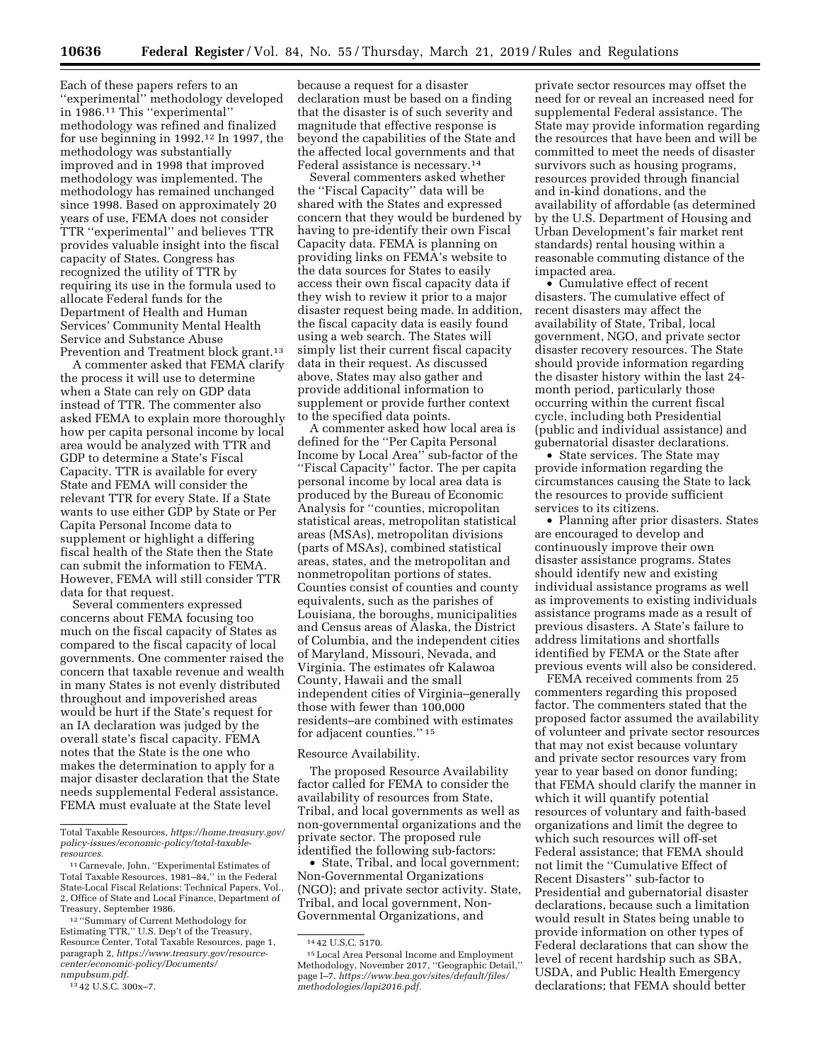Each of these papers refers to an "experimental" methodology developed in 1986.[11] This "experimental" methodology was refined and finalized for use beginning in 1992.[12] In 1997, the methodology was substantially improved and in 1998 that improved methodology was implemented. The methodology has remained unchanged since 1998. Based on approximately 20 years of use, FEMA does not consider TTR "experimental" and believes TTR provides valuable insight into the fiscal capacity of States. Congress has recognized the utility of TTR by requiring its use in the formula used to allocate Federal funds for the Department of Health and Human Services' Community Mental Health Service and Substance Abuse Prevention and Treatment block grant.[13]

A commenter asked that FEMA clarify the process it will use to determine when a State can rely on GDP data instead of TTR. The commenter also asked FEMA to explain more thoroughly how per capita personal income by local area would be analyzed with TTR and GDP to determine a State's Fiscal Capacity. TTR is available for every State and FEMA will consider the relevant TTR for every State. If a State wants to use either GDP by State or Per Capita Personal Income data to supplement or highlight a differing fiscal health of the State then the State can submit the information to FEMA. However, FEMA will still consider TTR data for that request.

Several commenters expressed concerns about FEMA focusing too much on the fiscal capacity of States as compared to the fiscal capacity of local governments. One commenter raised the concern that taxable revenue and wealth in many States is not evenly distributed throughout and impoverished areas would be hurt if the State's request for an IA declaration was judged by the overall state's fiscal capacity. FEMA notes that the State is the one who makes the determination to apply for a major disaster declaration that the State needs supplemental Federal assistance. FEMA must evaluate at the State level because a request for a disaster declaration must be based on a finding that the disaster is of such severity and magnitude that effective response is beyond the capabilities of the State and the affected local governments and that Federal assistance is necessary.[14]

Several commenters asked whether the "Fiscal Capacity" data will be shared with the States and expressed concern that they would be burdened by having to pre-identify their own Fiscal Capacity data. FEMA is planning on providing links on FEMA's website to the data sources for States to easily access their own fiscal capacity data if they wish to review it prior to a major disaster request being made. In addition, the fiscal capacity data is easily found using a web search. The States will simply list their current fiscal capacity data in their request. As discussed above, States may also gather and provide additional information to supplement or provide further context to the specified data points.

A commenter asked how local area is defined for the "Per Capita Personal Income by Local Area" sub-factor of the "Fiscal Capacity" factor. The per capita personal income by local area data is produced by the Bureau of Economic Analysis for "counties, micropolitan statistical areas, metropolitan statistical areas (MSAs), metropolitan divisions (parts of MSAs), combined statistical areas, states, and the metropolitan and nonmetropolitan portions of states. Counties consist of counties and county equivalents, such as the parishes of Louisiana, the boroughs, municipalities and Census areas of Alaska, the District of Columbia, and the independent cities of Maryland, Missouri, Nevada, and Virginia. The estimates ofr Kalawoa County, Hawaii and the small independent cities of Virginia–generally those with fewer than 100,000 residents–are combined with estimates for adjacent counties." [15]

Resource Availability.

The proposed Resource Availability factor called for FEMA to consider the availability of resources from State, Tribal, and local governments as well as non-governmental organizations and the private sector. The proposed rule identified the following sub-factors:

- State, Tribal, and local government; Non-Governmental Organizations (NGO); and private sector activity. State, Tribal, and local government, Non-Governmental Organizations, and private sector resources may offset the need for or reveal an increased need for supplemental Federal assistance. The State may provide information regarding the resources that have been and will be committed to meet the needs of disaster survivors such as housing programs, resources provided through financial and in-kind donations, and the availability of affordable (as determined by the U.S. Department of Housing and Urban Development's fair market rent standards) rental housing within a reasonable commuting distance of the impacted area.
- Cumulative effect of recent disasters. The cumulative effect of recent disasters may affect the availability of State, Tribal, local government, NGO, and private sector disaster recovery resources. The State should provide information regarding the disaster history within the last 24-month period, particularly those occurring within the current fiscal cycle, including both Presidential (public and individual assistance) and gubernatorial disaster declarations.
- State services. The State may provide information regarding the circumstances causing the State to lack the resources to provide sufficient services to its citizens.
- Planning after prior disasters. States are encouraged to develop and continuously improve their own disaster assistance programs. States should identify new and existing individual assistance programs as well as improvements to existing individuals assistance programs made as a result of previous disasters. A State's failure to address limitations and shortfalls identified by FEMA or the State after previous events will also be considered.

FEMA received comments from 25 commenters regarding this proposed factor. The commenters stated that the proposed factor assumed the availability of volunteer and private sector resources that may not exist because voluntary and private sector resources vary from year to year based on donor funding; that FEMA should clarify the manner in which it will quantify potential resources of voluntary and faith-based organizations and limit the degree to which such resources will off-set Federal assistance; that FEMA should not limit the "Cumulative Effect of Recent Disasters" sub-factor to Presidential and gubernatorial disaster declarations, because such a limitation would result in States being unable to provide information on other types of Federal declarations that can show the level of recent hardship such as SBA, USDA, and Public Health Emergency declarations; that FEMA should better

---

Total Taxable Resources, *https://home.treasury.gov/policy-issues/economic-policy/total-taxable-resources*.

[11] Carnevale, John, "Experimental Estimates of Total Taxable Resources, 1981–84," in the Federal State-Local Fiscal Relations: Technical Papers, Vol., 2, Office of State and Local Finance, Department of Treasury, September 1986.

[12] "Summary of Current Methodology for Estimating TTR," U.S. Dep't of the Treasury, Resource Center, Total Taxable Resources, page 1, paragraph 2, *https://www.treasury.gov/resource-center/economic-policy/Documents/nmpubsum.pdf*.

[13] 42 U.S.C. 300x–7.

[14] 42 U.S.C. 5170.

[15] Local Area Personal Income and Employment Methodology, November 2017, "Geographic Detail," page I–7. *https://www.bea.gov/sites/default/files/methodologies/lapi2016.pdf*.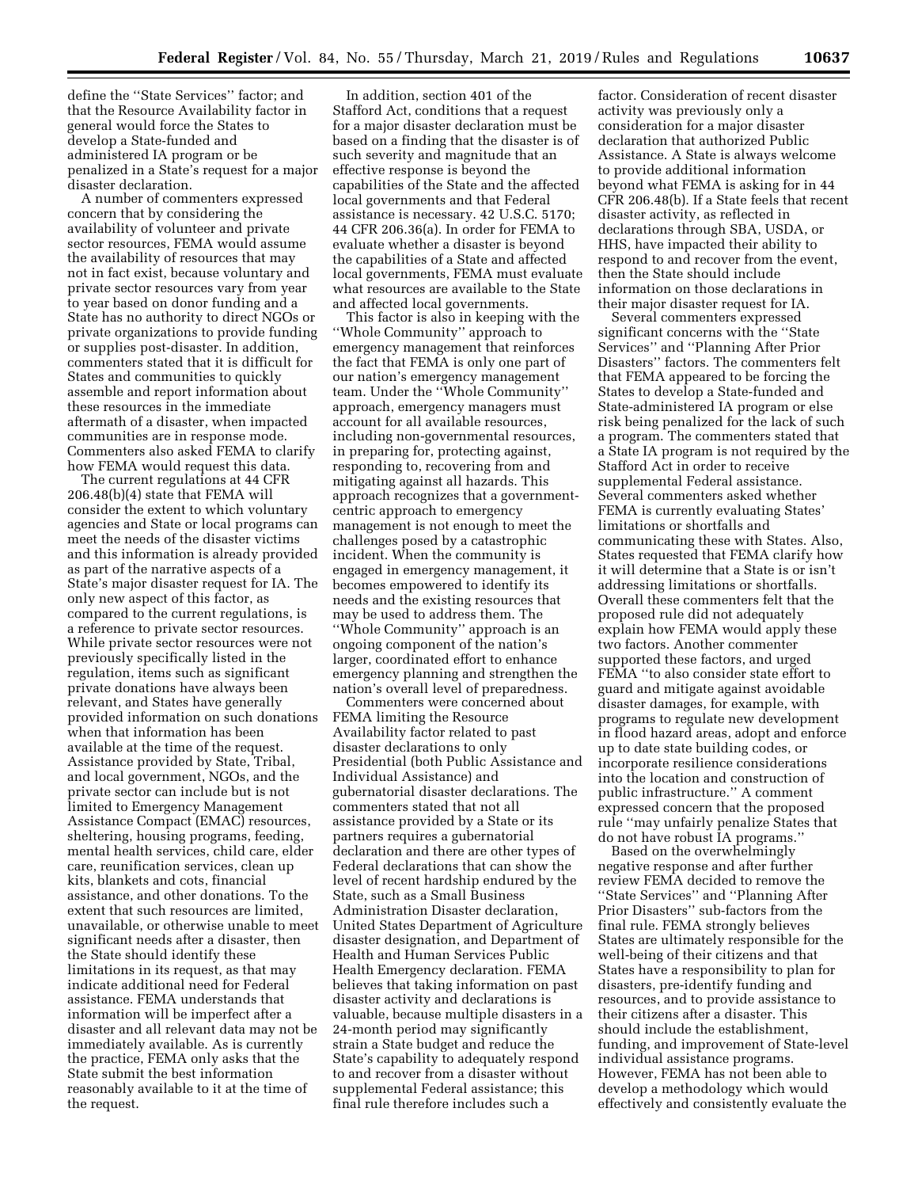define the ''State Services'' factor; and that the Resource Availability factor in general would force the States to develop a State-funded and administered IA program or be penalized in a State's request for a major disaster declaration.

A number of commenters expressed concern that by considering the availability of volunteer and private sector resources, FEMA would assume the availability of resources that may not in fact exist, because voluntary and private sector resources vary from year to year based on donor funding and a State has no authority to direct NGOs or private organizations to provide funding or supplies post-disaster. In addition, commenters stated that it is difficult for States and communities to quickly assemble and report information about these resources in the immediate aftermath of a disaster, when impacted communities are in response mode. Commenters also asked FEMA to clarify how FEMA would request this data.

The current regulations at 44 CFR 206.48(b)(4) state that FEMA will consider the extent to which voluntary agencies and State or local programs can meet the needs of the disaster victims and this information is already provided as part of the narrative aspects of a State's major disaster request for IA. The only new aspect of this factor, as compared to the current regulations, is a reference to private sector resources. While private sector resources were not previously specifically listed in the regulation, items such as significant private donations have always been relevant, and States have generally provided information on such donations when that information has been available at the time of the request. Assistance provided by State, Tribal, and local government, NGOs, and the private sector can include but is not limited to Emergency Management Assistance Compact (EMAC) resources, sheltering, housing programs, feeding, mental health services, child care, elder care, reunification services, clean up kits, blankets and cots, financial assistance, and other donations. To the extent that such resources are limited, unavailable, or otherwise unable to meet significant needs after a disaster, then the State should identify these limitations in its request, as that may indicate additional need for Federal assistance. FEMA understands that information will be imperfect after a disaster and all relevant data may not be immediately available. As is currently the practice, FEMA only asks that the State submit the best information reasonably available to it at the time of the request.

In addition, section 401 of the Stafford Act, conditions that a request for a major disaster declaration must be based on a finding that the disaster is of such severity and magnitude that an effective response is beyond the capabilities of the State and the affected local governments and that Federal assistance is necessary. 42 U.S.C. 5170; 44 CFR 206.36(a). In order for FEMA to evaluate whether a disaster is beyond the capabilities of a State and affected local governments, FEMA must evaluate what resources are available to the State and affected local governments.

This factor is also in keeping with the ''Whole Community'' approach to emergency management that reinforces the fact that FEMA is only one part of our nation's emergency management team. Under the ''Whole Community'' approach, emergency managers must account for all available resources, including non-governmental resources, in preparing for, protecting against, responding to, recovering from and mitigating against all hazards. This approach recognizes that a government-centric approach to emergency management is not enough to meet the challenges posed by a catastrophic incident. When the community is engaged in emergency management, it becomes empowered to identify its needs and the existing resources that may be used to address them. The ''Whole Community'' approach is an ongoing component of the nation's larger, coordinated effort to enhance emergency planning and strengthen the nation's overall level of preparedness.

Commenters were concerned about FEMA limiting the Resource Availability factor related to past disaster declarations to only Presidential (both Public Assistance and Individual Assistance) and gubernatorial disaster declarations. The commenters stated that not all assistance provided by a State or its partners requires a gubernatorial declaration and there are other types of Federal declarations that can show the level of recent hardship endured by the State, such as a Small Business Administration Disaster declaration, United States Department of Agriculture disaster designation, and Department of Health and Human Services Public Health Emergency declaration. FEMA believes that taking information on past disaster activity and declarations is valuable, because multiple disasters in a 24-month period may significantly strain a State budget and reduce the State's capability to adequately respond to and recover from a disaster without supplemental Federal assistance; this final rule therefore includes such a factor. Consideration of recent disaster activity was previously only a consideration for a major disaster declaration that authorized Public Assistance. A State is always welcome to provide additional information beyond what FEMA is asking for in 44 CFR 206.48(b). If a State feels that recent disaster activity, as reflected in declarations through SBA, USDA, or HHS, have impacted their ability to respond to and recover from the event, then the State should include information on those declarations in their major disaster request for IA.

Several commenters expressed significant concerns with the ''State Services'' and ''Planning After Prior Disasters'' factors. The commenters felt that FEMA appeared to be forcing the States to develop a State-funded and State-administered IA program or else risk being penalized for the lack of such a program. The commenters stated that a State IA program is not required by the Stafford Act in order to receive supplemental Federal assistance. Several commenters asked whether FEMA is currently evaluating States' limitations or shortfalls and communicating these with States. Also, States requested that FEMA clarify how it will determine that a State is or isn't addressing limitations or shortfalls. Overall these commenters felt that the proposed rule did not adequately explain how FEMA would apply these two factors. Another commenter supported these factors, and urged FEMA ''to also consider state effort to guard and mitigate against avoidable disaster damages, for example, with programs to regulate new development in flood hazard areas, adopt and enforce up to date state building codes, or incorporate resilience considerations into the location and construction of public infrastructure.'' A comment expressed concern that the proposed rule ''may unfairly penalize States that do not have robust IA programs.''

Based on the overwhelmingly negative response and after further review FEMA decided to remove the ''State Services'' and ''Planning After Prior Disasters'' sub-factors from the final rule. FEMA strongly believes States are ultimately responsible for the well-being of their citizens and that States have a responsibility to plan for disasters, pre-identify funding and resources, and to provide assistance to their citizens after a disaster. This should include the establishment, funding, and improvement of State-level individual assistance programs. However, FEMA has not been able to develop a methodology which would effectively and consistently evaluate the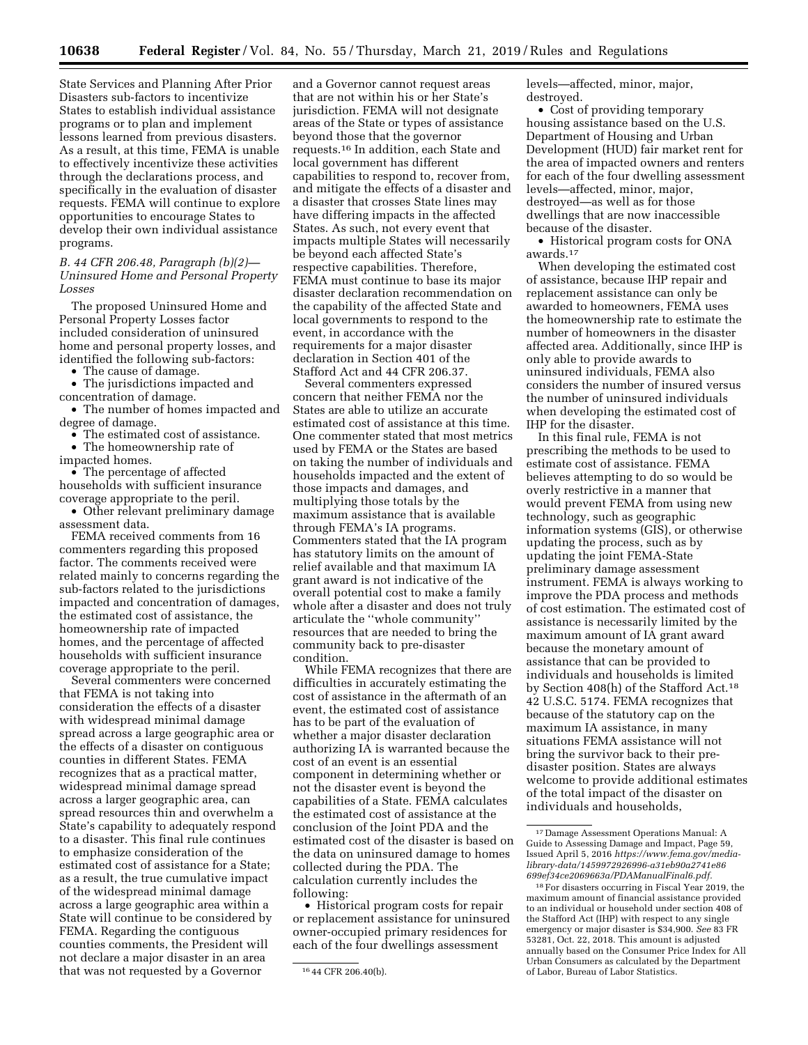State Services and Planning After Prior Disasters sub-factors to incentivize States to establish individual assistance programs or to plan and implement lessons learned from previous disasters. As a result, at this time, FEMA is unable to effectively incentivize these activities through the declarations process, and specifically in the evaluation of disaster requests. FEMA will continue to explore opportunities to encourage States to develop their own individual assistance programs.

### *B. 44 CFR 206.48, Paragraph (b)(2)—Uninsured Home and Personal Property Losses*

The proposed Uninsured Home and Personal Property Losses factor included consideration of uninsured home and personal property losses, and identified the following sub-factors:

- The cause of damage.
- The jurisdictions impacted and concentration of damage.
- The number of homes impacted and degree of damage.
- The estimated cost of assistance.
- The homeownership rate of impacted homes.
- The percentage of affected households with sufficient insurance coverage appropriate to the peril.
- Other relevant preliminary damage assessment data.

FEMA received comments from 16 commenters regarding this proposed factor. The comments received were related mainly to concerns regarding the sub-factors related to the jurisdictions impacted and concentration of damages, the estimated cost of assistance, the homeownership rate of impacted homes, and the percentage of affected households with sufficient insurance coverage appropriate to the peril.

Several commenters were concerned that FEMA is not taking into consideration the effects of a disaster with widespread minimal damage spread across a large geographic area or the effects of a disaster on contiguous counties in different States. FEMA recognizes that as a practical matter, widespread minimal damage spread across a larger geographic area, can spread resources thin and overwhelm a State's capability to adequately respond to a disaster. This final rule continues to emphasize consideration of the estimated cost of assistance for a State; as a result, the true cumulative impact of the widespread minimal damage across a large geographic area within a State will continue to be considered by FEMA. Regarding the contiguous counties comments, the President will not declare a major disaster in an area that was not requested by a Governor and a Governor cannot request areas that are not within his or her State's jurisdiction. FEMA will not designate areas of the State or types of assistance beyond those that the governor requests.[16] In addition, each State and local government has different capabilities to respond to, recover from, and mitigate the effects of a disaster and a disaster that crosses State lines may have differing impacts in the affected States. As such, not every event that impacts multiple States will necessarily be beyond each affected State's respective capabilities. Therefore, FEMA must continue to base its major disaster declaration recommendation on the capability of the affected State and local governments to respond to the event, in accordance with the requirements for a major disaster declaration in Section 401 of the Stafford Act and 44 CFR 206.37.

Several commenters expressed concern that neither FEMA nor the States are able to utilize an accurate estimated cost of assistance at this time. One commenter stated that most metrics used by FEMA or the States are based on taking the number of individuals and households impacted and the extent of those impacts and damages, and multiplying those totals by the maximum assistance that is available through FEMA's IA programs. Commenters stated that the IA program has statutory limits on the amount of relief available and that maximum IA grant award is not indicative of the overall potential cost to make a family whole after a disaster and does not truly articulate the ''whole community'' resources that are needed to bring the community back to pre-disaster condition.

While FEMA recognizes that there are difficulties in accurately estimating the cost of assistance in the aftermath of an event, the estimated cost of assistance has to be part of the evaluation of whether a major disaster declaration authorizing IA is warranted because the cost of an event is an essential component in determining whether or not the disaster event is beyond the capabilities of a State. FEMA calculates the estimated cost of assistance at the conclusion of the Joint PDA and the estimated cost of the disaster is based on the data on uninsured damage to homes collected during the PDA. The calculation currently includes the following:

- Historical program costs for repair or replacement assistance for uninsured owner-occupied primary residences for each of the four dwellings assessment levels—affected, minor, major, destroyed.
- Cost of providing temporary housing assistance based on the U.S. Department of Housing and Urban Development (HUD) fair market rent for the area of impacted owners and renters for each of the four dwelling assessment levels—affected, minor, major, destroyed—as well as for those dwellings that are now inaccessible because of the disaster.
- Historical program costs for ONA awards.[17]

When developing the estimated cost of assistance, because IHP repair and replacement assistance can only be awarded to homeowners, FEMA uses the homeownership rate to estimate the number of homeowners in the disaster affected area. Additionally, since IHP is only able to provide awards to uninsured individuals, FEMA also considers the number of insured versus the number of uninsured individuals when developing the estimated cost of IHP for the disaster.

In this final rule, FEMA is not prescribing the methods to be used to estimate cost of assistance. FEMA believes attempting to do so would be overly restrictive in a manner that would prevent FEMA from using new technology, such as geographic information systems (GIS), or otherwise updating the process, such as by updating the joint FEMA-State preliminary damage assessment instrument. FEMA is always working to improve the PDA process and methods of cost estimation. The estimated cost of assistance is necessarily limited by the maximum amount of IA grant award because the monetary amount of assistance that can be provided to individuals and households is limited by Section 408(h) of the Stafford Act.[18] 42 U.S.C. 5174. FEMA recognizes that because of the statutory cap on the maximum IA assistance, in many situations FEMA assistance will not bring the survivor back to their pre-disaster position. States are always welcome to provide additional estimates of the total impact of the disaster on individuals and households,

---

[16] 44 CFR 206.40(b).

[17] Damage Assessment Operations Manual: A Guide to Assessing Damage and Impact, Page 59, Issued April 5, 2016 *https://www.fema.gov/media-library-data/1459972926996-a31eb90a2741e86699ef34ce2069663a/PDAManualFinal6.pdf.*

[18] For disasters occurring in Fiscal Year 2019, the maximum amount of financial assistance provided to an individual or household under section 408 of the Stafford Act (IHP) with respect to any single emergency or major disaster is $34,900. *See* 83 FR 53281, Oct. 22, 2018. This amount is adjusted annually based on the Consumer Price Index for All Urban Consumers as calculated by the Department of Labor, Bureau of Labor Statistics.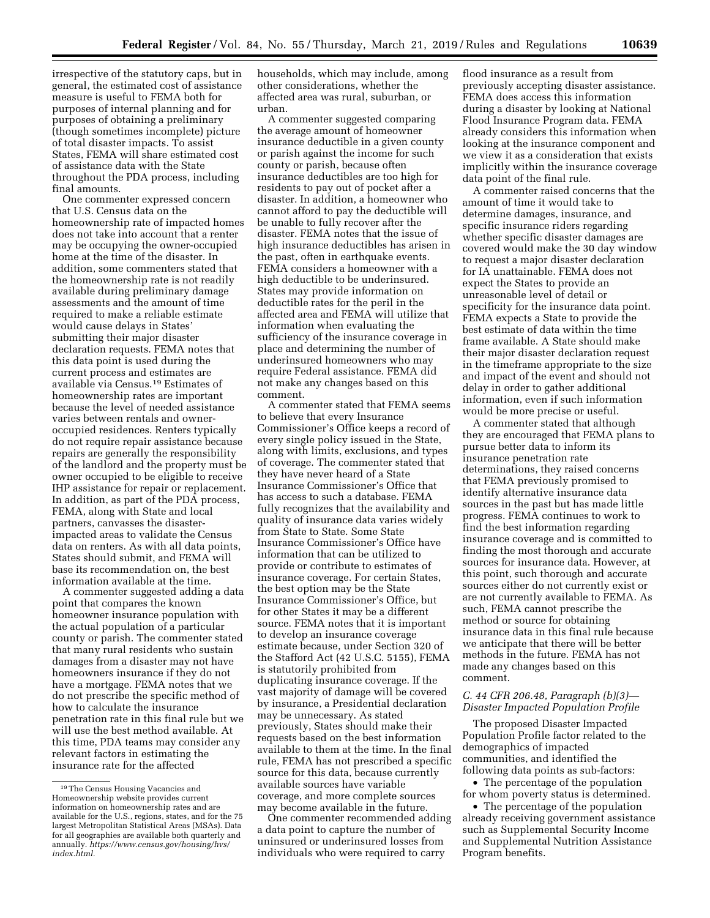irrespective of the statutory caps, but in general, the estimated cost of assistance measure is useful to FEMA both for purposes of internal planning and for purposes of obtaining a preliminary (though sometimes incomplete) picture of total disaster impacts. To assist States, FEMA will share estimated cost of assistance data with the State throughout the PDA process, including final amounts.

One commenter expressed concern that U.S. Census data on the homeownership rate of impacted homes does not take into account that a renter may be occupying the owner-occupied home at the time of the disaster. In addition, some commenters stated that the homeownership rate is not readily available during preliminary damage assessments and the amount of time required to make a reliable estimate would cause delays in States' submitting their major disaster declaration requests. FEMA notes that this data point is used during the current process and estimates are available via Census.[19] Estimates of homeownership rates are important because the level of needed assistance varies between rentals and owner-occupied residences. Renters typically do not require repair assistance because repairs are generally the responsibility of the landlord and the property must be owner occupied to be eligible to receive IHP assistance for repair or replacement. In addition, as part of the PDA process, FEMA, along with State and local partners, canvasses the disaster-impacted areas to validate the Census data on renters. As with all data points, States should submit, and FEMA will base its recommendation on, the best information available at the time.

A commenter suggested adding a data point that compares the known homeowner insurance population with the actual population of a particular county or parish. The commenter stated that many rural residents who sustain damages from a disaster may not have homeowners insurance if they do not have a mortgage. FEMA notes that we do not prescribe the specific method of how to calculate the insurance penetration rate in this final rule but we will use the best method available. At this time, PDA teams may consider any relevant factors in estimating the insurance rate for the affected households, which may include, among other considerations, whether the affected area was rural, suburban, or urban.

A commenter suggested comparing the average amount of homeowner insurance deductible in a given county or parish against the income for such county or parish, because often insurance deductibles are too high for residents to pay out of pocket after a disaster. In addition, a homeowner who cannot afford to pay the deductible will be unable to fully recover after the disaster. FEMA notes that the issue of high insurance deductibles has arisen in the past, often in earthquake events. FEMA considers a homeowner with a high deductible to be underinsured. States may provide information on deductible rates for the peril in the affected area and FEMA will utilize that information when evaluating the sufficiency of the insurance coverage in place and determining the number of underinsured homeowners who may require Federal assistance. FEMA did not make any changes based on this comment.

A commenter stated that FEMA seems to believe that every Insurance Commissioner's Office keeps a record of every single policy issued in the State, along with limits, exclusions, and types of coverage. The commenter stated that they have never heard of a State Insurance Commissioner's Office that has access to such a database. FEMA fully recognizes that the availability and quality of insurance data varies widely from State to State. Some State Insurance Commissioner's Office have information that can be utilized to provide or contribute to estimates of insurance coverage. For certain States, the best option may be the State Insurance Commissioner's Office, but for other States it may be a different source. FEMA notes that it is important to develop an insurance coverage estimate because, under Section 320 of the Stafford Act (42 U.S.C. 5155), FEMA is statutorily prohibited from duplicating insurance coverage. If the vast majority of damage will be covered by insurance, a Presidential declaration may be unnecessary. As stated previously, States should make their requests based on the best information available to them at the time. In the final rule, FEMA has not prescribed a specific source for this data, because currently available sources have variable coverage, and more complete sources may become available in the future.

One commenter recommended adding a data point to capture the number of uninsured or underinsured losses from individuals who were required to carry flood insurance as a result from previously accepting disaster assistance. FEMA does access this information during a disaster by looking at National Flood Insurance Program data. FEMA already considers this information when looking at the insurance component and we view it as a consideration that exists implicitly within the insurance coverage data point of the final rule.

A commenter raised concerns that the amount of time it would take to determine damages, insurance, and specific insurance riders regarding whether specific disaster damages are covered would make the 30 day window to request a major disaster declaration for IA unattainable. FEMA does not expect the States to provide an unreasonable level of detail or specificity for the insurance data point. FEMA expects a State to provide the best estimate of data within the time frame available. A State should make their major disaster declaration request in the timeframe appropriate to the size and impact of the event and should not delay in order to gather additional information, even if such information would be more precise or useful.

A commenter stated that although they are encouraged that FEMA plans to pursue better data to inform its insurance penetration rate determinations, they raised concerns that FEMA previously promised to identify alternative insurance data sources in the past but has made little progress. FEMA continues to work to find the best information regarding insurance coverage and is committed to finding the most thorough and accurate sources for insurance data. However, at this point, such thorough and accurate sources either do not currently exist or are not currently available to FEMA. As such, FEMA cannot prescribe the method or source for obtaining insurance data in this final rule because we anticipate that there will be better methods in the future. FEMA has not made any changes based on this comment.

### *C. 44 CFR 206.48, Paragraph (b)(3)—Disaster Impacted Population Profile*

The proposed Disaster Impacted Population Profile factor related to the demographics of impacted communities, and identified the following data points as sub-factors:

- The percentage of the population for whom poverty status is determined.
- The percentage of the population already receiving government assistance such as Supplemental Security Income and Supplemental Nutrition Assistance Program benefits.

---

[19] The Census Housing Vacancies and Homeownership website provides current information on homeownership rates and are available for the U.S., regions, states, and for the 75 largest Metropolitan Statistical Areas (MSAs). Data for all geographies are available both quarterly and annually. *https://www.census.gov/housing/hvs/index.html.*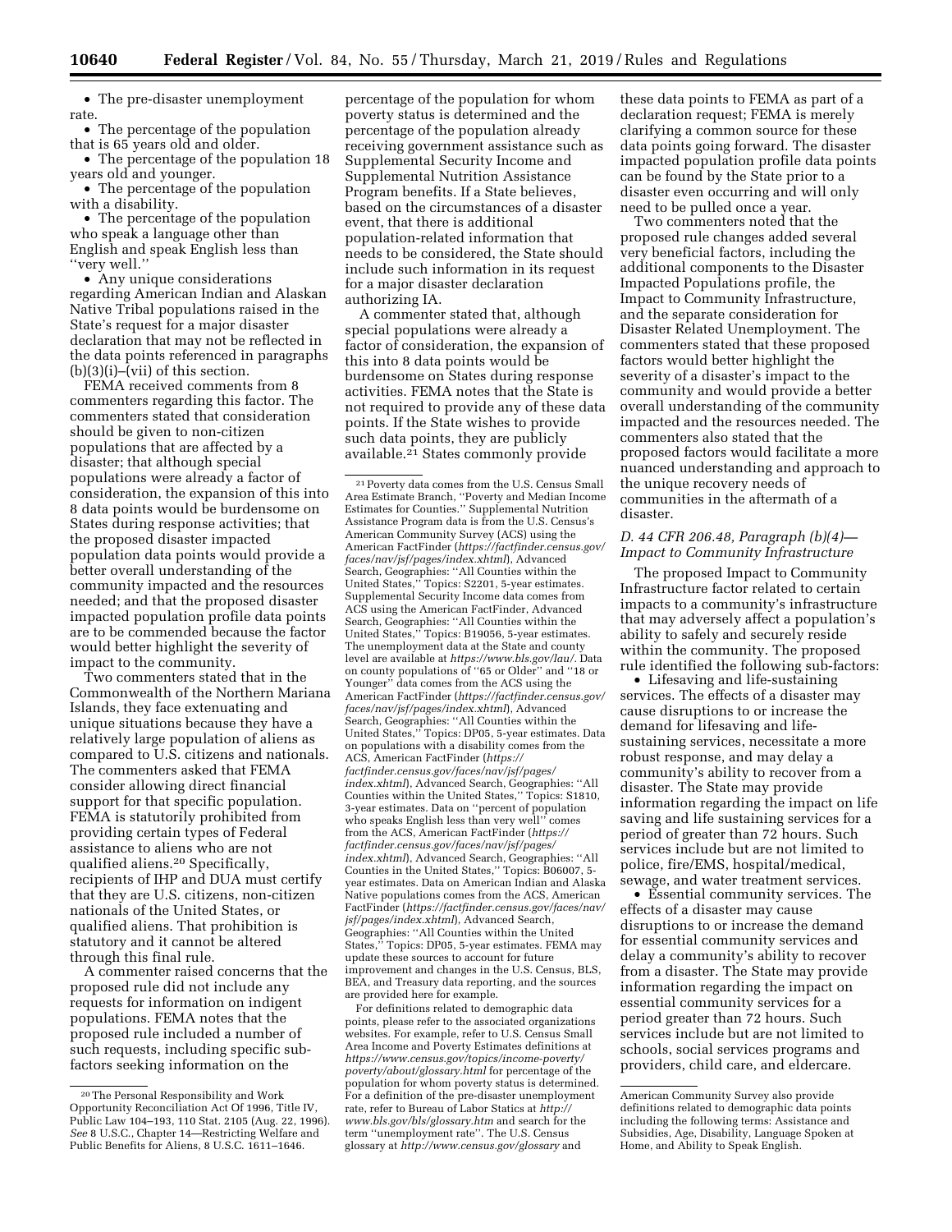- The pre-disaster unemployment rate.
- The percentage of the population that is 65 years old and older.
- The percentage of the population 18 years old and younger.
- The percentage of the population with a disability.
- The percentage of the population who speak a language other than English and speak English less than "very well."
- Any unique considerations regarding American Indian and Alaskan Native Tribal populations raised in the State's request for a major disaster declaration that may not be reflected in the data points referenced in paragraphs (b)(3)(i)–(vii) of this section.

FEMA received comments from 8 commenters regarding this factor. The commenters stated that consideration should be given to non-citizen populations that are affected by a disaster; that although special populations were already a factor of consideration, the expansion of this into 8 data points would be burdensome on States during response activities; that the proposed disaster impacted population data points would provide a better overall understanding of the community impacted and the resources needed; and that the proposed disaster impacted population profile data points are to be commended because the factor would better highlight the severity of impact to the community.

Two commenters stated that in the Commonwealth of the Northern Mariana Islands, they face extenuating and unique situations because they have a relatively large population of aliens as compared to U.S. citizens and nationals. The commenters asked that FEMA consider allowing direct financial support for that specific population. FEMA is statutorily prohibited from providing certain types of Federal assistance to aliens who are not qualified aliens.[20] Specifically, recipients of IHP and DUA must certify that they are U.S. citizens, non-citizen nationals of the United States, or qualified aliens. That prohibition is statutory and it cannot be altered through this final rule.

A commenter raised concerns that the proposed rule did not include any requests for information on indigent populations. FEMA notes that the proposed rule included a number of such requests, including specific sub-factors seeking information on the percentage of the population for whom poverty status is determined and the percentage of the population already receiving government assistance such as Supplemental Security Income and Supplemental Nutrition Assistance Program benefits. If a State believes, based on the circumstances of a disaster event, that there is additional population-related information that needs to be considered, the State should include such information in its request for a major disaster declaration authorizing IA.

A commenter stated that, although special populations were already a factor of consideration, the expansion of this into 8 data points would be burdensome on States during response activities. FEMA notes that the State is not required to provide any of these data points. If the State wishes to provide such data points, they are publicly available.[21] States commonly provide these data points to FEMA as part of a declaration request; FEMA is merely clarifying a common source for these data points going forward. The disaster impacted population profile data points can be found by the State prior to a disaster even occurring and will only need to be pulled once a year.

Two commenters noted that the proposed rule changes added several very beneficial factors, including the additional components to the Disaster Impacted Populations profile, the Impact to Community Infrastructure, and the separate consideration for Disaster Related Unemployment. The commenters stated that these proposed factors would better highlight the severity of a disaster's impact to the community and would provide a better overall understanding of the community impacted and the resources needed. The commenters also stated that the proposed factors would facilitate a more nuanced understanding and approach to the unique recovery needs of communities in the aftermath of a disaster.

### *D. 44 CFR 206.48, Paragraph (b)(4)—Impact to Community Infrastructure*

The proposed Impact to Community Infrastructure factor related to certain impacts to a community's infrastructure that may adversely affect a population's ability to safely and securely reside within the community. The proposed rule identified the following sub-factors:

- Lifesaving and life-sustaining services. The effects of a disaster may cause disruptions to or increase the demand for lifesaving and life-sustaining services, necessitate a more robust response, and may delay a community's ability to recover from a disaster. The State may provide information regarding the impact on life saving and life sustaining services for a period of greater than 72 hours. Such services include but are not limited to police, fire/EMS, hospital/medical, sewage, and water treatment services.
- Essential community services. The effects of a disaster may cause disruptions to or increase the demand for essential community services and delay a community's ability to recover from a disaster. The State may provide information regarding the impact on essential community services for a period greater than 72 hours. Such services include but are not limited to schools, social services programs and providers, child care, and eldercare.

---

[20] The Personal Responsibility and Work Opportunity Reconciliation Act Of 1996, Title IV, Public Law 104–193, 110 Stat. 2105 (Aug. 22, 1996). *See* 8 U.S.C., Chapter 14—Restricting Welfare and Public Benefits for Aliens, 8 U.S.C. 1611–1646.

[21] Poverty data comes from the U.S. Census Small Area Estimate Branch, "Poverty and Median Income Estimates for Counties." Supplemental Nutrition Assistance Program data is from the U.S. Census's American Community Survey (ACS) using the American FactFinder (*https://factfinder.census.gov/faces/nav/jsf/pages/index.xhtml*), Advanced Search, Geographies: "All Counties within the United States," Topics: S2201, 5-year estimates. Supplemental Security Income data comes from ACS using the American FactFinder, Advanced Search, Geographies: "All Counties within the United States," Topics: B19056, 5-year estimates. The unemployment data at the State and county level are available at *https://www.bls.gov/lau/*. Data on county populations of "65 or Older" and "18 or Younger" data comes from the ACS using the American FactFinder (*https://factfinder.census.gov/faces/nav/jsf/pages/index.xhtml*), Advanced Search, Geographies: "All Counties within the United States," Topics: DP05, 5-year estimates. Data on populations with a disability comes from the ACS, American FactFinder (*https://factfinder.census.gov/faces/nav/jsf/pages/index.xhtml*), Advanced Search, Geographies: "All Counties within the United States," Topics: S1810, 3-year estimates. Data on "percent of population who speaks English less than very well" comes from the ACS, American FactFinder (*https://factfinder.census.gov/faces/nav/jsf/pages/index.xhtml*), Advanced Search, Geographies: "All Counties in the United States," Topics: B06007, 5-year estimates. Data on American Indian and Alaska Native populations comes from the ACS, American FactFinder (*https://factfinder.census.gov/faces/nav/jsf/pages/index.xhtml*), Advanced Search, Geographies: "All Counties within the United States," Topics: DP05, 5-year estimates. FEMA may update these sources to account for future improvement and changes in the U.S. Census, BLS, BEA, and Treasury data reporting, and the sources are provided here for example.

For definitions related to demographic data points, please refer to the associated organizations websites. For example, refer to U.S. Census Small Area Income and Poverty Estimates definitions at *https://www.census.gov/topics/income-poverty/poverty/about/glossary.html* for percentage of the population for whom poverty status is determined. For a definition of the pre-disaster unemployment rate, refer to Bureau of Labor Statics at *http://www.bls.gov/bls/glossary.htm* and search for the term "unemployment rate". The U.S. Census glossary at *http://www.census.gov/glossary* and American Community Survey also provide definitions related to demographic data points including the following terms: Assistance and Subsidies, Age, Disability, Language Spoken at Home, and Ability to Speak English.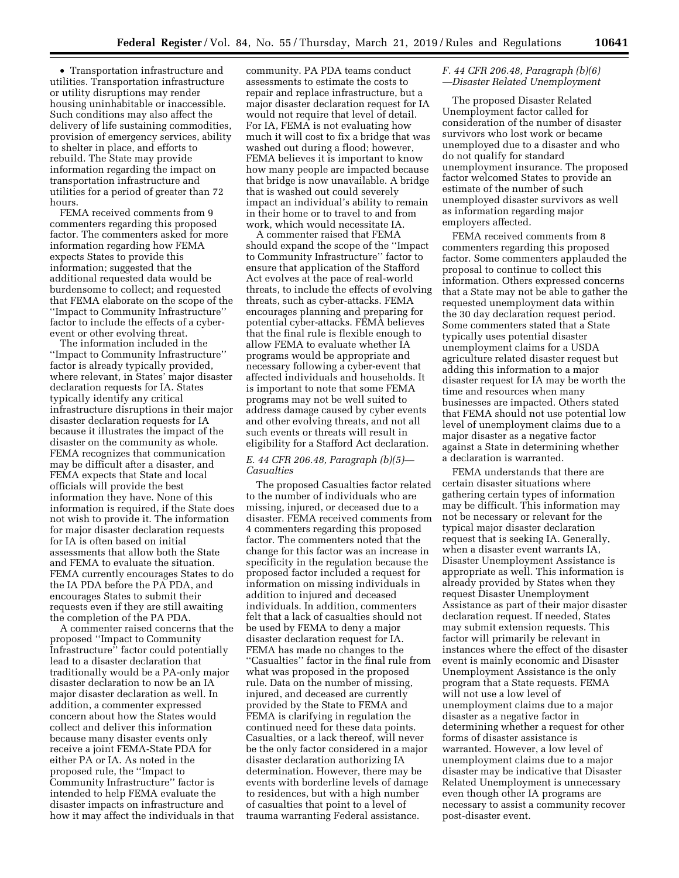- Transportation infrastructure and utilities. Transportation infrastructure or utility disruptions may render housing uninhabitable or inaccessible. Such conditions may also affect the delivery of life sustaining commodities, provision of emergency services, ability to shelter in place, and efforts to rebuild. The State may provide information regarding the impact on transportation infrastructure and utilities for a period of greater than 72 hours.

FEMA received comments from 9 commenters regarding this proposed factor. The commenters asked for more information regarding how FEMA expects States to provide this information; suggested that the additional requested data would be burdensome to collect; and requested that FEMA elaborate on the scope of the ''Impact to Community Infrastructure'' factor to include the effects of a cyber-event or other evolving threat.

The information included in the ''Impact to Community Infrastructure'' factor is already typically provided, where relevant, in States' major disaster declaration requests for IA. States typically identify any critical infrastructure disruptions in their major disaster declaration requests for IA because it illustrates the impact of the disaster on the community as whole. FEMA recognizes that communication may be difficult after a disaster, and FEMA expects that State and local officials will provide the best information they have. None of this information is required, if the State does not wish to provide it. The information for major disaster declaration requests for IA is often based on initial assessments that allow both the State and FEMA to evaluate the situation. FEMA currently encourages States to do the IA PDA before the PA PDA, and encourages States to submit their requests even if they are still awaiting the completion of the PA PDA.

A commenter raised concerns that the proposed ''Impact to Community Infrastructure'' factor could potentially lead to a disaster declaration that traditionally would be a PA-only major disaster declaration to now be an IA major disaster declaration as well. In addition, a commenter expressed concern about how the States would collect and deliver this information because many disaster events only receive a joint FEMA-State PDA for either PA or IA. As noted in the proposed rule, the ''Impact to Community Infrastructure'' factor is intended to help FEMA evaluate the disaster impacts on infrastructure and how it may affect the individuals in that community. PA PDA teams conduct assessments to estimate the costs to repair and replace infrastructure, but a major disaster declaration request for IA would not require that level of detail. For IA, FEMA is not evaluating how much it will cost to fix a bridge that was washed out during a flood; however, FEMA believes it is important to know how many people are impacted because that bridge is now unavailable. A bridge that is washed out could severely impact an individual's ability to remain in their home or to travel to and from work, which would necessitate IA.

A commenter raised that FEMA should expand the scope of the ''Impact to Community Infrastructure'' factor to ensure that application of the Stafford Act evolves at the pace of real-world threats, to include the effects of evolving threats, such as cyber-attacks. FEMA encourages planning and preparing for potential cyber-attacks. FEMA believes that the final rule is flexible enough to allow FEMA to evaluate whether IA programs would be appropriate and necessary following a cyber-event that affected individuals and households. It is important to note that some FEMA programs may not be well suited to address damage caused by cyber events and other evolving threats, and not all such events or threats will result in eligibility for a Stafford Act declaration.

### *E. 44 CFR 206.48, Paragraph (b)(5)—Casualties*

The proposed Casualties factor related to the number of individuals who are missing, injured, or deceased due to a disaster. FEMA received comments from 4 commenters regarding this proposed factor. The commenters noted that the change for this factor was an increase in specificity in the regulation because the proposed factor included a request for information on missing individuals in addition to injured and deceased individuals. In addition, commenters felt that a lack of casualties should not be used by FEMA to deny a major disaster declaration request for IA. FEMA has made no changes to the ''Casualties'' factor in the final rule from what was proposed in the proposed rule. Data on the number of missing, injured, and deceased are currently provided by the State to FEMA and FEMA is clarifying in regulation the continued need for these data points. Casualties, or a lack thereof, will never be the only factor considered in a major disaster declaration authorizing IA determination. However, there may be events with borderline levels of damage to residences, but with a high number of casualties that point to a level of trauma warranting Federal assistance.

### *F. 44 CFR 206.48, Paragraph (b)(6)—Disaster Related Unemployment*

The proposed Disaster Related Unemployment factor called for consideration of the number of disaster survivors who lost work or became unemployed due to a disaster and who do not qualify for standard unemployment insurance. The proposed factor welcomed States to provide an estimate of the number of such unemployed disaster survivors as well as information regarding major employers affected.

FEMA received comments from 8 commenters regarding this proposed factor. Some commenters applauded the proposal to continue to collect this information. Others expressed concerns that a State may not be able to gather the requested unemployment data within the 30 day declaration request period. Some commenters stated that a State typically uses potential disaster unemployment claims for a USDA agriculture related disaster request but adding this information to a major disaster request for IA may be worth the time and resources when many businesses are impacted. Others stated that FEMA should not use potential low level of unemployment claims due to a major disaster as a negative factor against a State in determining whether a declaration is warranted.

FEMA understands that there are certain disaster situations where gathering certain types of information may be difficult. This information may not be necessary or relevant for the typical major disaster declaration request that is seeking IA. Generally, when a disaster event warrants IA, Disaster Unemployment Assistance is appropriate as well. This information is already provided by States when they request Disaster Unemployment Assistance as part of their major disaster declaration request. If needed, States may submit extension requests. This factor will primarily be relevant in instances where the effect of the disaster event is mainly economic and Disaster Unemployment Assistance is the only program that a State requests. FEMA will not use a low level of unemployment claims due to a major disaster as a negative factor in determining whether a request for other forms of disaster assistance is warranted. However, a low level of unemployment claims due to a major disaster may be indicative that Disaster Related Unemployment is unnecessary even though other IA programs are necessary to assist a community recover post-disaster event.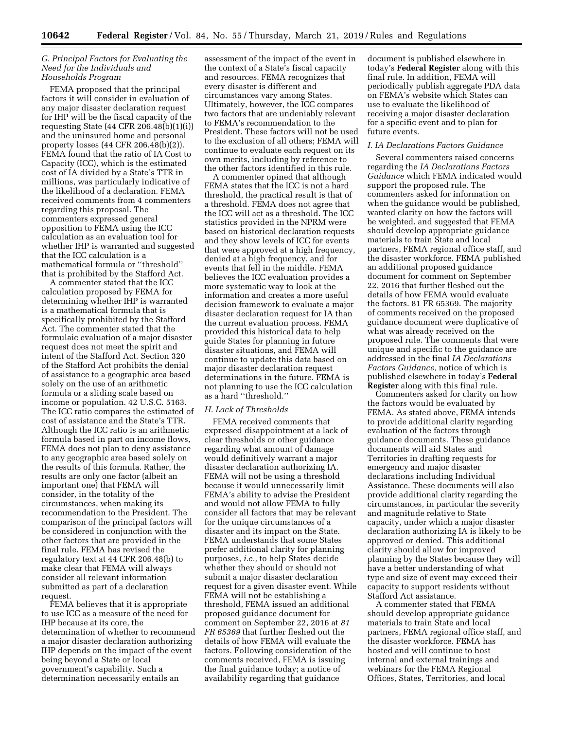### *G. Principal Factors for Evaluating the Need for the Individuals and Households Program*

FEMA proposed that the principal factors it will consider in evaluation of any major disaster declaration request for IHP will be the fiscal capacity of the requesting State (44 CFR 206.48(b)(1)(i)) and the uninsured home and personal property losses (44 CFR 206.48(b)(2)). FEMA found that the ratio of IA Cost to Capacity (ICC), which is the estimated cost of IA divided by a State's TTR in millions, was particularly indicative of the likelihood of a declaration. FEMA received comments from 4 commenters regarding this proposal. The commenters expressed general opposition to FEMA using the ICC calculation as an evaluation tool for whether IHP is warranted and suggested that the ICC calculation is a mathematical formula or ''threshold'' that is prohibited by the Stafford Act.

A commenter stated that the ICC calculation proposed by FEMA for determining whether IHP is warranted is a mathematical formula that is specifically prohibited by the Stafford Act. The commenter stated that the formulaic evaluation of a major disaster request does not meet the spirit and intent of the Stafford Act. Section 320 of the Stafford Act prohibits the denial of assistance to a geographic area based solely on the use of an arithmetic formula or a sliding scale based on income or population. 42 U.S.C. 5163. The ICC ratio compares the estimated of cost of assistance and the State's TTR. Although the ICC ratio is an arithmetic formula based in part on income flows, FEMA does not plan to deny assistance to any geographic area based solely on the results of this formula. Rather, the results are only one factor (albeit an important one) that FEMA will consider, in the totality of the circumstances, when making its recommendation to the President. The comparison of the principal factors will be considered in conjunction with the other factors that are provided in the final rule. FEMA has revised the regulatory text at 44 CFR 206.48(b) to make clear that FEMA will always consider all relevant information submitted as part of a declaration request.

FEMA believes that it is appropriate to use ICC as a measure of the need for IHP because at its core, the determination of whether to recommend a major disaster declaration authorizing IHP depends on the impact of the event being beyond a State or local government's capability. Such a determination necessarily entails an assessment of the impact of the event in the context of a State's fiscal capacity and resources. FEMA recognizes that every disaster is different and circumstances vary among States. Ultimately, however, the ICC compares two factors that are undeniably relevant to FEMA's recommendation to the President. These factors will not be used to the exclusion of all others; FEMA will continue to evaluate each request on its own merits, including by reference to the other factors identified in this rule.

A commenter opined that although FEMA states that the ICC is not a hard threshold, the practical result is that of a threshold. FEMA does not agree that the ICC will act as a threshold. The ICC statistics provided in the NPRM were based on historical declaration requests and they show levels of ICC for events that were approved at a high frequency, denied at a high frequency, and for events that fell in the middle. FEMA believes the ICC evaluation provides a more systematic way to look at the information and creates a more useful decision framework to evaluate a major disaster declaration request for IA than the current evaluation process. FEMA provided this historical data to help guide States for planning in future disaster situations, and FEMA will continue to update this data based on major disaster declaration request determinations in the future. FEMA is not planning to use the ICC calculation as a hard ''threshold.''

### *H. Lack of Thresholds*

FEMA received comments that expressed disappointment at a lack of clear thresholds or other guidance regarding what amount of damage would definitively warrant a major disaster declaration authorizing IA. FEMA will not be using a threshold because it would unnecessarily limit FEMA's ability to advise the President and would not allow FEMA to fully consider all factors that may be relevant for the unique circumstances of a disaster and its impact on the State. FEMA understands that some States prefer additional clarity for planning purposes, *i.e.,* to help States decide whether they should or should not submit a major disaster declaration request for a given disaster event. While FEMA will not be establishing a threshold, FEMA issued an additional proposed guidance document for comment on September 22, 2016 at *81 FR 65369* that further fleshed out the details of how FEMA will evaluate the factors. Following consideration of the comments received, FEMA is issuing the final guidance today; a notice of availability regarding that guidance document is published elsewhere in today's **Federal Register** along with this final rule. In addition, FEMA will periodically publish aggregate PDA data on FEMA's website which States can use to evaluate the likelihood of receiving a major disaster declaration for a specific event and to plan for future events.

### *I. IA Declarations Factors Guidance*

Several commenters raised concerns regarding the *IA Declarations Factors Guidance* which FEMA indicated would support the proposed rule. The commenters asked for information on when the guidance would be published, wanted clarity on how the factors will be weighted, and suggested that FEMA should develop appropriate guidance materials to train State and local partners, FEMA regional office staff, and the disaster workforce. FEMA published an additional proposed guidance document for comment on September 22, 2016 that further fleshed out the details of how FEMA would evaluate the factors. 81 FR 65369. The majority of comments received on the proposed guidance document were duplicative of what was already received on the proposed rule. The comments that were unique and specific to the guidance are addressed in the final *IA Declarations Factors Guidance,* notice of which is published elsewhere in today's **Federal Register** along with this final rule.

Commenters asked for clarity on how the factors would be evaluated by FEMA. As stated above, FEMA intends to provide additional clarity regarding evaluation of the factors through guidance documents. These guidance documents will aid States and Territories in drafting requests for emergency and major disaster declarations including Individual Assistance. These documents will also provide additional clarity regarding the circumstances, in particular the severity and magnitude relative to State capacity, under which a major disaster declaration authorizing IA is likely to be approved or denied. This additional clarity should allow for improved planning by the States because they will have a better understanding of what type and size of event may exceed their capacity to support residents without Stafford Act assistance.

A commenter stated that FEMA should develop appropriate guidance materials to train State and local partners, FEMA regional office staff, and the disaster workforce. FEMA has hosted and will continue to host internal and external trainings and webinars for the FEMA Regional Offices, States, Territories, and local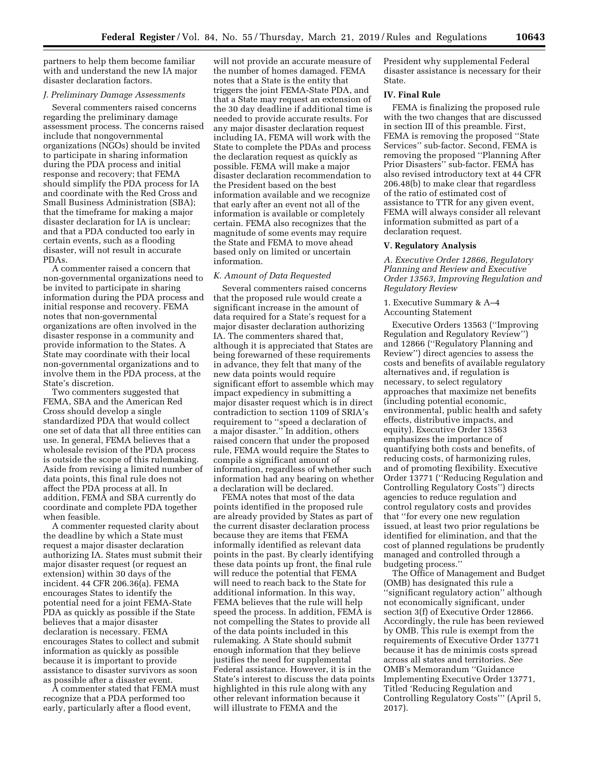partners to help them become familiar with and understand the new IA major disaster declaration factors.

### J. Preliminary Damage Assessments

Several commenters raised concerns regarding the preliminary damage assessment process. The concerns raised include that nongovernmental organizations (NGOs) should be invited to participate in sharing information during the PDA process and initial response and recovery; that FEMA should simplify the PDA process for IA and coordinate with the Red Cross and Small Business Administration (SBA); that the timeframe for making a major disaster declaration for IA is unclear; and that a PDA conducted too early in certain events, such as a flooding disaster, will not result in accurate PDAs.

A commenter raised a concern that non-governmental organizations need to be invited to participate in sharing information during the PDA process and initial response and recovery. FEMA notes that non-governmental organizations are often involved in the disaster response in a community and provide information to the States. A State may coordinate with their local non-governmental organizations and to involve them in the PDA process, at the State's discretion.

Two commenters suggested that FEMA, SBA and the American Red Cross should develop a single standardized PDA that would collect one set of data that all three entities can use. In general, FEMA believes that a wholesale revision of the PDA process is outside the scope of this rulemaking. Aside from revising a limited number of data points, this final rule does not affect the PDA process at all. In addition, FEMA and SBA currently do coordinate and complete PDA together when feasible.

A commenter requested clarity about the deadline by which a State must request a major disaster declaration authorizing IA. States must submit their major disaster request (or request an extension) within 30 days of the incident. 44 CFR 206.36(a). FEMA encourages States to identify the potential need for a joint FEMA-State PDA as quickly as possible if the State believes that a major disaster declaration is necessary. FEMA encourages States to collect and submit information as quickly as possible because it is important to provide assistance to disaster survivors as soon as possible after a disaster event.

A commenter stated that FEMA must recognize that a PDA performed too early, particularly after a flood event, will not provide an accurate measure of the number of homes damaged. FEMA notes that a State is the entity that triggers the joint FEMA-State PDA, and that a State may request an extension of the 30 day deadline if additional time is needed to provide accurate results. For any major disaster declaration request including IA, FEMA will work with the State to complete the PDAs and process the declaration request as quickly as possible. FEMA will make a major disaster declaration recommendation to the President based on the best information available and we recognize that early after an event not all of the information is available or completely certain. FEMA also recognizes that the magnitude of some events may require the State and FEMA to move ahead based only on limited or uncertain information.

### K. Amount of Data Requested

Several commenters raised concerns that the proposed rule would create a significant increase in the amount of data required for a State's request for a major disaster declaration authorizing IA. The commenters shared that, although it is appreciated that States are being forewarned of these requirements in advance, they felt that many of the new data points would require significant effort to assemble which may impact expediency in submitting a major disaster request which is in direct contradiction to section 1109 of SRIA's requirement to ''speed a declaration of a major disaster.'' In addition, others raised concern that under the proposed rule, FEMA would require the States to compile a significant amount of information, regardless of whether such information had any bearing on whether a declaration will be declared.

FEMA notes that most of the data points identified in the proposed rule are already provided by States as part of the current disaster declaration process because they are items that FEMA informally identified as relevant data points in the past. By clearly identifying these data points up front, the final rule will reduce the potential that FEMA will need to reach back to the State for additional information. In this way, FEMA believes that the rule will help speed the process. In addition, FEMA is not compelling the States to provide all of the data points included in this rulemaking. A State should submit enough information that they believe justifies the need for supplemental Federal assistance. However, it is in the State's interest to discuss the data points highlighted in this rule along with any other relevant information because it will illustrate to FEMA and the President why supplemental Federal disaster assistance is necessary for their State.

## IV. Final Rule

FEMA is finalizing the proposed rule with the two changes that are discussed in section III of this preamble. First, FEMA is removing the proposed ''State Services'' sub-factor. Second, FEMA is removing the proposed ''Planning After Prior Disasters'' sub-factor. FEMA has also revised introductory text at 44 CFR 206.48(b) to make clear that regardless of the ratio of estimated cost of assistance to TTR for any given event, FEMA will always consider all relevant information submitted as part of a declaration request.

## V. Regulatory Analysis

### *A. Executive Order 12866, Regulatory Planning and Review and Executive Order 13563, Improving Regulation and Regulatory Review*

1. Executive Summary & A–4 Accounting Statement

Executive Orders 13563 (''Improving Regulation and Regulatory Review'') and 12866 (''Regulatory Planning and Review'') direct agencies to assess the costs and benefits of available regulatory alternatives and, if regulation is necessary, to select regulatory approaches that maximize net benefits (including potential economic, environmental, public health and safety effects, distributive impacts, and equity). Executive Order 13563 emphasizes the importance of quantifying both costs and benefits, of reducing costs, of harmonizing rules, and of promoting flexibility. Executive Order 13771 (''Reducing Regulation and Controlling Regulatory Costs'') directs agencies to reduce regulation and control regulatory costs and provides that ''for every one new regulation issued, at least two prior regulations be identified for elimination, and that the cost of planned regulations be prudently managed and controlled through a budgeting process.''

The Office of Management and Budget (OMB) has designated this rule a ''significant regulatory action'' although not economically significant, under section 3(f) of Executive Order 12866. Accordingly, the rule has been reviewed by OMB. This rule is exempt from the requirements of Executive Order 13771 because it has de minimis costs spread across all states and territories. *See* OMB's Memorandum ''Guidance Implementing Executive Order 13771, Titled 'Reducing Regulation and Controlling Regulatory Costs''' (April 5, 2017).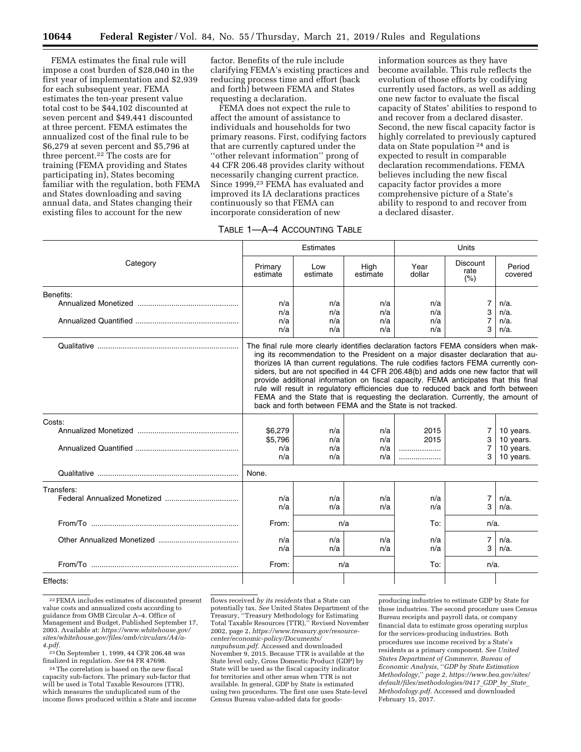FEMA estimates the final rule will impose a cost burden of $28,040 in the first year of implementation and $2,939 for each subsequent year. FEMA estimates the ten-year present value total cost to be $44,102 discounted at seven percent and $49,441 discounted at three percent. FEMA estimates the annualized cost of the final rule to be $6,279 at seven percent and $5,796 at three percent.[22] The costs are for training (FEMA providing and States participating in), States becoming familiar with the regulation, both FEMA and States downloading and saving annual data, and States changing their existing files to account for the new factor. Benefits of the rule include clarifying FEMA's existing practices and reducing process time and effort (back and forth) between FEMA and States requesting a declaration.

FEMA does not expect the rule to affect the amount of assistance to individuals and households for two primary reasons. First, codifying factors that are currently captured under the "other relevant information" prong of 44 CFR 206.48 provides clarity without necessarily changing current practice. Since 1999,[23] FEMA has evaluated and improved its IA declarations practices continuously so that FEMA can incorporate consideration of new information sources as they have become available. This rule reflects the evolution of those efforts by codifying currently used factors, as well as adding one new factor to evaluate the fiscal capacity of States' abilities to respond to and recover from a declared disaster. Second, the new fiscal capacity factor is highly correlated to previously captured data on State population [24] and is expected to result in comparable declaration recommendations. FEMA believes including the new fiscal capacity factor provides a more comprehensive picture of a State's ability to respond to and recover from a declared disaster.

TABLE 1—A–4 ACCOUNTING TABLE

| Category | Estimates | | | Units | | |
|---|---|---|---|---|---|---|
| | Primary estimate | Low estimate | High estimate | Year dollar | Discount rate (%) | Period covered |
| Benefits: | | | | | | |
| Annualized Monetized | n/a | n/a | n/a | n/a | 7 | n/a. |
| | n/a | n/a | n/a | n/a | 3 | n/a. |
| Annualized Quantified | n/a | n/a | n/a | n/a | 7 | n/a. |
| | n/a | n/a | n/a | n/a | 3 | n/a. |
| Qualitative | The final rule more clearly identifies declaration factors FEMA considers when making its recommendation to the President on a major disaster declaration that authorizes IA than current regulations. The rule codifies factors FEMA currently considers, but are not specified in 44 CFR 206.48(b) and adds one new factor that will provide additional information on fiscal capacity. FEMA anticipates that this final rule will result in regulatory efficiencies due to reduced back and forth between FEMA and the State that is requesting the declaration. Currently, the amount of back and forth between FEMA and the State is not tracked. | | | | | |
| Costs: | | | | | | |
| Annualized Monetized | $6,279 | n/a | n/a | 2015 | 7 | 10 years. |
| | $5,796 | n/a | n/a | 2015 | 3 | 10 years. |
| Annualized Quantified | n/a | n/a | n/a | .................... | 7 | 10 years. |
| | n/a | n/a | n/a | .................... | 3 | 10 years. |
| Qualitative | None. | | | | | |
| Transfers: | | | | | | |
| Federal Annualized Monetized | n/a | n/a | n/a | n/a | 7 | n/a. |
| | n/a | n/a | n/a | n/a | 3 | n/a. |
| From/To | From: | n/a | | To: | n/a. | |
| Other Annualized Monetized | n/a | n/a | n/a | n/a | 7 | n/a. |
| | n/a | n/a | n/a | n/a | 3 | n/a. |
| From/To | From: | n/a | | To: | n/a. | |
| Effects: | | | | | | |

[22] FEMA includes estimates of discounted present value costs and annualized costs according to guidance from OMB Circular A–4. Office of Management and Budget, Published September 17, 2003. Available at: *https://www.whitehouse.gov/sites/whitehouse.gov/files/omb/circulars/A4/a-4.pdf.*

[23] On September 1, 1999, 44 CFR 206.48 was finalized in regulation. *See* 64 FR 47698.

[24] The correlation is based on the new fiscal capacity sub-factors. The primary sub-factor that will be used is Total Taxable Resources (TTR), which measures the unduplicated sum of the income flows produced within a State and income flows received *by its residents* that a State can potentially tax. *See* United States Department of the Treasury, "Treasury Methodology for Estimating Total Taxable Resources (TTR)," Revised November 2002, page 2, *https://www.treasury.gov/resource-center/economic-policy/Documents/nmpubsum.pdf.* Accessed and downloaded November 9, 2015. Because TTR is available at the State level only, Gross Domestic Product (GDP) by State will be used as the fiscal capacity indicator for territories and other areas when TTR is not available. In general, GDP by State is estimated using two procedures. The first one uses State-level Census Bureau value-added data for goods-producing industries to estimate GDP by State for those industries. The second procedure uses Census Bureau receipts and payroll data, or company financial data to estimate gross operating surplus for the services-producing industries. Both procedures use income received by a State's residents as a primary component. *See United States Department of Commerce, Bureau of Economic Analysis, "GDP by State Estimation Methodology," page 2, https://www.bea.gov/sites/default/files/methodologies/0417_GDP_by_State_Methodology.pdf.* Accessed and downloaded February 15, 2017.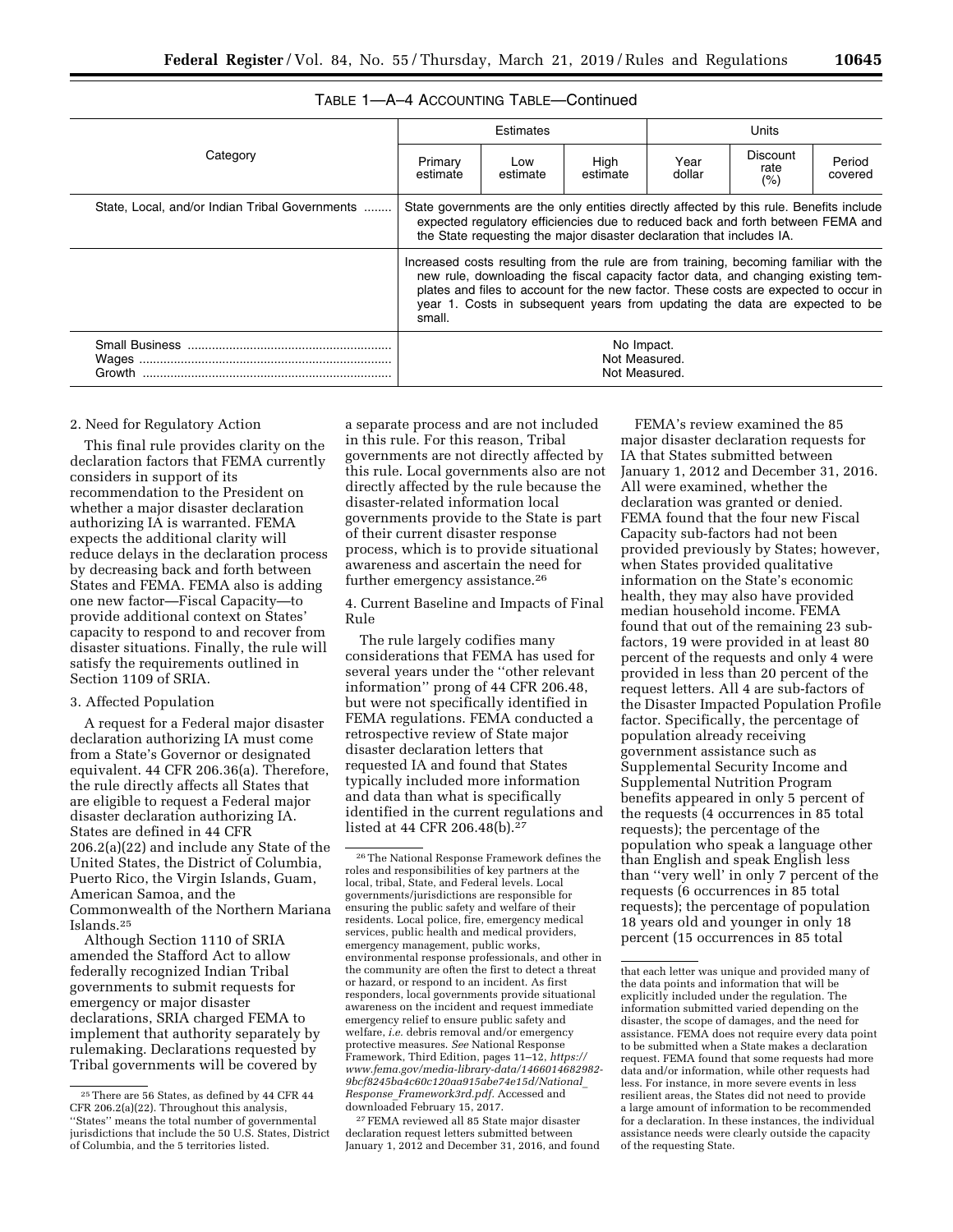TABLE 1—A–4 ACCOUNTING TABLE—Continued

| Category | Estimates | | | Units | | |
|---|---|---|---|---|---|---|
| | Primary estimate | Low estimate | High estimate | Year dollar | Discount rate (%) | Period covered |
| State, Local, and/or Indian Tribal Governments | State governments are the only entities directly affected by this rule. Benefits include expected regulatory efficiencies due to reduced back and forth between FEMA and the State requesting the major disaster declaration that includes IA. | | | | | |
| | Increased costs resulting from the rule are from training, becoming familiar with the new rule, downloading the fiscal capacity factor data, and changing existing templates and files to account for the new factor. These costs are expected to occur in year 1. Costs in subsequent years from updating the data are expected to be small. | | | | | |
| Small Business | No Impact. | | | | | |
| Wages | Not Measured. | | | | | |
| Growth | Not Measured. | | | | | |

2. Need for Regulatory Action

This final rule provides clarity on the declaration factors that FEMA currently considers in support of its recommendation to the President on whether a major disaster declaration authorizing IA is warranted. FEMA expects the additional clarity will reduce delays in the declaration process by decreasing back and forth between States and FEMA. FEMA also is adding one new factor—Fiscal Capacity—to provide additional context on States' capacity to respond to and recover from disaster situations. Finally, the rule will satisfy the requirements outlined in Section 1109 of SRIA.

3. Affected Population

A request for a Federal major disaster declaration authorizing IA must come from a State's Governor or designated equivalent. 44 CFR 206.36(a). Therefore, the rule directly affects all States that are eligible to request a Federal major disaster declaration authorizing IA. States are defined in 44 CFR 206.2(a)(22) and include any State of the United States, the District of Columbia, Puerto Rico, the Virgin Islands, Guam, American Samoa, and the Commonwealth of the Northern Mariana Islands.[25]

Although Section 1110 of SRIA amended the Stafford Act to allow federally recognized Indian Tribal governments to submit requests for emergency or major disaster declarations, SRIA charged FEMA to implement that authority separately by rulemaking. Declarations requested by Tribal governments will be covered by a separate process and are not included in this rule. For this reason, Tribal governments are not directly affected by this rule. Local governments also are not directly affected by the rule because the disaster-related information local governments provide to the State is part of their current disaster response process, which is to provide situational awareness and ascertain the need for further emergency assistance.[26]

4. Current Baseline and Impacts of Final Rule

The rule largely codifies many considerations that FEMA has used for several years under the "other relevant information" prong of 44 CFR 206.48, but were not specifically identified in FEMA regulations. FEMA conducted a retrospective review of State major disaster declaration letters that requested IA and found that States typically included more information and data than what is specifically identified in the current regulations and listed at 44 CFR 206.48(b).[27]

FEMA's review examined the 85 major disaster declaration requests for IA that States submitted between January 1, 2012 and December 31, 2016. All were examined, whether the declaration was granted or denied. FEMA found that the four new Fiscal Capacity sub-factors had not been provided previously by States; however, when States provided qualitative information on the State's economic health, they may also have provided median household income. FEMA found that out of the remaining 23 sub-factors, 19 were provided in at least 80 percent of the requests and only 4 were provided in less than 20 percent of the request letters. All 4 are sub-factors of the Disaster Impacted Population Profile factor. Specifically, the percentage of population already receiving government assistance such as Supplemental Security Income and Supplemental Nutrition Program benefits appeared in only 5 percent of the requests (4 occurrences in 85 total requests); the percentage of the population who speak a language other than English and speak English less than "very well' in only 7 percent of the requests (6 occurrences in 85 total requests); the percentage of population 18 years old and younger in only 18 percent (15 occurrences in 85 total

[25] There are 56 States, as defined by 44 CFR 44 CFR 206.2(a)(22). Throughout this analysis, "States" means the total number of governmental jurisdictions that include the 50 U.S. States, District of Columbia, and the 5 territories listed.

[26] The National Response Framework defines the roles and responsibilities of key partners at the local, tribal, State, and Federal levels. Local governments/jurisdictions are responsible for ensuring the public safety and welfare of their residents. Local police, fire, emergency medical services, public health and medical providers, emergency management, public works, environmental response professionals, and other in the community are often the first to detect a threat or hazard, or respond to an incident. As first responders, local governments provide situational awareness on the incident and request immediate emergency relief to ensure public safety and welfare, *i.e.* debris removal and/or emergency protective measures. *See* National Response Framework, Third Edition, pages 11–12, *https://www.fema.gov/media-library-data/1466014682982-9bcf8245ba4c60c120aa915abe74e15d/National_Response_Framework3rd.pdf*. Accessed and downloaded February 15, 2017.

[27] FEMA reviewed all 85 State major disaster declaration request letters submitted between January 1, 2012 and December 31, 2016, and found that each letter was unique and provided many of the data points and information that will be explicitly included under the regulation. The information submitted varied depending on the disaster, the scope of damages, and the need for assistance. FEMA does not require every data point to be submitted when a State makes a declaration request. FEMA found that some requests had more data and/or information, while other requests had less. For instance, in more severe events in less resilient areas, the States did not need to provide a large amount of information to be recommended for a declaration. In these instances, the individual assistance needs were clearly outside the capacity of the requesting State.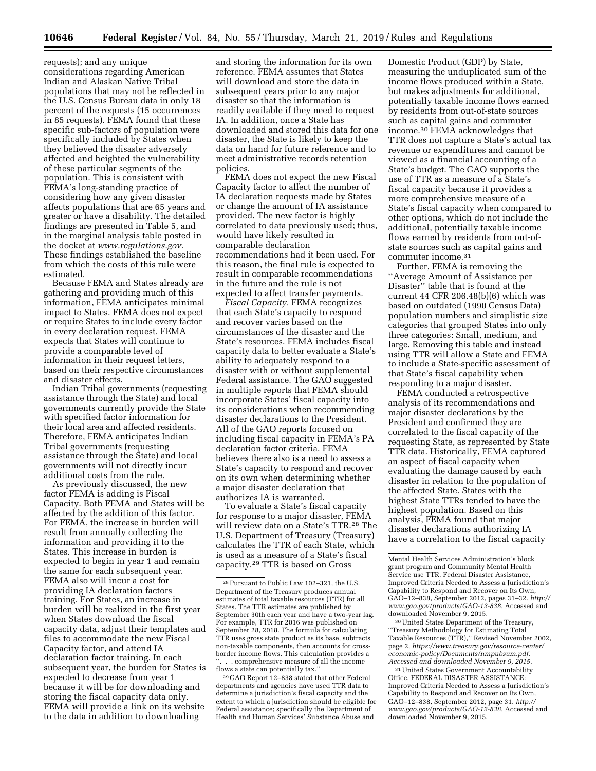requests); and any unique considerations regarding American Indian and Alaskan Native Tribal populations that may not be reflected in the U.S. Census Bureau data in only 18 percent of the requests (15 occurrences in 85 requests). FEMA found that these specific sub-factors of population were specifically included by States when they believed the disaster adversely affected and heighted the vulnerability of these particular segments of the population. This is consistent with FEMA's long-standing practice of considering how any given disaster affects populations that are 65 years and greater or have a disability. The detailed findings are presented in Table 5, and in the marginal analysis table posted in the docket at *www.regulations.gov*. These findings established the baseline from which the costs of this rule were estimated.

Because FEMA and States already are gathering and providing much of this information, FEMA anticipates minimal impact to States. FEMA does not expect or require States to include every factor in every declaration request. FEMA expects that States will continue to provide a comparable level of information in their request letters, based on their respective circumstances and disaster effects.

Indian Tribal governments (requesting assistance through the State) and local governments currently provide the State with specified factor information for their local area and affected residents. Therefore, FEMA anticipates Indian Tribal governments (requesting assistance through the State) and local governments will not directly incur additional costs from the rule.

As previously discussed, the new factor FEMA is adding is Fiscal Capacity. Both FEMA and States will be affected by the addition of this factor. For FEMA, the increase in burden will result from annually collecting the information and providing it to the States. This increase in burden is expected to begin in year 1 and remain the same for each subsequent year. FEMA also will incur a cost for providing IA declaration factors training. For States, an increase in burden will be realized in the first year when States download the fiscal capacity data, adjust their templates and files to accommodate the new Fiscal Capacity factor, and attend IA declaration factor training. In each subsequent year, the burden for States is expected to decrease from year 1 because it will be for downloading and storing the fiscal capacity data only. FEMA will provide a link on its website to the data in addition to downloading and storing the information for its own reference. FEMA assumes that States will download and store the data in subsequent years prior to any major disaster so that the information is readily available if they need to request IA. In addition, once a State has downloaded and stored this data for one disaster, the State is likely to keep the data on hand for future reference and to meet administrative records retention policies.

FEMA does not expect the new Fiscal Capacity factor to affect the number of IA declaration requests made by States or change the amount of IA assistance provided. The new factor is highly correlated to data previously used; thus, would have likely resulted in comparable declaration recommendations had it been used. For this reason, the final rule is expected to result in comparable recommendations in the future and the rule is not expected to affect transfer payments.

*Fiscal Capacity.* FEMA recognizes that each State's capacity to respond and recover varies based on the circumstances of the disaster and the State's resources. FEMA includes fiscal capacity data to better evaluate a State's ability to adequately respond to a disaster with or without supplemental Federal assistance. The GAO suggested in multiple reports that FEMA should incorporate States' fiscal capacity into its considerations when recommending disaster declarations to the President. All of the GAO reports focused on including fiscal capacity in FEMA's PA declaration factor criteria. FEMA believes there also is a need to assess a State's capacity to respond and recover on its own when determining whether a major disaster declaration that authorizes IA is warranted.

To evaluate a State's fiscal capacity for response to a major disaster, FEMA will review data on a State's TTR.[28] The U.S. Department of Treasury (Treasury) calculates the TTR of each State, which is used as a measure of a State's fiscal capacity.[29] TTR is based on Gross Domestic Product (GDP) by State, measuring the unduplicated sum of the income flows produced within a State, but makes adjustments for additional, potentially taxable income flows earned by residents from out-of-state sources such as capital gains and commuter income.[30] FEMA acknowledges that TTR does not capture a State's actual tax revenue or expenditures and cannot be viewed as a financial accounting of a State's budget. The GAO supports the use of TTR as a measure of a State's fiscal capacity because it provides a more comprehensive measure of a State's fiscal capacity when compared to other options, which do not include the additional, potentially taxable income flows earned by residents from out-of-state sources such as capital gains and commuter income.[31]

Further, FEMA is removing the ''Average Amount of Assistance per Disaster'' table that is found at the current 44 CFR 206.48(b)(6) which was based on outdated (1990 Census Data) population numbers and simplistic size categories that grouped States into only three categories: Small, medium, and large. Removing this table and instead using TTR will allow a State and FEMA to include a State-specific assessment of that State's fiscal capability when responding to a major disaster.

FEMA conducted a retrospective analysis of its recommendations and major disaster declarations by the President and confirmed they are correlated to the fiscal capacity of the requesting State, as represented by State TTR data. Historically, FEMA captured an aspect of fiscal capacity when evaluating the damage caused by each disaster in relation to the population of the affected State. States with the highest State TTRs tended to have the highest population. Based on this analysis, FEMA found that major disaster declarations authorizing IA have a correlation to the fiscal capacity

---

[28] Pursuant to Public Law 102–321, the U.S. Department of the Treasury produces annual estimates of total taxable resources (TTR) for all States. The TTR estimates are published by September 30th each year and have a two-year lag. For example, TTR for 2016 was published on September 28, 2018. The formula for calculating TTR uses gross state product as its base, subtracts non-taxable components, then accounts for cross-border income flows. This calculation provides a ''. . . comprehensive measure of all the income flows a state can potentially tax.''

[29] GAO Report 12–838 stated that other Federal departments and agencies have used TTR data to determine a jurisdiction's fiscal capacity and the extent to which a jurisdiction should be eligible for Federal assistance; specifically the Department of Health and Human Services' Substance Abuse and Mental Health Services Administration's block grant program and Community Mental Health Service use TTR. Federal Disaster Assistance, Improved Criteria Needed to Assess a Jurisdiction's Capability to Respond and Recover on Its Own, GAO–12–838, September 2012, pages 31–32. *http://www.gao.gov/products/GAO-12-838.* Accessed and downloaded November 9, 2015.

[30] United States Department of the Treasury, ''Treasury Methodology for Estimating Total Taxable Resources (TTR),'' Revised November 2002, page 2, *https://www.treasury.gov/resource-center/economic-policy/Documents/nmpubsum.pdf. Accessed and downloaded November 9, 2015.*

[31] United States Government Accountability Office, FEDERAL DISASTER ASSISTANCE: Improved Criteria Needed to Assess a Jurisdiction's Capability to Respond and Recover on Its Own, GAO–12–838, September 2012, page 31. *http://www.gao.gov/products/GAO-12-838.* Accessed and downloaded November 9, 2015.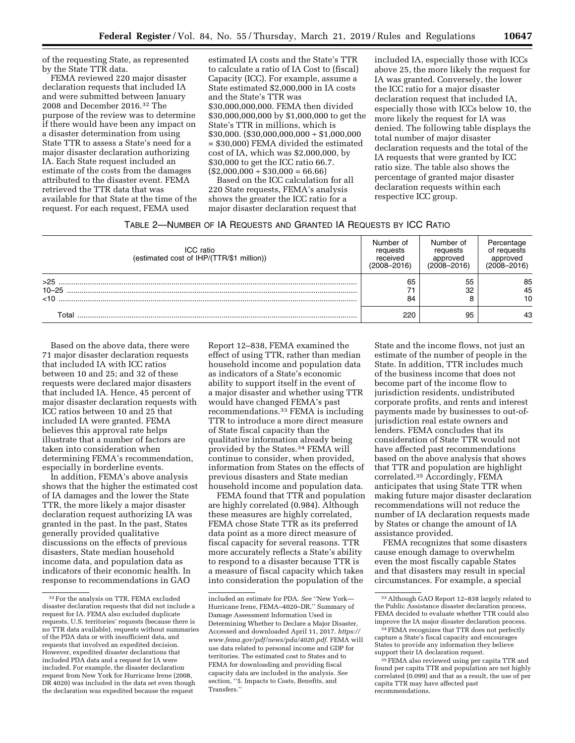of the requesting State, as represented by the State TTR data.

FEMA reviewed 220 major disaster declaration requests that included IA and were submitted between January 2008 and December 2016.[32] The purpose of the review was to determine if there would have been any impact on a disaster determination from using State TTR to assess a State's need for a major disaster declaration authorizing IA. Each State request included an estimate of the costs from the damages attributed to the disaster event. FEMA retrieved the TTR data that was available for that State at the time of the request. For each request, FEMA used estimated IA costs and the State's TTR to calculate a ratio of IA Cost to (fiscal) Capacity (ICC). For example, assume a State estimated $2,000,000 in IA costs and the State's TTR was $30,000,000,000. FEMA then divided $30,000,000,000 by $1,000,000 to get the State's TTR in millions, which is $30,000. ($30,000,000,000 ÷ $1,000,000 = $30,000) FEMA divided the estimated cost of IA, which was $2,000,000, by $30,000 to get the ICC ratio 66.7. ($2,000,000 ÷ $30,000 = 66.66)

Based on the ICC calculation for all 220 State requests, FEMA's analysis shows the greater the ICC ratio for a major disaster declaration request that included IA, especially those with ICCs above 25, the more likely the request for IA was granted. Conversely, the lower the ICC ratio for a major disaster declaration request that included IA, especially those with ICCs below 10, the more likely the request for IA was denied. The following table displays the total number of major disaster declaration requests and the total of the IA requests that were granted by ICC ratio size. The table also shows the percentage of granted major disaster declaration requests within each respective ICC group.

TABLE 2—NUMBER OF IA REQUESTS AND GRANTED IA REQUESTS BY ICC RATIO

| ICC ratio (estimated cost of IHP/(TTR/$1 million)) | Number of requests received (2008–2016) | Number of requests approved (2008–2016) | Percentage of requests approved (2008–2016) |
|---|---|---|---|
| >25 | 65 | 55 | 85 |
| 10–25 | 71 | 32 | 45 |
| <10 | 84 | 8 | 10 |
| Total | 220 | 95 | 43 |

Based on the above data, there were 71 major disaster declaration requests that included IA with ICC ratios between 10 and 25; and 32 of these requests were declared major disasters that included IA. Hence, 45 percent of major disaster declaration requests with ICC ratios between 10 and 25 that included IA were granted. FEMA believes this approval rate helps illustrate that a number of factors are taken into consideration when determining FEMA's recommendation, especially in borderline events.

In addition, FEMA's above analysis shows that the higher the estimated cost of IA damages and the lower the State TTR, the more likely a major disaster declaration request authorizing IA was granted in the past. In the past, States generally provided qualitative discussions on the effects of previous disasters, State median household income data, and population data as indicators of their economic health. In response to recommendations in GAO Report 12–838, FEMA examined the effect of using TTR, rather than median household income and population data as indicators of a State's economic ability to support itself in the event of a major disaster and whether using TTR would have changed FEMA's past recommendations.[33] FEMA is including TTR to introduce a more direct measure of State fiscal capacity than the qualitative information already being provided by the States.[34] FEMA will continue to consider, when provided, information from States on the effects of previous disasters and State median household income and population data.

FEMA found that TTR and population are highly correlated (0.984). Although these measures are highly correlated, FEMA chose State TTR as its preferred data point as a more direct measure of fiscal capacity for several reasons. TTR more accurately reflects a State's ability to respond to a disaster because TTR is a measure of fiscal capacity which takes into consideration the population of the State and the income flows, not just an estimate of the number of people in the State. In addition, TTR includes much of the business income that does not become part of the income flow to jurisdiction residents, undistributed corporate profits, and rents and interest payments made by businesses to out-of-jurisdiction real estate owners and lenders. FEMA concludes that its consideration of State TTR would not have affected past recommendations based on the above analysis that shows that TTR and population are highlight correlated.[35] Accordingly, FEMA anticipates that using State TTR when making future major disaster declaration recommendations will not reduce the number of IA declaration requests made by States or change the amount of IA assistance provided.

FEMA recognizes that some disasters cause enough damage to overwhelm even the most fiscally capable States and that disasters may result in special circumstances. For example, a special

---

[32] For the analysis on TTR, FEMA excluded disaster declaration requests that did not include a request for IA. FEMA also excluded duplicate requests, U.S. territories' requests (because there is no TTR data available), requests without summaries of the PDA data or with insufficient data, and requests that involved an expedited decision. However, expedited disaster declarations that included PDA data and a request for IA were included. For example, the disaster declaration request from New York for Hurricane Irene (2008, DR 4020) was included in the data set even though the declaration was expedited because the request included an estimate for PDA. *See* ''New York—Hurricane Irene, FEMA–4020–DR,'' Summary of Damage Assessment Information Used in Determining Whether to Declare a Major Disaster, Accessed and downloaded April 11, 2017. *https://www.fema.gov/pdf/news/pda/4020.pdf.* FEMA will use data related to personal income and GDP for territories. The estimated cost to States and to FEMA for downloading and providing fiscal capacity data are included in the analysis. *See* section, ''5. Impacts to Costs, Benefits, and Transfers.''

[33] Although GAO Report 12–838 largely related to the Public Assistance disaster declaration process, FEMA decided to evaluate whether TTR could also improve the IA major disaster declaration process.

[34] FEMA recognizes that TTR does not perfectly capture a State's fiscal capacity and encourages States to provide any information they believe support their IA declaration request.

[35] FEMA also reviewed using per capita TTR and found per capita TTR and population are not highly correlated (0.099) and that as a result, the use of per capita TTR may have affected past recommendations.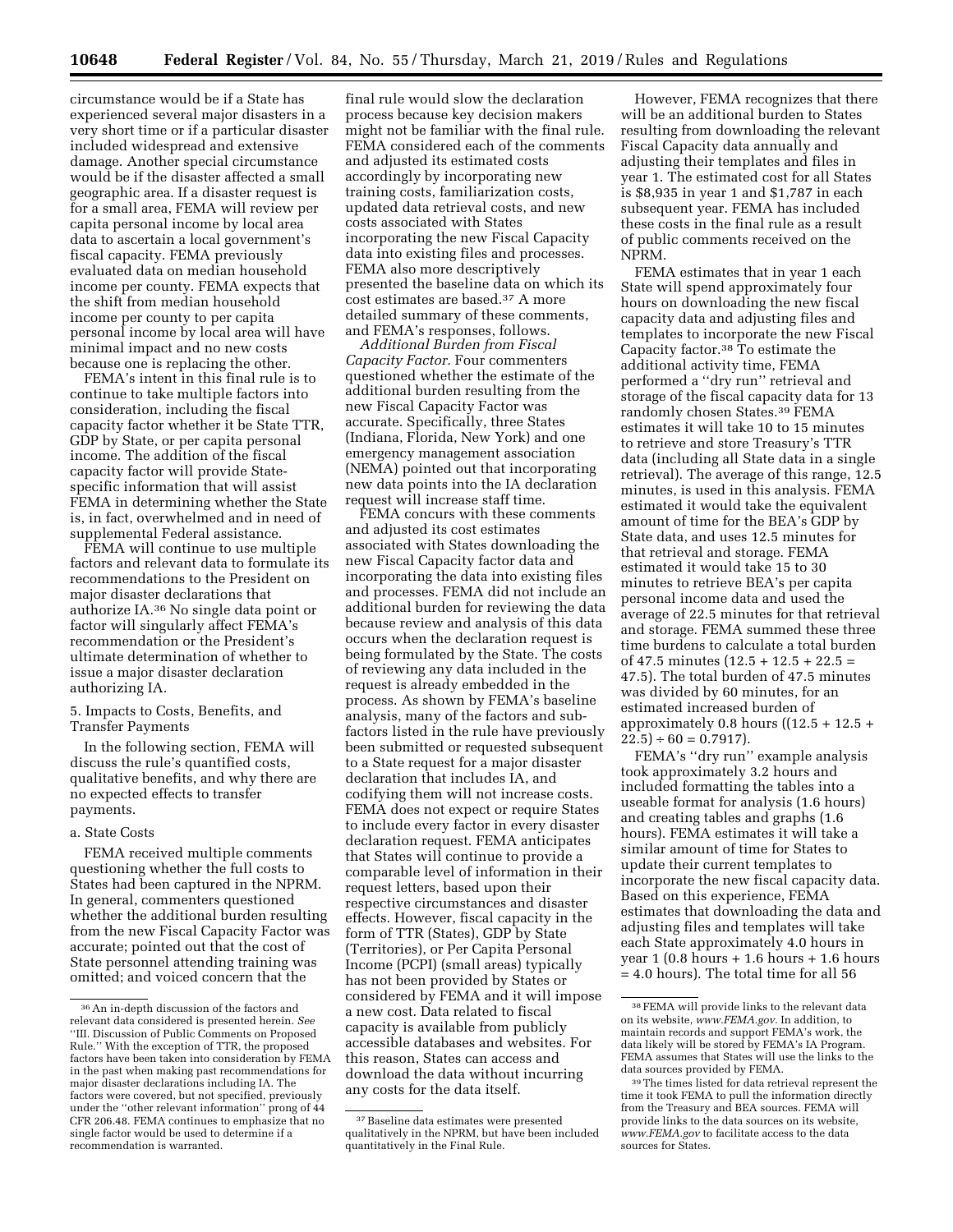circumstance would be if a State has experienced several major disasters in a very short time or if a particular disaster included widespread and extensive damage. Another special circumstance would be if the disaster affected a small geographic area. If a disaster request is for a small area, FEMA will review per capita personal income by local area data to ascertain a local government's fiscal capacity. FEMA previously evaluated data on median household income per county. FEMA expects that the shift from median household income per county to per capita personal income by local area will have minimal impact and no new costs because one is replacing the other.

FEMA's intent in this final rule is to continue to take multiple factors into consideration, including the fiscal capacity factor whether it be State TTR, GDP by State, or per capita personal income. The addition of the fiscal capacity factor will provide State-specific information that will assist FEMA in determining whether the State is, in fact, overwhelmed and in need of supplemental Federal assistance.

FEMA will continue to use multiple factors and relevant data to formulate its recommendations to the President on major disaster declarations that authorize IA.[36] No single data point or factor will singularly affect FEMA's recommendation or the President's ultimate determination of whether to issue a major disaster declaration authorizing IA.

5. Impacts to Costs, Benefits, and Transfer Payments

In the following section, FEMA will discuss the rule's quantified costs, qualitative benefits, and why there are no expected effects to transfer payments.

a. State Costs

FEMA received multiple comments questioning whether the full costs to States had been captured in the NPRM. In general, commenters questioned whether the additional burden resulting from the new Fiscal Capacity Factor was accurate; pointed out that the cost of State personnel attending training was omitted; and voiced concern that the final rule would slow the declaration process because key decision makers might not be familiar with the final rule. FEMA considered each of the comments and adjusted its estimated costs accordingly by incorporating new training costs, familiarization costs, updated data retrieval costs, and new costs associated with States incorporating the new Fiscal Capacity data into existing files and processes. FEMA also more descriptively presented the baseline data on which its cost estimates are based.[37] A more detailed summary of these comments, and FEMA's responses, follows.

*Additional Burden from Fiscal Capacity Factor.* Four commenters questioned whether the estimate of the additional burden resulting from the new Fiscal Capacity Factor was accurate. Specifically, three States (Indiana, Florida, New York) and one emergency management association (NEMA) pointed out that incorporating new data points into the IA declaration request will increase staff time.

FEMA concurs with these comments and adjusted its cost estimates associated with States downloading the new Fiscal Capacity factor data and incorporating the data into existing files and processes. FEMA did not include an additional burden for reviewing the data because review and analysis of this data occurs when the declaration request is being formulated by the State. The costs of reviewing any data included in the request is already embedded in the process. As shown by FEMA's baseline analysis, many of the factors and sub-factors listed in the rule have previously been submitted or requested subsequent to a State request for a major disaster declaration that includes IA, and codifying them will not increase costs. FEMA does not expect or require States to include every factor in every disaster declaration request. FEMA anticipates that States will continue to provide a comparable level of information in their request letters, based upon their respective circumstances and disaster effects. However, fiscal capacity in the form of TTR (States), GDP by State (Territories), or Per Capita Personal Income (PCPI) (small areas) typically has not been provided by States or considered by FEMA and it will impose a new cost. Data related to fiscal capacity is available from publicly accessible databases and websites. For this reason, States can access and download the data without incurring any costs for the data itself.

However, FEMA recognizes that there will be an additional burden to States resulting from downloading the relevant Fiscal Capacity data annually and adjusting their templates and files in year 1. The estimated cost for all States is $8,935 in year 1 and $1,787 in each subsequent year. FEMA has included these costs in the final rule as a result of public comments received on the NPRM.

FEMA estimates that in year 1 each State will spend approximately four hours on downloading the new fiscal capacity data and adjusting files and templates to incorporate the new Fiscal Capacity factor.[38] To estimate the additional activity time, FEMA performed a "dry run" retrieval and storage of the fiscal capacity data for 13 randomly chosen States.[39] FEMA estimates it will take 10 to 15 minutes to retrieve and store Treasury's TTR data (including all State data in a single retrieval). The average of this range, 12.5 minutes, is used in this analysis. FEMA estimated it would take the equivalent amount of time for the BEA's GDP by State data, and uses 12.5 minutes for that retrieval and storage. FEMA estimated it would take 15 to 30 minutes to retrieve BEA's per capita personal income data and used the average of 22.5 minutes for that retrieval and storage. FEMA summed these three time burdens to calculate a total burden of 47.5 minutes ($12.5 + 12.5 + 22.5 = 47.5$). The total burden of 47.5 minutes was divided by 60 minutes, for an estimated increased burden of approximately 0.8 hours ($(12.5 + 12.5 + 22.5) \div 60 = 0.7917$).

FEMA's "dry run" example analysis took approximately 3.2 hours and included formatting the tables into a useable format for analysis (1.6 hours) and creating tables and graphs (1.6 hours). FEMA estimates it will take a similar amount of time for States to update their current templates to incorporate the new fiscal capacity data. Based on this experience, FEMA estimates that downloading the data and adjusting files and templates will take each State approximately 4.0 hours in year 1 ($0.8$ hours + $1.6$ hours + $1.6$ hours = $4.0$ hours). The total time for all 56

---

[36] An in-depth discussion of the factors and relevant data considered is presented herein. *See* "III. Discussion of Public Comments on Proposed Rule." With the exception of TTR, the proposed factors have been taken into consideration by FEMA in the past when making past recommendations for major disaster declarations including IA. The factors were covered, but not specified, previously under the "other relevant information" prong of 44 CFR 206.48. FEMA continues to emphasize that no single factor would be used to determine if a recommendation is warranted.

[37] Baseline data estimates were presented qualitatively in the NPRM, but have been included quantitatively in the Final Rule.

[38] FEMA will provide links to the relevant data on its website, *www.FEMA.gov.* In addition, to maintain records and support FEMA's work, the data likely will be stored by FEMA's IA Program. FEMA assumes that States will use the links to the data sources provided by FEMA.

[39] The times listed for data retrieval represent the time it took FEMA to pull the information directly from the Treasury and BEA sources. FEMA will provide links to the data sources on its website, *www.FEMA.gov* to facilitate access to the data sources for States.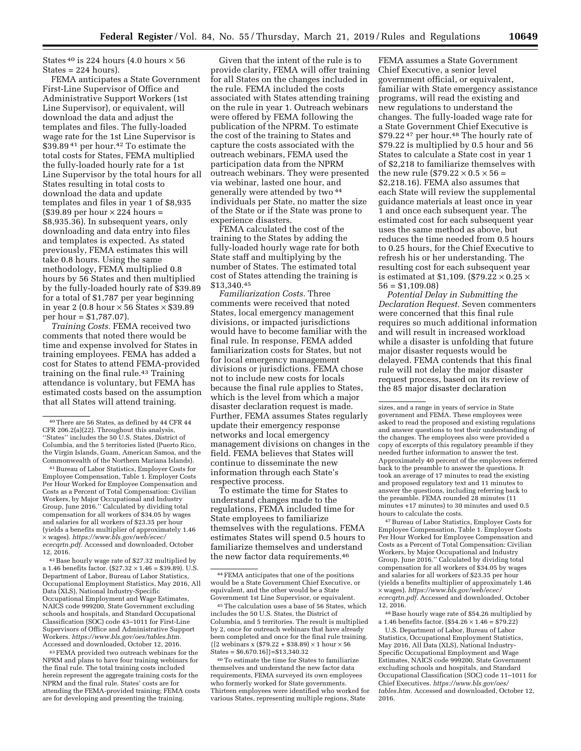States[40] is 224 hours (4.0 hours × 56 States = 224 hours).

FEMA anticipates a State Government First-Line Supervisor of Office and Administrative Support Workers (1st Line Supervisor), or equivalent, will download the data and adjust the templates and files. The fully-loaded wage rate for the 1st Line Supervisor is $39.89[41] per hour.[42] To estimate the total costs for States, FEMA multiplied the fully-loaded hourly rate for a 1st Line Supervisor by the total hours for all States resulting in total costs to download the data and update templates and files in year 1 of $8,935 ($39.89 per hour × 224 hours = $8,935.36). In subsequent years, only downloading and data entry into files and templates is expected. As stated previously, FEMA estimates this will take 0.8 hours. Using the same methodology, FEMA multiplied 0.8 hours by 56 States and then multiplied by the fully-loaded hourly rate of $39.89 for a total of $1,787 per year beginning in year 2 (0.8 hour × 56 States × $39.89 per hour = $1,787.07).

*Training Costs.* FEMA received two comments that noted there would be time and expense involved for States in training employees. FEMA has added a cost for States to attend FEMA-provided training on the final rule.[43] Training attendance is voluntary, but FEMA has estimated costs based on the assumption that all States will attend training.

Given that the intent of the rule is to provide clarity, FEMA will offer training for all States on the changes included in the rule. FEMA included the costs associated with States attending training on the rule in year 1. Outreach webinars were offered by FEMA following the publication of the NPRM. To estimate the cost of the training to States and capture the costs associated with the outreach webinars, FEMA used the participation data from the NPRM outreach webinars. They were presented via webinar, lasted one hour, and generally were attended by two[44] individuals per State, no matter the size of the State or if the State was prone to experience disasters.

FEMA calculated the cost of the training to the States by adding the fully-loaded hourly wage rate for both State staff and multiplying by the number of States. The estimated total cost of States attending the training is $13,340.[45]

*Familiarization Costs.* Three comments were received that noted States, local emergency management divisions, or impacted jurisdictions would have to become familiar with the final rule. In response, FEMA added familiarization costs for States, but not for local emergency management divisions or jurisdictions. FEMA chose not to include new costs for locals because the final rule applies to States, which is the level from which a major disaster declaration request is made. Further, FEMA assumes States regularly update their emergency response networks and local emergency management divisions on changes in the field. FEMA believes that States will continue to disseminate the new information through each State's respective process.

To estimate the time for States to understand changes made to the regulations, FEMA included time for State employees to familiarize themselves with the regulations. FEMA estimates States will spend 0.5 hours to familiarize themselves and understand the new factor data requirements.[46]

FEMA assumes a State Government Chief Executive, a senior level government official, or equivalent, familiar with State emergency assistance programs, will read the existing and new regulations to understand the changes. The fully-loaded wage rate for a State Government Chief Executive is $79.22[47] per hour.[48] The hourly rate of $79.22 is multiplied by 0.5 hour and 56 States to calculate a State cost in year 1 of $2,218 to familiarize themselves with the new rule ($79.22 × 0.5 × 56 = $2,218.16). FEMA also assumes that each State will review the supplemental guidance materials at least once in year 1 and once each subsequent year. The estimated cost for each subsequent year uses the same method as above, but reduces the time needed from 0.5 hours to 0.25 hours, for the Chief Executive to refresh his or her understanding. The resulting cost for each subsequent year is estimated at $1,109. ($79.22 × 0.25 × 56 = $1,109.08)

*Potential Delay in Submitting the Declaration Request.* Seven commenters were concerned that this final rule requires so much additional information and will result in increased workload while a disaster is unfolding that future major disaster requests would be delayed. FEMA contends that this final rule will not delay the major disaster request process, based on its review of the 85 major disaster declaration

---

[40] There are 56 States, as defined by 44 CFR 44 CFR 206.2(a)(22). Throughout this analysis, "States" includes the 50 U.S. States, the District of Columbia, and the 5 territories listed (Puerto Rico, the Virgin Islands, Guam, American Samoa, and the Commonwealth of the Northern Mariana Islands).

[41] Bureau of Labor Statistics, Employer Costs for Employee Compensation, Table 1. Employer Costs Per Hour Worked for Employee Compensation and Costs as a Percent of Total Compensation: Civilian Workers, by Major Occupational and Industry Group, June 2016." Calculated by dividing total compensation for all workers of $34.05 by wages and salaries for all workers of $23.35 per hour (yields a benefits multiplier of approximately 1.46 × wages). *https://www.bls.gov/web/ecec/ececqrtn.pdf*. Accessed and downloaded, October 12, 2016.

[42] Base hourly wage rate of $27.32 multiplied by a 1.46 benefits factor. ($27.32 × 1.46 = $39.89). U.S. Department of Labor, Bureau of Labor Statistics, Occupational Employment Statistics, May 2016, All Data (XLS), National Industry-Specific Occupational Employment and Wage Estimates, NAICS code 999200, State Government excluding schools and hospitals, and Standard Occupational Classification (SOC) code 43–1011 for First-Line Supervisors of Office and Administrative Support Workers. *https://www.bls.gov/oes/tables.htm*. Accessed and downloaded, October 12, 2016.

[43] FEMA provided two outreach webinars for the NPRM and plans to have four training webinars for the final rule. The total training costs included herein represent the aggregate training costs for the NPRM and the final rule. States' costs are for attending the FEMA-provided training; FEMA costs are for developing and presenting the training.

[44] FEMA anticipates that one of the positions would be a State Government Chief Executive, or equivalent, and the other would be a State Government 1st Line Supervisor, or equivalent.

[45] The calculation uses a base of 56 States, which includes the 50 U.S. States, the District of Columbia, and 5 territories. The result is multiplied by 2, once for outreach webinars that have already been completed and once for the final rule training. {[2 webinars x ($79.22 + $38.89) × 1 hour × 56 States = $6,670.16]}=$13,340.32

[46] To estimate the time for States to familiarize themselves and understand the new factor data requirements, FEMA surveyed its own employees who formerly worked for State governments. Thirteen employees were identified who worked for various States, representing multiple regions, State sizes, and a range in years of service in State government and FEMA. These employees were asked to read the proposed and existing regulations and answer questions to test their understanding of the changes. The employees also were provided a copy of excerpts of this regulatory preamble if they needed further information to answer the test. Approximately 40 percent of the employees referred back to the preamble to answer the questions. It took an average of 17 minutes to read the existing and proposed regulatory text and 11 minutes to answer the questions, including referring back to the preamble. FEMA rounded 28 minutes (11 minutes +17 minutes) to 30 minutes and used 0.5 hours to calculate the costs.

[47] Bureau of Labor Statistics, Employer Costs for Employee Compensation, Table 1. Employer Costs Per Hour Worked for Employee Compensation and Costs as a Percent of Total Compensation: Civilian Workers, by Major Occupational and Industry Group, June 2016." Calculated by dividing total compensation for all workers of $34.05 by wages and salaries for all workers of $23.35 per hour (yields a benefits multiplier of approximately 1.46 × wages). *https://www.bls.gov/web/ecec/ececqrtn.pdf*. Accessed and downloaded, October 12, 2016.

[48] Base hourly wage rate of $54.26 multiplied by a 1.46 benefits factor. ($54.26 × 1.46 = $79.22)

U.S. Department of Labor, Bureau of Labor Statistics, Occupational Employment Statistics, May 2016, All Data (XLS), National Industry-Specific Occupational Employment and Wage Estimates, NAICS code 999200, State Government excluding schools and hospitals, and Standard Occupational Classification (SOC) code 11–1011 for Chief Executives. *https://www.bls.gov/oes/tables.htm*. Accessed and downloaded, October 12, 2016.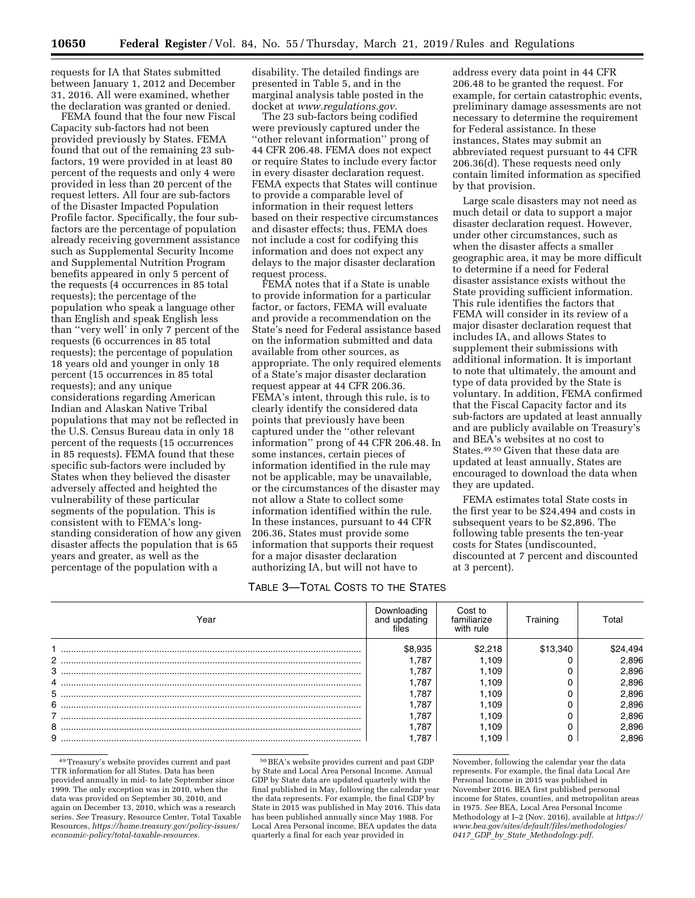requests for IA that States submitted between January 1, 2012 and December 31, 2016. All were examined, whether the declaration was granted or denied.

FEMA found that the four new Fiscal Capacity sub-factors had not been provided previously by States. FEMA found that out of the remaining 23 sub-factors, 19 were provided in at least 80 percent of the requests and only 4 were provided in less than 20 percent of the request letters. All four are sub-factors of the Disaster Impacted Population Profile factor. Specifically, the four sub-factors are the percentage of population already receiving government assistance such as Supplemental Security Income and Supplemental Nutrition Program benefits appeared in only 5 percent of the requests (4 occurrences in 85 total requests); the percentage of the population who speak a language other than English and speak English less than ''very well' in only 7 percent of the requests (6 occurrences in 85 total requests); the percentage of population 18 years old and younger in only 18 percent (15 occurrences in 85 total requests); and any unique considerations regarding American Indian and Alaskan Native Tribal populations that may not be reflected in the U.S. Census Bureau data in only 18 percent of the requests (15 occurrences in 85 requests). FEMA found that these specific sub-factors were included by States when they believed the disaster adversely affected and heighted the vulnerability of these particular segments of the population. This is consistent with to FEMA's long-standing consideration of how any given disaster affects the population that is 65 years and greater, as well as the percentage of the population with a disability. The detailed findings are presented in Table 5, and in the marginal analysis table posted in the docket at *www.regulations.gov.*

The 23 sub-factors being codified were previously captured under the ''other relevant information'' prong of 44 CFR 206.48. FEMA does not expect or require States to include every factor in every disaster declaration request. FEMA expects that States will continue to provide a comparable level of information in their request letters based on their respective circumstances and disaster effects; thus, FEMA does not include a cost for codifying this information and does not expect any delays to the major disaster declaration request process.

FEMA notes that if a State is unable to provide information for a particular factor, or factors, FEMA will evaluate and provide a recommendation on the State's need for Federal assistance based on the information submitted and data available from other sources, as appropriate. The only required elements of a State's major disaster declaration request appear at 44 CFR 206.36. FEMA's intent, through this rule, is to clearly identify the considered data points that previously have been captured under the ''other relevant information'' prong of 44 CFR 206.48. In some instances, certain pieces of information identified in the rule may not be applicable, may be unavailable, or the circumstances of the disaster may not allow a State to collect some information identified within the rule. In these instances, pursuant to 44 CFR 206.36, States must provide some information that supports their request for a major disaster declaration authorizing IA, but will not have to address every data point in 44 CFR 206.48 to be granted the request. For example, for certain catastrophic events, preliminary damage assessments are not necessary to determine the requirement for Federal assistance. In these instances, States may submit an abbreviated request pursuant to 44 CFR 206.36(d). These requests need only contain limited information as specified by that provision.

Large scale disasters may not need as much detail or data to support a major disaster declaration request. However, under other circumstances, such as when the disaster affects a smaller geographic area, it may be more difficult to determine if a need for Federal disaster assistance exists without the State providing sufficient information. This rule identifies the factors that FEMA will consider in its review of a major disaster declaration request that includes IA, and allows States to supplement their submissions with additional information. It is important to note that ultimately, the amount and type of data provided by the State is voluntary. In addition, FEMA confirmed that the Fiscal Capacity factor and its sub-factors are updated at least annually and are publicly available on Treasury's and BEA's websites at no cost to States.[49] [50] Given that these data are updated at least annually, States are encouraged to download the data when they are updated.

FEMA estimates total State costs in the first year to be $24,494 and costs in subsequent years to be $2,896. The following table presents the ten-year costs for States (undiscounted, discounted at 7 percent and discounted at 3 percent).

TABLE 3—TOTAL COSTS TO THE STATES

| Year | Downloading and updating files | Cost to familiarize with rule | Training | Total |
|---|---|---|---|---|
| 1 | $8,935 | $2,218 | $13,340 | $24,494 |
| 2 | 1,787 | 1,109 | 0 | 2,896 |
| 3 | 1,787 | 1,109 | 0 | 2,896 |
| 4 | 1,787 | 1,109 | 0 | 2,896 |
| 5 | 1,787 | 1,109 | 0 | 2,896 |
| 6 | 1,787 | 1,109 | 0 | 2,896 |
| 7 | 1,787 | 1,109 | 0 | 2,896 |
| 8 | 1,787 | 1,109 | 0 | 2,896 |
| 9 | 1,787 | 1,109 | 0 | 2,896 |

[49] Treasury's website provides current and past TTR information for all States. Data has been provided annually in mid- to late September since 1999. The only exception was in 2010, when the data was provided on September 30, 2010, and again on December 13, 2010, which was a research series. *See* Treasury, Resource Center, Total Taxable Resources, *https://home.treasury.gov/policy-issues/economic-policy/total-taxable-resources.*

[50] BEA's website provides current and past GDP by State and Local Area Personal Income. Annual GDP by State data are updated quarterly with the final published in May, following the calendar year the data represents. For example, the final GDP by State in 2015 was published in May 2016. This data has been published annually since May 1988. For Local Area Personal income, BEA updates the data quarterly a final for each year provided in November, following the calendar year the data represents. For example, the final data Local Are Personal Income in 2015 was published in November 2016. BEA first published personal income for States, counties, and metropolitan areas in 1975. *See* BEA, Local Area Personal Income Methodology at I–2 (Nov. 2016), available at *https://www.bea.gov/sites/default/files/methodologies/0417_GDP_by_State_Methodology.pdf.*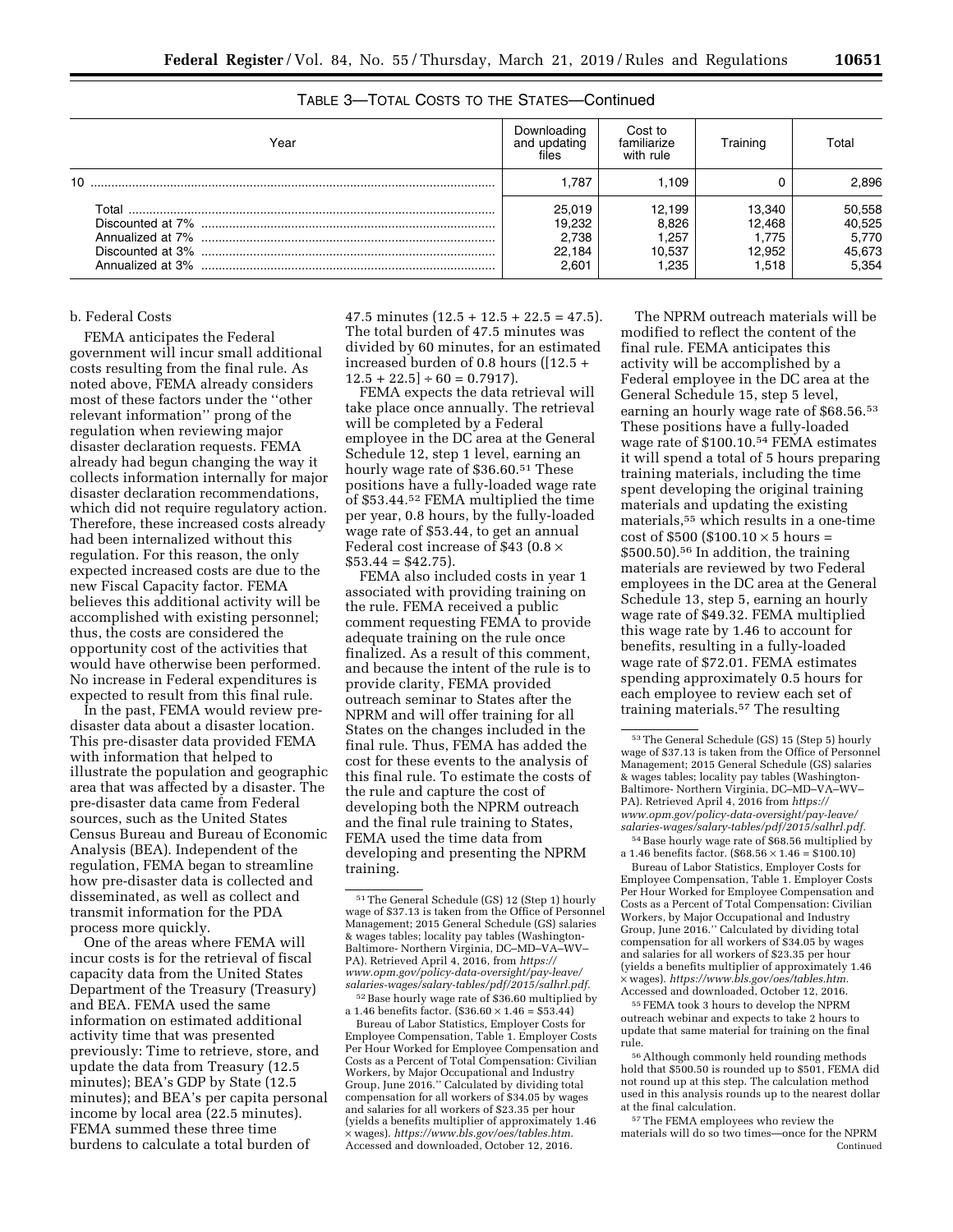TABLE 3—TOTAL COSTS TO THE STATES—Continued

| Year | Downloading and updating files | Cost to familiarize with rule | Training | Total |
|---|---|---|---|---|
| 10 | 1,787 | 1,109 | 0 | 2,896 |
| Total | 25,019 | 12,199 | 13,340 | 50,558 |
| Discounted at 7% | 19,232 | 8,826 | 12,468 | 40,525 |
| Annualized at 7% | 2,738 | 1,257 | 1,775 | 5,770 |
| Discounted at 3% | 22,184 | 10,537 | 12,952 | 45,673 |
| Annualized at 3% | 2,601 | 1,235 | 1,518 | 5,354 |

b. Federal Costs

FEMA anticipates the Federal government will incur small additional costs resulting from the final rule. As noted above, FEMA already considers most of these factors under the ''other relevant information'' prong of the regulation when reviewing major disaster declaration requests. FEMA already had begun changing the way it collects information internally for major disaster declaration recommendations, which did not require regulatory action. Therefore, these increased costs already had been internalized without this regulation. For this reason, the only expected increased costs are due to the new Fiscal Capacity factor. FEMA believes this additional activity will be accomplished with existing personnel; thus, the costs are considered the opportunity cost of the activities that would have otherwise been performed. No increase in Federal expenditures is expected to result from this final rule.

In the past, FEMA would review pre-disaster data about a disaster location. This pre-disaster data provided FEMA with information that helped to illustrate the population and geographic area that was affected by a disaster. The pre-disaster data came from Federal sources, such as the United States Census Bureau and Bureau of Economic Analysis (BEA). Independent of the regulation, FEMA began to streamline how pre-disaster data is collected and disseminated, as well as collect and transmit information for the PDA process more quickly.

One of the areas where FEMA will incur costs is for the retrieval of fiscal capacity data from the United States Department of the Treasury (Treasury) and BEA. FEMA used the same information on estimated additional activity time that was presented previously: Time to retrieve, store, and update the data from Treasury (12.5 minutes); BEA's GDP by State (12.5 minutes); and BEA's per capita personal income by local area (22.5 minutes). FEMA summed these three time burdens to calculate a total burden of 47.5 minutes (12.5 + 12.5 + 22.5 = 47.5). The total burden of 47.5 minutes was divided by 60 minutes, for an estimated increased burden of 0.8 hours ([12.5 + 12.5 + 22.5] ÷ 60 = 0.7917).

FEMA expects the data retrieval will take place once annually. The retrieval will be completed by a Federal employee in the DC area at the General Schedule 12, step 1 level, earning an hourly wage rate of $36.60.[51] These positions have a fully-loaded wage rate of $53.44.[52] FEMA multiplied the time per year, 0.8 hours, by the fully-loaded wage rate of $53.44, to get an annual Federal cost increase of $43 (0.8 × $53.44 = $42.75).

FEMA also included costs in year 1 associated with providing training on the rule. FEMA received a public comment requesting FEMA to provide adequate training on the rule once finalized. As a result of this comment, and because the intent of the rule is to provide clarity, FEMA provided outreach seminar to States after the NPRM and will offer training for all States on the changes included in the final rule. Thus, FEMA has added the cost for these events to the analysis of this final rule. To estimate the costs of the rule and capture the cost of developing both the NPRM outreach and the final rule training to States, FEMA used the time data from developing and presenting the NPRM training.

The NPRM outreach materials will be modified to reflect the content of the final rule. FEMA anticipates this activity will be accomplished by a Federal employee in the DC area at the General Schedule 15, step 5 level, earning an hourly wage rate of $68.56.[53] These positions have a fully-loaded wage rate of $100.10.[54] FEMA estimates it will spend a total of 5 hours preparing training materials, including the time spent developing the original training materials and updating the existing materials,[55] which results in a one-time cost of $500 ($100.10 × 5 hours = $500.50).[56] In addition, the training materials are reviewed by two Federal employees in the DC area at the General Schedule 13, step 5, earning an hourly wage rate of $49.32. FEMA multiplied this wage rate by 1.46 to account for benefits, resulting in a fully-loaded wage rate of $72.01. FEMA estimates spending approximately 0.5 hours for each employee to review each set of training materials.[57] The resulting

---

[51] The General Schedule (GS) 12 (Step 1) hourly wage of $37.13 is taken from the Office of Personnel Management; 2015 General Schedule (GS) salaries & wages tables; locality pay tables (Washington-Baltimore- Northern Virginia, DC–MD–VA–WV–PA). Retrieved April 4, 2016, from *https://www.opm.gov/policy-data-oversight/pay-leave/salaries-wages/salary-tables/pdf/2015/salhrl.pdf.*

[52] Base hourly wage rate of $36.60 multiplied by a 1.46 benefits factor. ($36.60 × 1.46 = $53.44)

Bureau of Labor Statistics, Employer Costs for Employee Compensation, Table 1. Employer Costs Per Hour Worked for Employee Compensation and Costs as a Percent of Total Compensation: Civilian Workers, by Major Occupational and Industry Group, June 2016.'' Calculated by dividing total compensation for all workers of $34.05 by wages and salaries for all workers of $23.35 per hour (yields a benefits multiplier of approximately 1.46 × wages). *https://www.bls.gov/oes/tables.htm.* Accessed and downloaded, October 12, 2016.

[53] The General Schedule (GS) 15 (Step 5) hourly wage of $37.13 is taken from the Office of Personnel Management; 2015 General Schedule (GS) salaries & wages tables; locality pay tables (Washington-Baltimore- Northern Virginia, DC–MD–VA–WV–PA). Retrieved April 4, 2016 from *https://www.opm.gov/policy-data-oversight/pay-leave/salaries-wages/salary-tables/pdf/2015/salhrl.pdf.*

[54] Base hourly wage rate of $68.56 multiplied by a 1.46 benefits factor. ($68.56 × 1.46 = $100.10)

Bureau of Labor Statistics, Employer Costs for Employee Compensation, Table 1. Employer Costs Per Hour Worked for Employee Compensation and Costs as a Percent of Total Compensation: Civilian Workers, by Major Occupational and Industry Group, June 2016.'' Calculated by dividing total compensation for all workers of $34.05 by wages and salaries for all workers of $23.35 per hour (yields a benefits multiplier of approximately 1.46 × wages). *https://www.bls.gov/oes/tables.htm.* Accessed and downloaded, October 12, 2016.

[55] FEMA took 3 hours to develop the NPRM outreach webinar and expects to take 2 hours to update that same material for training on the final rule.

[56] Although commonly held rounding methods hold that $500.50 is rounded up to $501, FEMA did not round up at this step. The calculation method used in this analysis rounds up to the nearest dollar at the final calculation.

[57] The FEMA employees who review the materials will do so two times—once for the NPRM Continued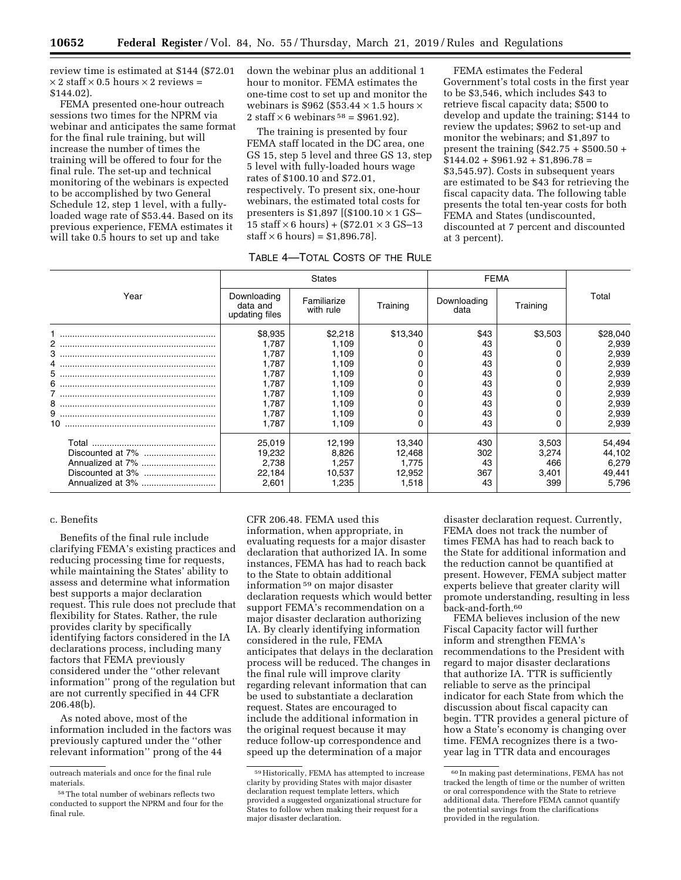review time is estimated at $144 ($72.01 × 2 staff × 0.5 hours × 2 reviews = $144.02).

FEMA presented one-hour outreach sessions two times for the NPRM via webinar and anticipates the same format for the final rule training, but will increase the number of times the training will be offered to four for the final rule. The set-up and technical monitoring of the webinars is expected to be accomplished by two General Schedule 12, step 1 level, with a fully-loaded wage rate of $53.44. Based on its previous experience, FEMA estimates it will take 0.5 hours to set up and take down the webinar plus an additional 1 hour to monitor. FEMA estimates the one-time cost to set up and monitor the webinars is $962 ($53.44 × 1.5 hours × 2 staff × 6 webinars [58] = $961.92).

The training is presented by four FEMA staff located in the DC area, one GS 15, step 5 level and three GS 13, step 5 level with fully-loaded hours wage rates of $100.10 and $72.01, respectively. To present six, one-hour webinars, the estimated total costs for presenters is $1,897 [($100.10 × 1 GS–15 staff × 6 hours) + ($72.01 × 3 GS–13 staff × 6 hours) = $1,896.78].

FEMA estimates the Federal Government's total costs in the first year to be $3,546, which includes $43 to retrieve fiscal capacity data; $500 to develop and update the training; $144 to review the updates; $962 to set-up and monitor the webinars; and $1,897 to present the training ($42.75 + $500.50 + $144.02 + $961.92 + $1,896.78 = $3,545.97). Costs in subsequent years are estimated to be $43 for retrieving the fiscal capacity data. The following table presents the total ten-year costs for both FEMA and States (undiscounted, discounted at 7 percent and discounted at 3 percent).

TABLE 4—TOTAL COSTS OF THE RULE

| Year | States | | | FEMA | | Total |
|---|---|---|---|---|---|---|
| | Downloading data and updating files | Familiarize with rule | Training | Downloading data | Training | |
| 1 | $8,935 | $2,218 | $13,340 | $43 | $3,503 | $28,040 |
| 2 | 1,787 | 1,109 | 0 | 43 | 0 | 2,939 |
| 3 | 1,787 | 1,109 | 0 | 43 | 0 | 2,939 |
| 4 | 1,787 | 1,109 | 0 | 43 | 0 | 2,939 |
| 5 | 1,787 | 1,109 | 0 | 43 | 0 | 2,939 |
| 6 | 1,787 | 1,109 | 0 | 43 | 0 | 2,939 |
| 7 | 1,787 | 1,109 | 0 | 43 | 0 | 2,939 |
| 8 | 1,787 | 1,109 | 0 | 43 | 0 | 2,939 |
| 9 | 1,787 | 1,109 | 0 | 43 | 0 | 2,939 |
| 10 | 1,787 | 1,109 | 0 | 43 | 0 | 2,939 |
| Total | 25,019 | 12,199 | 13,340 | 430 | 3,503 | 54,494 |
| Discounted at 7% | 19,232 | 8,826 | 12,468 | 302 | 3,274 | 44,102 |
| Annualized at 7% | 2,738 | 1,257 | 1,775 | 43 | 466 | 6,279 |
| Discounted at 3% | 22,184 | 10,537 | 12,952 | 367 | 3,401 | 49,441 |
| Annualized at 3% | 2,601 | 1,235 | 1,518 | 43 | 399 | 5,796 |

c. Benefits

Benefits of the final rule include clarifying FEMA's existing practices and reducing processing time for requests, while maintaining the States' ability to assess and determine what information best supports a major declaration request. This rule does not preclude that flexibility for States. Rather, the rule provides clarity by specifically identifying factors considered in the IA declarations process, including many factors that FEMA previously considered under the ''other relevant information'' prong of the regulation but are not currently specified in 44 CFR 206.48(b).

As noted above, most of the information included in the factors was previously captured under the ''other relevant information'' prong of the 44 CFR 206.48. FEMA used this information, when appropriate, in evaluating requests for a major disaster declaration that authorized IA. In some instances, FEMA has had to reach back to the State to obtain additional information [59] on major disaster declaration requests which would better support FEMA's recommendation on a major disaster declaration authorizing IA. By clearly identifying information considered in the rule, FEMA anticipates that delays in the declaration process will be reduced. The changes in the final rule will improve clarity regarding relevant information that can be used to substantiate a declaration request. States are encouraged to include the additional information in the original request because it may reduce follow-up correspondence and speed up the determination of a major disaster declaration request. Currently, FEMA does not track the number of times FEMA has had to reach back to the State for additional information and the reduction cannot be quantified at present. However, FEMA subject matter experts believe that greater clarity will promote understanding, resulting in less back-and-forth.[60]

FEMA believes inclusion of the new Fiscal Capacity factor will further inform and strengthen FEMA's recommendations to the President with regard to major disaster declarations that authorize IA. TTR is sufficiently reliable to serve as the principal indicator for each State from which the discussion about fiscal capacity can begin. TTR provides a general picture of how a State's economy is changing over time. FEMA recognizes there is a two-year lag in TTR data and encourages

---

outreach materials and once for the final rule materials.

[58] The total number of webinars reflects two conducted to support the NPRM and four for the final rule.

[59] Historically, FEMA has attempted to increase clarity by providing States with major disaster declaration request template letters, which provided a suggested organizational structure for States to follow when making their request for a major disaster declaration.

[60] In making past determinations, FEMA has not tracked the length of time or the number of written or oral correspondence with the State to retrieve additional data. Therefore FEMA cannot quantify the potential savings from the clarifications provided in the regulation.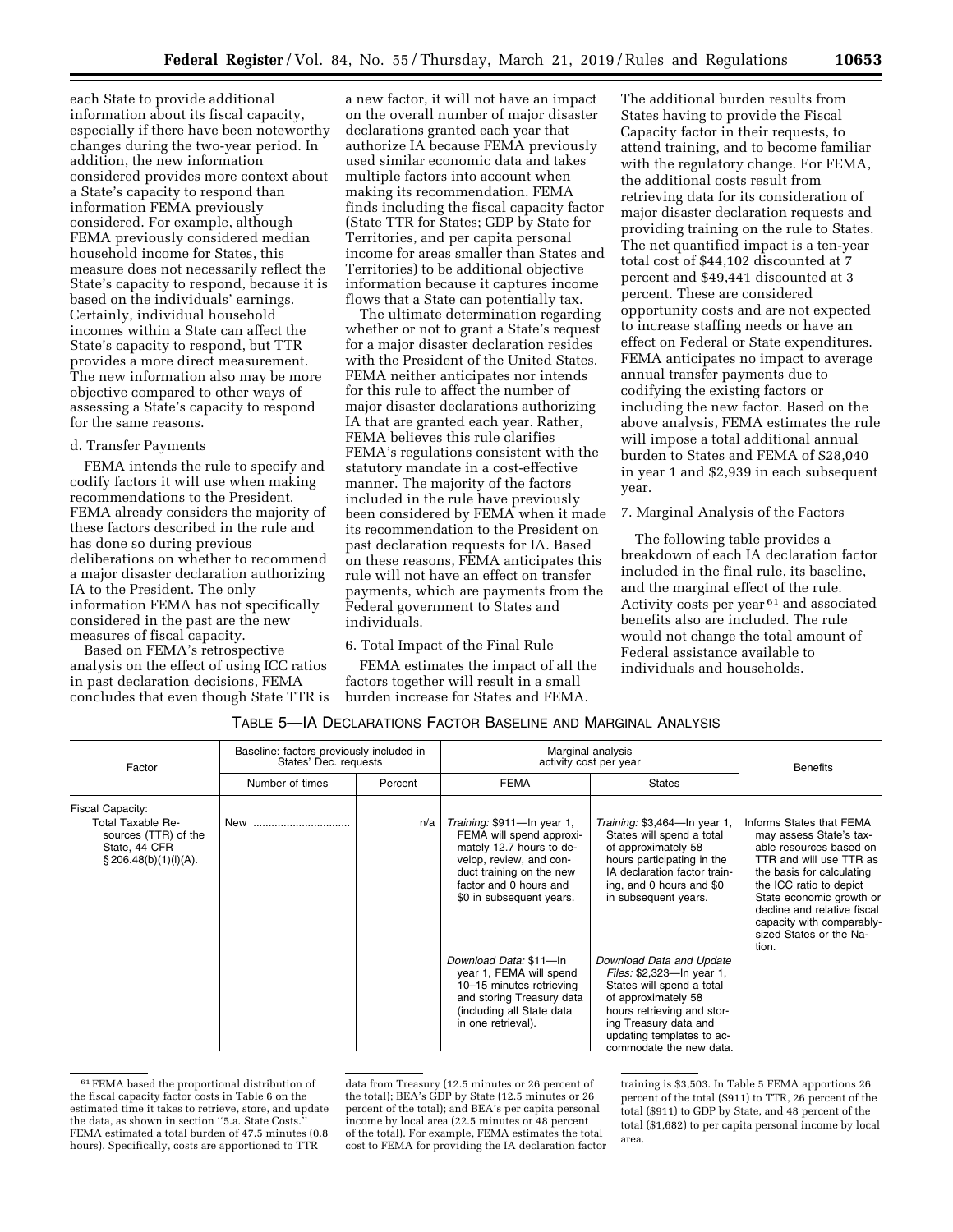each State to provide additional information about its fiscal capacity, especially if there have been noteworthy changes during the two-year period. In addition, the new information considered provides more context about a State's capacity to respond than information FEMA previously considered. For example, although FEMA previously considered median household income for States, this measure does not necessarily reflect the State's capacity to respond, because it is based on the individuals' earnings. Certainly, individual household incomes within a State can affect the State's capacity to respond, but TTR provides a more direct measurement. The new information also may be more objective compared to other ways of assessing a State's capacity to respond for the same reasons.

d. Transfer Payments

FEMA intends the rule to specify and codify factors it will use when making recommendations to the President. FEMA already considers the majority of these factors described in the rule and has done so during previous deliberations on whether to recommend a major disaster declaration authorizing IA to the President. The only information FEMA has not specifically considered in the past are the new measures of fiscal capacity.

Based on FEMA's retrospective analysis on the effect of using ICC ratios in past declaration decisions, FEMA concludes that even though State TTR is a new factor, it will not have an impact on the overall number of major disaster declarations granted each year that authorize IA because FEMA previously used similar economic data and takes multiple factors into account when making its recommendation. FEMA finds including the fiscal capacity factor (State TTR for States; GDP by State for Territories, and per capita personal income for areas smaller than States and Territories) to be additional objective information because it captures income flows that a State can potentially tax.

The ultimate determination regarding whether or not to grant a State's request for a major disaster declaration resides with the President of the United States. FEMA neither anticipates nor intends for this rule to affect the number of major disaster declarations authorizing IA that are granted each year. Rather, FEMA believes this rule clarifies FEMA's regulations consistent with the statutory mandate in a cost-effective manner. The majority of the factors included in the rule have previously been considered by FEMA when it made its recommendation to the President on past declaration requests for IA. Based on these reasons, FEMA anticipates this rule will not have an effect on transfer payments, which are payments from the Federal government to States and individuals.

6. Total Impact of the Final Rule

FEMA estimates the impact of all the factors together will result in a small burden increase for States and FEMA. The additional burden results from States having to provide the Fiscal Capacity factor in their requests, to attend training, and to become familiar with the regulatory change. For FEMA, the additional costs result from retrieving data for its consideration of major disaster declaration requests and providing training on the rule to States. The net quantified impact is a ten-year total cost of $44,102 discounted at 7 percent and $49,441 discounted at 3 percent. These are considered opportunity costs and are not expected to increase staffing needs or have an effect on Federal or State expenditures. FEMA anticipates no impact to average annual transfer payments due to codifying the existing factors or including the new factor. Based on the above analysis, FEMA estimates the rule will impose a total additional annual burden to States and FEMA of $28,040 in year 1 and $2,939 in each subsequent year.

7. Marginal Analysis of the Factors

The following table provides a breakdown of each IA declaration factor included in the final rule, its baseline, and the marginal effect of the rule. Activity costs per year[61] and associated benefits also are included. The rule would not change the total amount of Federal assistance available to individuals and households.

TABLE 5—IA DECLARATIONS FACTOR BASELINE AND MARGINAL ANALYSIS

| Factor | Baseline: factors previously included in States' Dec. requests | | Marginal analysis activity cost per year | | Benefits |
|---|---|---|---|---|---|
| | Number of times | Percent | FEMA | States | |
| Fiscal Capacity: Total Taxable Resources (TTR) of the State, 44 CFR § 206.48(b)(1)(i)(A). | New | n/a | *Training:* $911—In year 1, FEMA will spend approximately 12.7 hours to develop, review, and conduct training on the new factor and 0 hours and $0 in subsequent years. | *Training:* $3,464—In year 1, States will spend a total of approximately 58 hours participating in the IA declaration factor training, and 0 hours and $0 in subsequent years. | Informs States that FEMA may assess State's taxable resources based on TTR and will use TTR as the basis for calculating the ICC ratio to depict State economic growth or decline and relative fiscal capacity with comparably-sized States or the Nation. |
| | | | *Download Data:* $11—In year 1, FEMA will spend 10–15 minutes retrieving and storing Treasury data (including all State data in one retrieval). | *Download Data and Update Files:* $2,323—In year 1, States will spend a total of approximately 58 hours retrieving and storing Treasury data and updating templates to accommodate the new data. | |

[61] FEMA based the proportional distribution of the fiscal capacity factor costs in Table 6 on the estimated time it takes to retrieve, store, and update the data, as shown in section "5.a. State Costs." FEMA estimated a total burden of 47.5 minutes (0.8 hours). Specifically, costs are apportioned to TTR data from Treasury (12.5 minutes or 26 percent of the total); BEA's GDP by State (12.5 minutes or 26 percent of the total); and BEA's per capita personal income by local area (22.5 minutes or 48 percent of the total). For example, FEMA estimates the total cost to FEMA for providing the IA declaration factor training is $3,503. In Table 5 FEMA apportions 26 percent of the total ($911) to TTR, 26 percent of the total ($911) to GDP by State, and 48 percent of the total ($1,682) to per capita personal income by local area.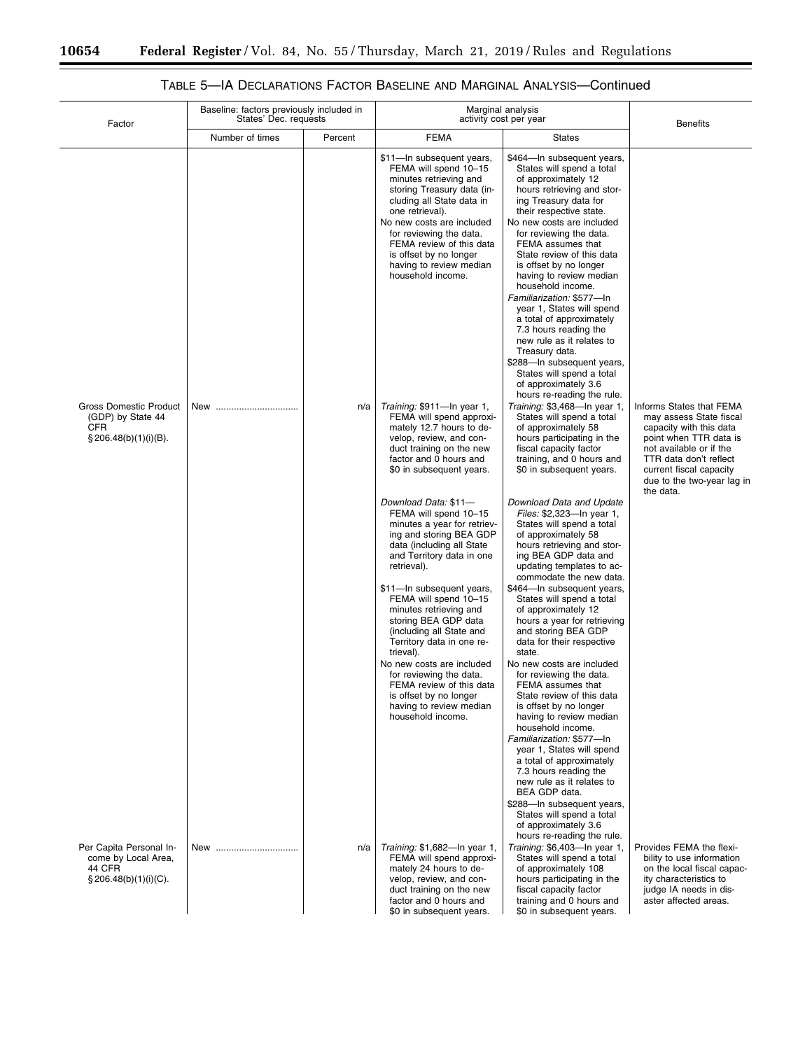## TABLE 5—IA DECLARATIONS FACTOR BASELINE AND MARGINAL ANALYSIS—Continued

| Factor | Baseline: factors previously included in States' Dec. requests | | Marginal analysis activity cost per year | | Benefits |
|---|---|---|---|---|---|
| | Number of times | Percent | FEMA | States | |
| | | | $11—In subsequent years, FEMA will spend 10–15 minutes retrieving and storing Treasury data (including all State data in one retrieval).<br>No new costs are included for reviewing the data. FEMA review of this data is offset by no longer having to review median household income. | $464—In subsequent years, States will spend a total of approximately 12 hours retrieving and storing Treasury data for their respective state.<br>No new costs are included for reviewing the data. FEMA assumes that State review of this data is offset by no longer having to review median household income.<br>*Familiarization:* $577—In year 1, States will spend a total of approximately 7.3 hours reading the new rule as it relates to Treasury data.<br>$288—In subsequent years, States will spend a total of approximately 3.6 hours re-reading the rule. | |
| Gross Domestic Product (GDP) by State 44 CFR § 206.48(b)(1)(i)(B). | New | n/a | *Training:* $911—In year 1, FEMA will spend approximately 12.7 hours to develop, review, and conduct training on the new factor and 0 hours and $0 in subsequent years.<br>*Download Data:* $11—FEMA will spend 10–15 minutes a year for retrieving and storing BEA GDP data (including all State and Territory data in one retrieval).<br>$11—In subsequent years, FEMA will spend 10–15 minutes retrieving and storing BEA GDP data (including all State and Territory data in one retrieval).<br>No new costs are included for reviewing the data. FEMA review of this data is offset by no longer having to review median household income. | *Training:* $3,468—In year 1, States will spend a total of approximately 58 hours participating in the fiscal capacity factor training, and 0 hours and $0 in subsequent years.<br>*Download Data and Update Files:* $2,323—In year 1, States will spend a total of approximately 58 hours retrieving and storing BEA GDP data and updating templates to accommodate the new data.<br>$464—In subsequent years, States will spend a total of approximately 12 hours a year for retrieving and storing BEA GDP data for their respective state.<br>No new costs are included for reviewing the data. FEMA assumes that State review of this data is offset by no longer having to review median household income.<br>*Familiarization:* $577—In year 1, States will spend a total of approximately 7.3 hours reading the new rule as it relates to BEA GDP data.<br>$288—In subsequent years, States will spend a total of approximately 3.6 hours re-reading the rule. | Informs States that FEMA may assess State fiscal capacity with this data point when TTR data is not available or if the TTR data don't reflect current fiscal capacity due to the two-year lag in the data. |
| Per Capita Personal Income by Local Area, 44 CFR § 206.48(b)(1)(i)(C). | New | n/a | *Training:* $1,682—In year 1, FEMA will spend approximately 24 hours to develop, review, and conduct training on the new factor and 0 hours and $0 in subsequent years. | *Training:* $6,403—In year 1, States will spend a total of approximately 108 hours participating in the fiscal capacity factor training and 0 hours and $0 in subsequent years. | Provides FEMA the flexibility to use information on the local fiscal capacity characteristics to judge IA needs in disaster affected areas. |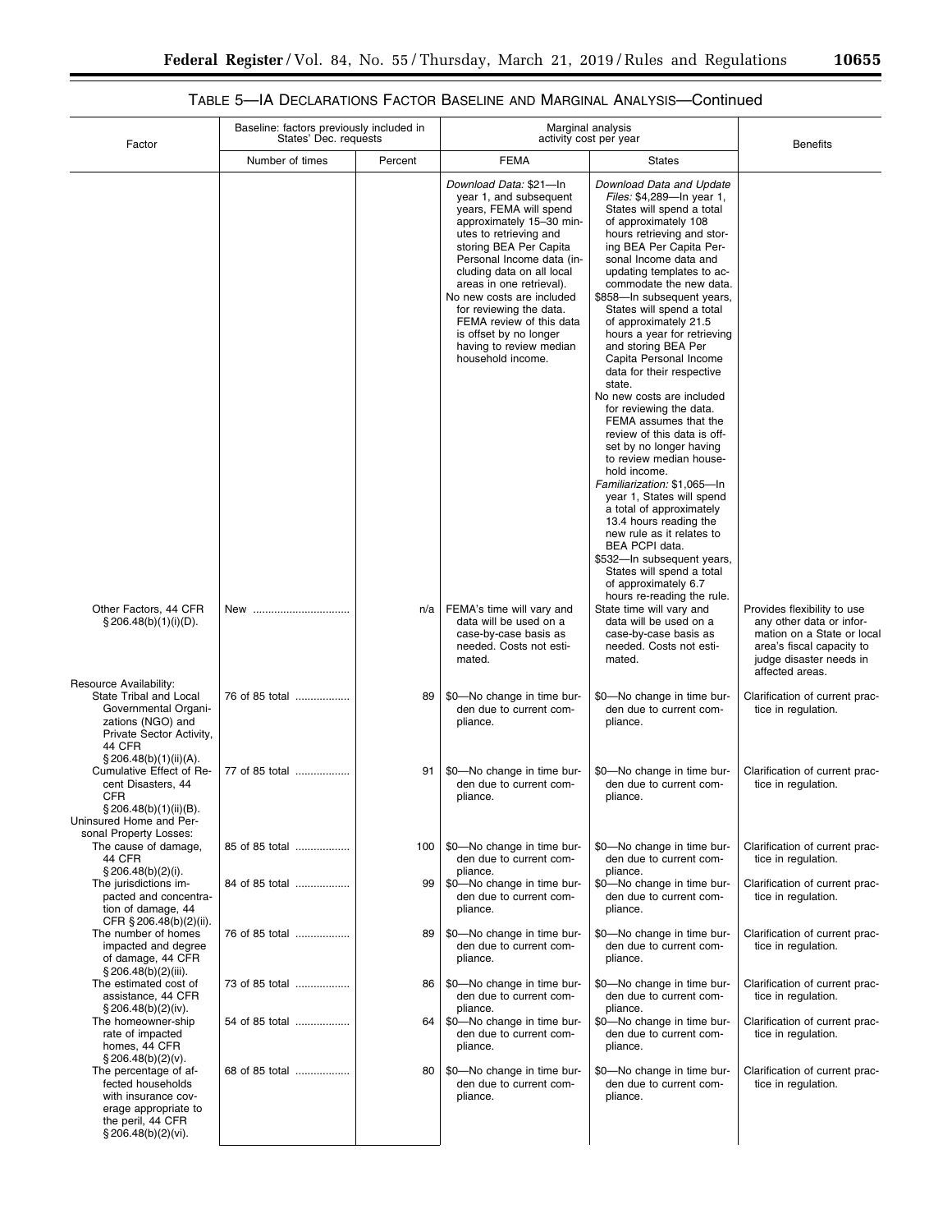## TABLE 5—IA DECLARATIONS FACTOR BASELINE AND MARGINAL ANALYSIS—Continued

| Factor | Baseline: factors previously included in States' Dec. requests | | Marginal analysis activity cost per year | | Benefits |
|---|---|---|---|---|---|
| | Number of times | Percent | FEMA | States | |
| | | | *Download Data:* $21—In year 1, and subsequent years, FEMA will spend approximately 15–30 minutes to retrieving and storing BEA Per Capita Personal Income data (including data on all local areas in one retrieval). No new costs are included for reviewing the data. FEMA review of this data is offset by no longer having to review median household income. | *Download Data and Update Files:* $4,289—In year 1, States will spend a total of approximately 108 hours retrieving and storing BEA Per Capita Personal Income data and updating templates to accommodate the new data. $858—In subsequent years, States will spend a total of approximately 21.5 hours a year for retrieving and storing BEA Per Capita Personal Income data for their respective state. No new costs are included for reviewing the data. FEMA assumes that the review of this data is offset by no longer having to review median household income. *Familiarization:* $1,065—In year 1, States will spend a total of approximately 13.4 hours reading the new rule as it relates to BEA PCPI data. $532—In subsequent years, States will spend a total of approximately 6.7 hours re-reading the rule. | |
| Other Factors, 44 CFR § 206.48(b)(1)(i)(D). | New | n/a | FEMA's time will vary and data will be used on a case-by-case basis as needed. Costs not estimated. | State time will vary and data will be used on a case-by-case basis as needed. Costs not estimated. | Provides flexibility to use any other data or information on a State or local area's fiscal capacity to judge disaster needs in affected areas. |
| Resource Availability: | | | | | |
| State Tribal and Local Governmental Organizations (NGO) and Private Sector Activity, 44 CFR § 206.48(b)(1)(ii)(A). | 76 of 85 total | 89 | $0—No change in time burden due to current compliance. | $0—No change in time burden due to current compliance. | Clarification of current practice in regulation. |
| Cumulative Effect of Recent Disasters, 44 CFR § 206.48(b)(1)(ii)(B). | 77 of 85 total | 91 | $0—No change in time burden due to current compliance. | $0—No change in time burden due to current compliance. | Clarification of current practice in regulation. |
| Uninsured Home and Personal Property Losses: | | | | | |
| The cause of damage, 44 CFR § 206.48(b)(2)(i). | 85 of 85 total | 100 | $0—No change in time burden due to current compliance. | $0—No change in time burden due to current compliance. | Clarification of current practice in regulation. |
| The jurisdictions impacted and concentration of damage, 44 CFR § 206.48(b)(2)(ii). | 84 of 85 total | 99 | $0—No change in time burden due to current compliance. | $0—No change in time burden due to current compliance. | Clarification of current practice in regulation. |
| The number of homes impacted and degree of damage, 44 CFR § 206.48(b)(2)(iii). | 76 of 85 total | 89 | $0—No change in time burden due to current compliance. | $0—No change in time burden due to current compliance. | Clarification of current practice in regulation. |
| The estimated cost of assistance, 44 CFR § 206.48(b)(2)(iv). | 73 of 85 total | 86 | $0—No change in time burden due to current compliance. | $0—No change in time burden due to current compliance. | Clarification of current practice in regulation. |
| The homeowner-ship rate of impacted homes, 44 CFR § 206.48(b)(2)(v). | 54 of 85 total | 64 | $0—No change in time burden due to current compliance. | $0—No change in time burden due to current compliance. | Clarification of current practice in regulation. |
| The percentage of affected households with insurance coverage appropriate to the peril, 44 CFR § 206.48(b)(2)(vi). | 68 of 85 total | 80 | $0—No change in time burden due to current compliance. | $0—No change in time burden due to current compliance. | Clarification of current practice in regulation. |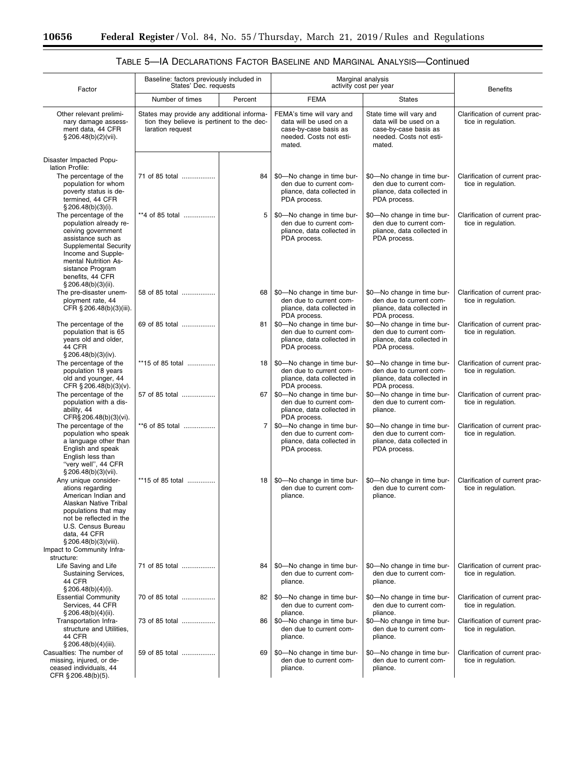## TABLE 5—IA DECLARATIONS FACTOR BASELINE AND MARGINAL ANALYSIS—Continued

| Factor | Baseline: factors previously included in States' Dec. requests | | Marginal analysis activity cost per year | | Benefits |
|---|---|---|---|---|---|
| | Number of times | Percent | FEMA | States | |
| Other relevant preliminary damage assessment data, 44 CFR § 206.48(b)(2)(vii). | States may provide any additional information they believe is pertinent to the declaration request | | FEMA's time will vary and data will be used on a case-by-case basis as needed. Costs not estimated. | State time will vary and data will be used on a case-by-case basis as needed. Costs not estimated. | Clarification of current practice in regulation. |
| Disaster Impacted Population Profile: | | | | | |
| The percentage of the population for whom poverty status is determined, 44 CFR § 206.48(b)(3)(i). | 71 of 85 total | 84 | $0—No change in time burden due to current compliance, data collected in PDA process. | $0—No change in time burden due to current compliance, data collected in PDA process. | Clarification of current practice in regulation. |
| The percentage of the population already receiving government assistance such as Supplemental Security Income and Supplemental Nutrition Assistance Program benefits, 44 CFR § 206.48(b)(3)(ii). | **4 of 85 total | 5 | $0—No change in time burden due to current compliance, data collected in PDA process. | $0—No change in time burden due to current compliance, data collected in PDA process. | Clarification of current practice in regulation. |
| The pre-disaster unemployment rate, 44 CFR § 206.48(b)(3)(iii). | 58 of 85 total | 68 | $0—No change in time burden due to current compliance, data collected in PDA process. | $0—No change in time burden due to current compliance, data collected in PDA process. | Clarification of current practice in regulation. |
| The percentage of the population that is 65 years old and older, 44 CFR § 206.48(b)(3)(iv). | 69 of 85 total | 81 | $0—No change in time burden due to current compliance, data collected in PDA process. | $0—No change in time burden due to current compliance, data collected in PDA process. | Clarification of current practice in regulation. |
| The percentage of the population 18 years old and younger, 44 CFR § 206.48(b)(3)(v). | **15 of 85 total | 18 | $0—No change in time burden due to current compliance, data collected in PDA process. | $0—No change in time burden due to current compliance, data collected in PDA process. | Clarification of current practice in regulation. |
| The percentage of the population with a disability, 44 CFR§ 206.48(b)(3)(vi). | 57 of 85 total | 67 | $0—No change in time burden due to current compliance, data collected in PDA process. | $0—No change in time burden due to current compliance. | Clarification of current practice in regulation. |
| The percentage of the population who speak a language other than English and speak English less than "very well", 44 CFR § 206.48(b)(3)(vii). | **6 of 85 total | 7 | $0—No change in time burden due to current compliance, data collected in PDA process. | $0—No change in time burden due to current compliance, data collected in PDA process. | Clarification of current practice in regulation. |
| Any unique considerations regarding American Indian and Alaskan Native Tribal populations that may not be reflected in the U.S. Census Bureau data, 44 CFR § 206.48(b)(3)(viii). | **15 of 85 total | 18 | $0—No change in time burden due to current compliance. | $0—No change in time burden due to current compliance. | Clarification of current practice in regulation. |
| Impact to Community Infrastructure: | | | | | |
| Life Saving and Life Sustaining Services, 44 CFR § 206.48(b)(4)(i). | 71 of 85 total | 84 | $0—No change in time burden due to current compliance. | $0—No change in time burden due to current compliance. | Clarification of current practice in regulation. |
| Essential Community Services, 44 CFR § 206.48(b)(4)(ii). | 70 of 85 total | 82 | $0—No change in time burden due to current compliance. | $0—No change in time burden due to current compliance. | Clarification of current practice in regulation. |
| Transportation Infrastructure and Utilities, 44 CFR § 206.48(b)(4)(iii). | 73 of 85 total | 86 | $0—No change in time burden due to current compliance. | $0—No change in time burden due to current compliance. | Clarification of current practice in regulation. |
| Casualties: The number of missing, injured, or deceased individuals, 44 CFR § 206.48(b)(5). | 59 of 85 total | 69 | $0—No change in time burden due to current compliance. | $0—No change in time burden due to current compliance. | Clarification of current practice in regulation. |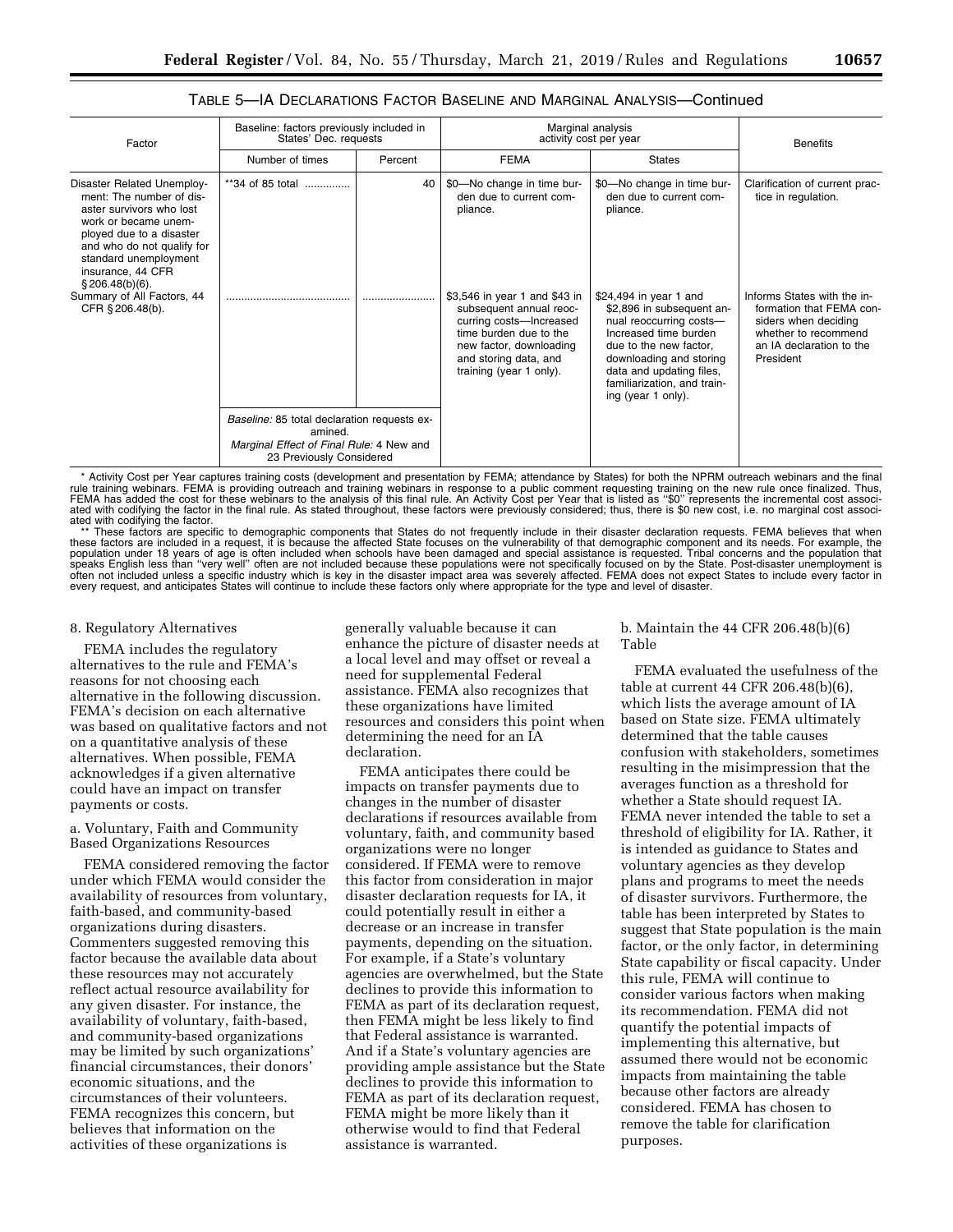TABLE 5—IA DECLARATIONS FACTOR BASELINE AND MARGINAL ANALYSIS—Continued

| Factor | Baseline: factors previously included in States' Dec. requests | | Marginal analysis activity cost per year | | Benefits |
|---|---|---|---|---|---|
| | Number of times | Percent | FEMA | States | |
| Disaster Related Unemployment: The number of disaster survivors who lost work or became unemployed due to a disaster and who do not qualify for standard unemployment insurance, 44 CFR § 206.48(b)(6). | **34 of 85 total .............. | 40 | $0—No change in time burden due to current compliance. | $0—No change in time burden due to current compliance. | Clarification of current practice in regulation. |
| Summary of All Factors, 44 CFR § 206.48(b). | ........................................ | ...................... | $3,546 in year 1 and $43 in subsequent annual reoccurring costs—Increased time burden due to the new factor, downloading and storing data, and training (year 1 only). | $24,494 in year 1 and $2,896 in subsequent annual reoccurring costs—Increased time burden due to the new factor, downloading and storing data and updating files, familiarization, and training (year 1 only). | Informs States with the information that FEMA considers when deciding whether to recommend an IA declaration to the President |
| | *Baseline:* 85 total declaration requests examined. *Marginal Effect of Final Rule:* 4 New and 23 Previously Considered | | | | |

\* Activity Cost per Year captures training costs (development and presentation by FEMA; attendance by States) for both the NPRM outreach webinars and the final rule training webinars. FEMA is providing outreach and training webinars in response to a public comment requesting training on the new rule once finalized. Thus, FEMA has added the cost for these webinars to the analysis of this final rule. An Activity Cost per Year that is listed as "$0" represents the incremental cost associated with codifying the factor in the final rule. As stated throughout, these factors were previously considered; thus, there is $0 new cost, i.e. no marginal cost associated with codifying the factor.

\*\* These factors are specific to demographic components that States do not frequently include in their disaster declaration requests. FEMA believes that when these factors are included in a request, it is because the affected State focuses on the vulnerability of that demographic component and its needs. For example, the population under 18 years of age is often included when schools have been damaged and special assistance is requested. Tribal concerns and the population that speaks English less than "very well" often are not included because these populations were not specifically focused on by the State. Post-disaster unemployment is often not included unless a specific industry which is key in the disaster impact area was severely affected. FEMA does not expect States to include every factor in every request, and anticipates States will continue to include these factors only where appropriate for the type and level of disaster.

8. Regulatory Alternatives

FEMA includes the regulatory alternatives to the rule and FEMA's reasons for not choosing each alternative in the following discussion. FEMA's decision on each alternative was based on qualitative factors and not on a quantitative analysis of these alternatives. When possible, FEMA acknowledges if a given alternative could have an impact on transfer payments or costs.

a. Voluntary, Faith and Community Based Organizations Resources

FEMA considered removing the factor under which FEMA would consider the availability of resources from voluntary, faith-based, and community-based organizations during disasters. Commenters suggested removing this factor because the available data about these resources may not accurately reflect actual resource availability for any given disaster. For instance, the availability of voluntary, faith-based, and community-based organizations may be limited by such organizations' financial circumstances, their donors' economic situations, and the circumstances of their volunteers. FEMA recognizes this concern, but believes that information on the activities of these organizations is generally valuable because it can enhance the picture of disaster needs at a local level and may offset or reveal a need for supplemental Federal assistance. FEMA also recognizes that these organizations have limited resources and considers this point when determining the need for an IA declaration.

FEMA anticipates there could be impacts on transfer payments due to changes in the number of disaster declarations if resources available from voluntary, faith, and community based organizations were no longer considered. If FEMA were to remove this factor from consideration in major disaster declaration requests for IA, it could potentially result in either a decrease or an increase in transfer payments, depending on the situation. For example, if a State's voluntary agencies are overwhelmed, but the State declines to provide this information to FEMA as part of its declaration request, then FEMA might be less likely to find that Federal assistance is warranted. And if a State's voluntary agencies are providing ample assistance but the State declines to provide this information to FEMA as part of its declaration request, FEMA might be more likely than it otherwise would to find that Federal assistance is warranted.

b. Maintain the 44 CFR 206.48(b)(6) Table

FEMA evaluated the usefulness of the table at current 44 CFR 206.48(b)(6), which lists the average amount of IA based on State size. FEMA ultimately determined that the table causes confusion with stakeholders, sometimes resulting in the misimpression that the averages function as a threshold for whether a State should request IA. FEMA never intended the table to set a threshold of eligibility for IA. Rather, it is intended as guidance to States and voluntary agencies as they develop plans and programs to meet the needs of disaster survivors. Furthermore, the table has been interpreted by States to suggest that State population is the main factor, or the only factor, in determining State capability or fiscal capacity. Under this rule, FEMA will continue to consider various factors when making its recommendation. FEMA did not quantify the potential impacts of implementing this alternative, but assumed there would not be economic impacts from maintaining the table because other factors are already considered. FEMA has chosen to remove the table for clarification purposes.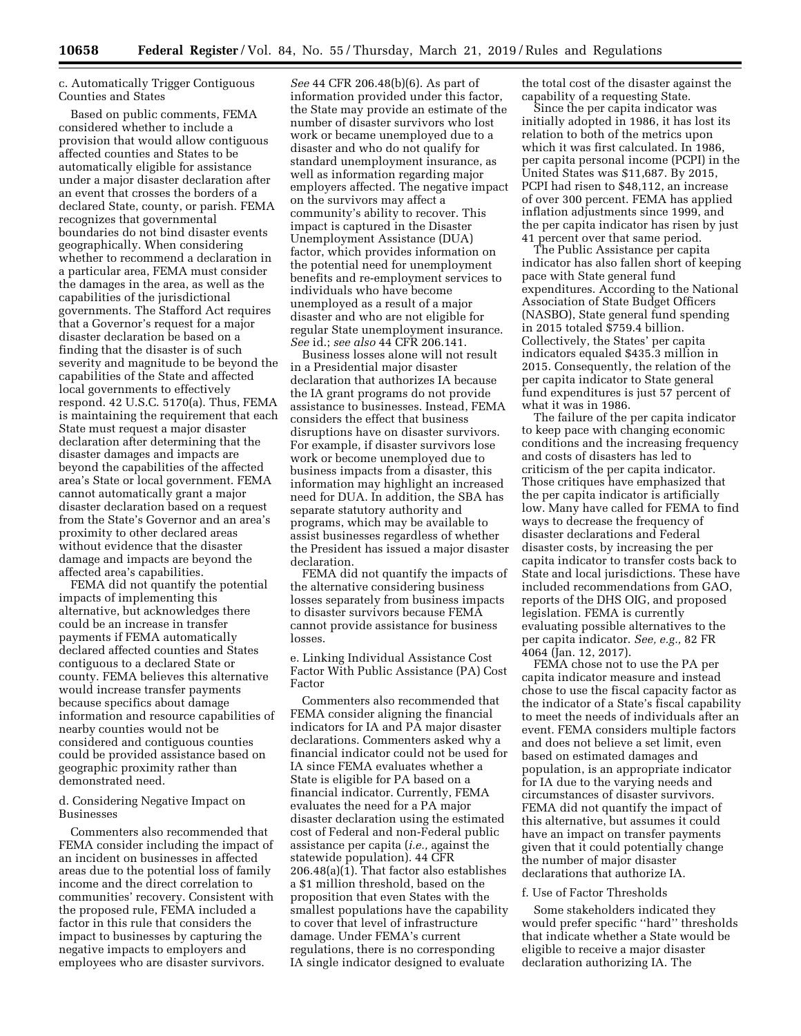c. Automatically Trigger Contiguous Counties and States

Based on public comments, FEMA considered whether to include a provision that would allow contiguous affected counties and States to be automatically eligible for assistance under a major disaster declaration after an event that crosses the borders of a declared State, county, or parish. FEMA recognizes that governmental boundaries do not bind disaster events geographically. When considering whether to recommend a declaration in a particular area, FEMA must consider the damages in the area, as well as the capabilities of the jurisdictional governments. The Stafford Act requires that a Governor's request for a major disaster declaration be based on a finding that the disaster is of such severity and magnitude to be beyond the capabilities of the State and affected local governments to effectively respond. 42 U.S.C. 5170(a). Thus, FEMA is maintaining the requirement that each State must request a major disaster declaration after determining that the disaster damages and impacts are beyond the capabilities of the affected area's State or local government. FEMA cannot automatically grant a major disaster declaration based on a request from the State's Governor and an area's proximity to other declared areas without evidence that the disaster damage and impacts are beyond the affected area's capabilities.

FEMA did not quantify the potential impacts of implementing this alternative, but acknowledges there could be an increase in transfer payments if FEMA automatically declared affected counties and States contiguous to a declared State or county. FEMA believes this alternative would increase transfer payments because specifics about damage information and resource capabilities of nearby counties would not be considered and contiguous counties could be provided assistance based on geographic proximity rather than demonstrated need.

d. Considering Negative Impact on Businesses

Commenters also recommended that FEMA consider including the impact of an incident on businesses in affected areas due to the potential loss of family income and the direct correlation to communities' recovery. Consistent with the proposed rule, FEMA included a factor in this rule that considers the impact to businesses by capturing the negative impacts to employers and employees who are disaster survivors. *See* 44 CFR 206.48(b)(6). As part of information provided under this factor, the State may provide an estimate of the number of disaster survivors who lost work or became unemployed due to a disaster and who do not qualify for standard unemployment insurance, as well as information regarding major employers affected. The negative impact on the survivors may affect a community's ability to recover. This impact is captured in the Disaster Unemployment Assistance (DUA) factor, which provides information on the potential need for unemployment benefits and re-employment services to individuals who have become unemployed as a result of a major disaster and who are not eligible for regular State unemployment insurance. *See* id.; *see also* 44 CFR 206.141.

Business losses alone will not result in a Presidential major disaster declaration that authorizes IA because the IA grant programs do not provide assistance to businesses. Instead, FEMA considers the effect that business disruptions have on disaster survivors. For example, if disaster survivors lose work or become unemployed due to business impacts from a disaster, this information may highlight an increased need for DUA. In addition, the SBA has separate statutory authority and programs, which may be available to assist businesses regardless of whether the President has issued a major disaster declaration.

FEMA did not quantify the impacts of the alternative considering business losses separately from business impacts to disaster survivors because FEMA cannot provide assistance for business losses.

e. Linking Individual Assistance Cost Factor With Public Assistance (PA) Cost Factor

Commenters also recommended that FEMA consider aligning the financial indicators for IA and PA major disaster declarations. Commenters asked why a financial indicator could not be used for IA since FEMA evaluates whether a State is eligible for PA based on a financial indicator. Currently, FEMA evaluates the need for a PA major disaster declaration using the estimated cost of Federal and non-Federal public assistance per capita (*i.e.,* against the statewide population). 44 CFR 206.48(a)(1). That factor also establishes a $1 million threshold, based on the proposition that even States with the smallest populations have the capability to cover that level of infrastructure damage. Under FEMA's current regulations, there is no corresponding IA single indicator designed to evaluate the total cost of the disaster against the capability of a requesting State.

Since the per capita indicator was initially adopted in 1986, it has lost its relation to both of the metrics upon which it was first calculated. In 1986, per capita personal income (PCPI) in the United States was $11,687. By 2015, PCPI had risen to $48,112, an increase of over 300 percent. FEMA has applied inflation adjustments since 1999, and the per capita indicator has risen by just 41 percent over that same period.

The Public Assistance per capita indicator has also fallen short of keeping pace with State general fund expenditures. According to the National Association of State Budget Officers (NASBO), State general fund spending in 2015 totaled $759.4 billion. Collectively, the States' per capita indicators equaled $435.3 million in 2015. Consequently, the relation of the per capita indicator to State general fund expenditures is just 57 percent of what it was in 1986.

The failure of the per capita indicator to keep pace with changing economic conditions and the increasing frequency and costs of disasters has led to criticism of the per capita indicator. Those critiques have emphasized that the per capita indicator is artificially low. Many have called for FEMA to find ways to decrease the frequency of disaster declarations and Federal disaster costs, by increasing the per capita indicator to transfer costs back to State and local jurisdictions. These have included recommendations from GAO, reports of the DHS OIG, and proposed legislation. FEMA is currently evaluating possible alternatives to the per capita indicator. *See, e.g.,* 82 FR 4064 (Jan. 12, 2017).

FEMA chose not to use the PA per capita indicator measure and instead chose to use the fiscal capacity factor as the indicator of a State's fiscal capability to meet the needs of individuals after an event. FEMA considers multiple factors and does not believe a set limit, even based on estimated damages and population, is an appropriate indicator for IA due to the varying needs and circumstances of disaster survivors. FEMA did not quantify the impact of this alternative, but assumes it could have an impact on transfer payments given that it could potentially change the number of major disaster declarations that authorize IA.

f. Use of Factor Thresholds

Some stakeholders indicated they would prefer specific "hard" thresholds that indicate whether a State would be eligible to receive a major disaster declaration authorizing IA. The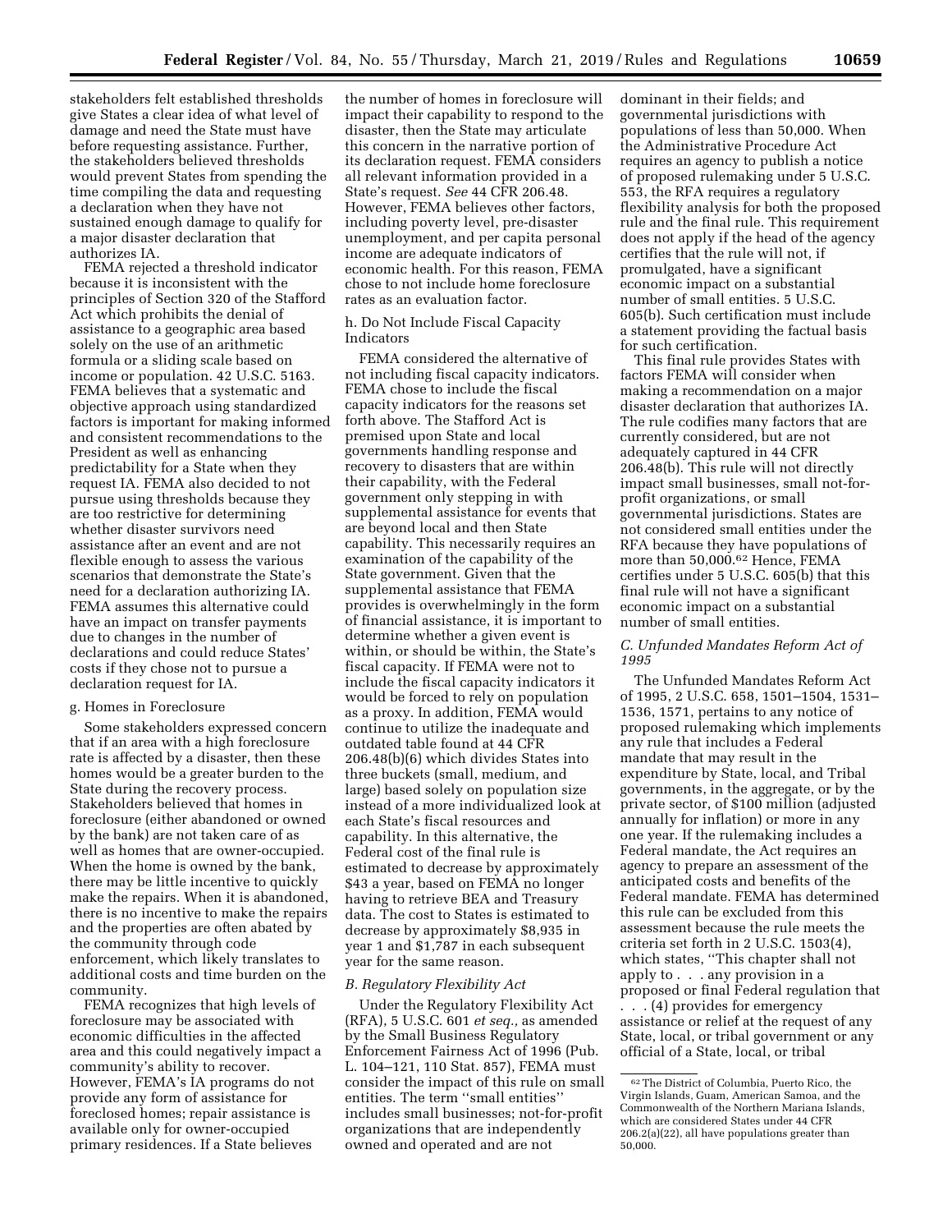stakeholders felt established thresholds give States a clear idea of what level of damage and need the State must have before requesting assistance. Further, the stakeholders believed thresholds would prevent States from spending the time compiling the data and requesting a declaration when they have not sustained enough damage to qualify for a major disaster declaration that authorizes IA.

FEMA rejected a threshold indicator because it is inconsistent with the principles of Section 320 of the Stafford Act which prohibits the denial of assistance to a geographic area based solely on the use of an arithmetic formula or a sliding scale based on income or population. 42 U.S.C. 5163. FEMA believes that a systematic and objective approach using standardized factors is important for making informed and consistent recommendations to the President as well as enhancing predictability for a State when they request IA. FEMA also decided to not pursue using thresholds because they are too restrictive for determining whether disaster survivors need assistance after an event and are not flexible enough to assess the various scenarios that demonstrate the State's need for a declaration authorizing IA. FEMA assumes this alternative could have an impact on transfer payments due to changes in the number of declarations and could reduce States' costs if they chose not to pursue a declaration request for IA.

g. Homes in Foreclosure

Some stakeholders expressed concern that if an area with a high foreclosure rate is affected by a disaster, then these homes would be a greater burden to the State during the recovery process. Stakeholders believed that homes in foreclosure (either abandoned or owned by the bank) are not taken care of as well as homes that are owner-occupied. When the home is owned by the bank, there may be little incentive to quickly make the repairs. When it is abandoned, there is no incentive to make the repairs and the properties are often abated by the community through code enforcement, which likely translates to additional costs and time burden on the community.

FEMA recognizes that high levels of foreclosure may be associated with economic difficulties in the affected area and this could negatively impact a community's ability to recover. However, FEMA's IA programs do not provide any form of assistance for foreclosed homes; repair assistance is available only for owner-occupied primary residences. If a State believes the number of homes in foreclosure will impact their capability to respond to the disaster, then the State may articulate this concern in the narrative portion of its declaration request. FEMA considers all relevant information provided in a State's request. *See* 44 CFR 206.48. However, FEMA believes other factors, including poverty level, pre-disaster unemployment, and per capita personal income are adequate indicators of economic health. For this reason, FEMA chose to not include home foreclosure rates as an evaluation factor.

h. Do Not Include Fiscal Capacity Indicators

FEMA considered the alternative of not including fiscal capacity indicators. FEMA chose to include the fiscal capacity indicators for the reasons set forth above. The Stafford Act is premised upon State and local governments handling response and recovery to disasters that are within their capability, with the Federal government only stepping in with supplemental assistance for events that are beyond local and then State capability. This necessarily requires an examination of the capability of the State government. Given that the supplemental assistance that FEMA provides is overwhelmingly in the form of financial assistance, it is important to determine whether a given event is within, or should be within, the State's fiscal capacity. If FEMA were not to include the fiscal capacity indicators it would be forced to rely on population as a proxy. In addition, FEMA would continue to utilize the inadequate and outdated table found at 44 CFR 206.48(b)(6) which divides States into three buckets (small, medium, and large) based solely on population size instead of a more individualized look at each State's fiscal resources and capability. In this alternative, the Federal cost of the final rule is estimated to decrease by approximately $43 a year, based on FEMA no longer having to retrieve BEA and Treasury data. The cost to States is estimated to decrease by approximately $8,935 in year 1 and $1,787 in each subsequent year for the same reason.

### *B. Regulatory Flexibility Act*

Under the Regulatory Flexibility Act (RFA), 5 U.S.C. 601 *et seq.*, as amended by the Small Business Regulatory Enforcement Fairness Act of 1996 (Pub. L. 104–121, 110 Stat. 857), FEMA must consider the impact of this rule on small entities. The term "small entities" includes small businesses; not-for-profit organizations that are independently owned and operated and are not dominant in their fields; and governmental jurisdictions with populations of less than 50,000. When the Administrative Procedure Act requires an agency to publish a notice of proposed rulemaking under 5 U.S.C. 553, the RFA requires a regulatory flexibility analysis for both the proposed rule and the final rule. This requirement does not apply if the head of the agency certifies that the rule will not, if promulgated, have a significant economic impact on a substantial number of small entities. 5 U.S.C. 605(b). Such certification must include a statement providing the factual basis for such certification.

This final rule provides States with factors FEMA will consider when making a recommendation on a major disaster declaration that authorizes IA. The rule codifies many factors that are currently considered, but are not adequately captured in 44 CFR 206.48(b). This rule will not directly impact small businesses, small not-for-profit organizations, or small governmental jurisdictions. States are not considered small entities under the RFA because they have populations of more than 50,000.[62] Hence, FEMA certifies under 5 U.S.C. 605(b) that this final rule will not have a significant economic impact on a substantial number of small entities.

### *C. Unfunded Mandates Reform Act of 1995*

The Unfunded Mandates Reform Act of 1995, 2 U.S.C. 658, 1501–1504, 1531–1536, 1571, pertains to any notice of proposed rulemaking which implements any rule that includes a Federal mandate that may result in the expenditure by State, local, and Tribal governments, in the aggregate, or by the private sector, of $100 million (adjusted annually for inflation) or more in any one year. If the rulemaking includes a Federal mandate, the Act requires an agency to prepare an assessment of the anticipated costs and benefits of the Federal mandate. FEMA has determined this rule can be excluded from this assessment because the rule meets the criteria set forth in 2 U.S.C. 1503(4), which states, "This chapter shall not apply to . . . any provision in a proposed or final Federal regulation that . . . (4) provides for emergency assistance or relief at the request of any State, local, or tribal government or any official of a State, local, or tribal

---

[62] The District of Columbia, Puerto Rico, the Virgin Islands, Guam, American Samoa, and the Commonwealth of the Northern Mariana Islands, which are considered States under 44 CFR 206.2(a)(22), all have populations greater than 50,000.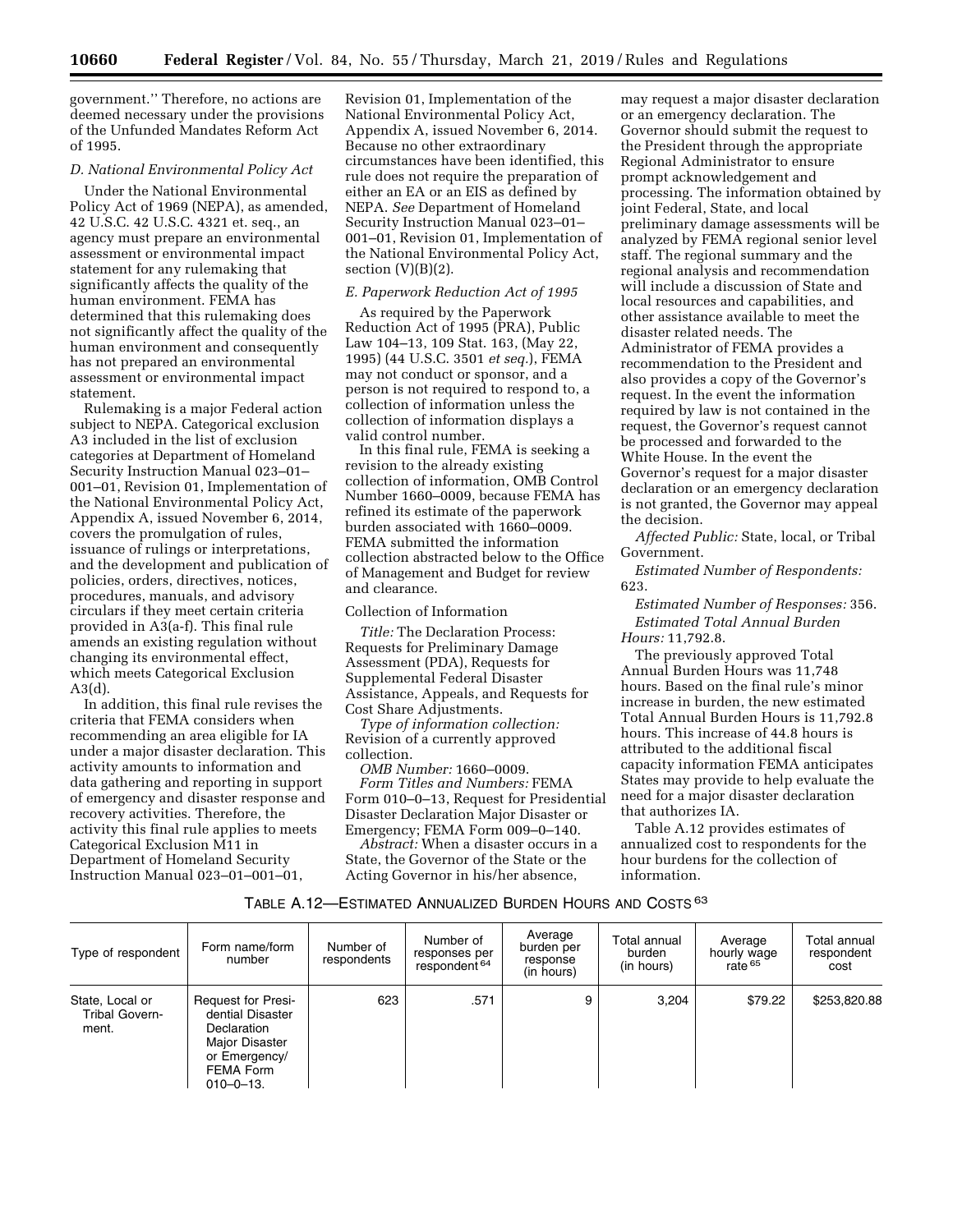government.'' Therefore, no actions are deemed necessary under the provisions of the Unfunded Mandates Reform Act of 1995.

### D. National Environmental Policy Act

Under the National Environmental Policy Act of 1969 (NEPA), as amended, 42 U.S.C. 42 U.S.C. 4321 et. seq., an agency must prepare an environmental assessment or environmental impact statement for any rulemaking that significantly affects the quality of the human environment. FEMA has determined that this rulemaking does not significantly affect the quality of the human environment and consequently has not prepared an environmental assessment or environmental impact statement.

Rulemaking is a major Federal action subject to NEPA. Categorical exclusion A3 included in the list of exclusion categories at Department of Homeland Security Instruction Manual 023–01–001–01, Revision 01, Implementation of the National Environmental Policy Act, Appendix A, issued November 6, 2014, covers the promulgation of rules, issuance of rulings or interpretations, and the development and publication of policies, orders, directives, notices, procedures, manuals, and advisory circulars if they meet certain criteria provided in A3(a-f). This final rule amends an existing regulation without changing its environmental effect, which meets Categorical Exclusion A3(d).

In addition, this final rule revises the criteria that FEMA considers when recommending an area eligible for IA under a major disaster declaration. This activity amounts to information and data gathering and reporting in support of emergency and disaster response and recovery activities. Therefore, the activity this final rule applies to meets Categorical Exclusion M11 in Department of Homeland Security Instruction Manual 023–01–001–01, Revision 01, Implementation of the National Environmental Policy Act, Appendix A, issued November 6, 2014. Because no other extraordinary circumstances have been identified, this rule does not require the preparation of either an EA or an EIS as defined by NEPA. *See* Department of Homeland Security Instruction Manual 023–01–001–01, Revision 01, Implementation of the National Environmental Policy Act, section (V)(B)(2).

### E. Paperwork Reduction Act of 1995

As required by the Paperwork Reduction Act of 1995 (PRA), Public Law 104–13, 109 Stat. 163, (May 22, 1995) (44 U.S.C. 3501 *et seq.*), FEMA may not conduct or sponsor, and a person is not required to respond to, a collection of information unless the collection of information displays a valid control number.

In this final rule, FEMA is seeking a revision to the already existing collection of information, OMB Control Number 1660–0009, because FEMA has refined its estimate of the paperwork burden associated with 1660–0009. FEMA submitted the information collection abstracted below to the Office of Management and Budget for review and clearance.

Collection of Information

*Title:* The Declaration Process: Requests for Preliminary Damage Assessment (PDA), Requests for Supplemental Federal Disaster Assistance, Appeals, and Requests for Cost Share Adjustments.

*Type of information collection:* Revision of a currently approved collection.

*OMB Number:* 1660–0009.

*Form Titles and Numbers:* FEMA Form 010–0–13, Request for Presidential Disaster Declaration Major Disaster or Emergency; FEMA Form 009–0–140.

*Abstract:* When a disaster occurs in a State, the Governor of the State or the Acting Governor in his/her absence, may request a major disaster declaration or an emergency declaration. The Governor should submit the request to the President through the appropriate Regional Administrator to ensure prompt acknowledgement and processing. The information obtained by joint Federal, State, and local preliminary damage assessments will be analyzed by FEMA regional senior level staff. The regional summary and the regional analysis and recommendation will include a discussion of State and local resources and capabilities, and other assistance available to meet the disaster related needs. The Administrator of FEMA provides a recommendation to the President and also provides a copy of the Governor's request. In the event the information required by law is not contained in the request, the Governor's request cannot be processed and forwarded to the White House. In the event the Governor's request for a major disaster declaration or an emergency declaration is not granted, the Governor may appeal the decision.

*Affected Public:* State, local, or Tribal Government.

*Estimated Number of Respondents:* 623.

*Estimated Number of Responses:* 356.

*Estimated Total Annual Burden Hours:* 11,792.8.

The previously approved Total Annual Burden Hours was 11,748 hours. Based on the final rule's minor increase in burden, the new estimated Total Annual Burden Hours is 11,792.8 hours. This increase of 44.8 hours is attributed to the additional fiscal capacity information FEMA anticipates States may provide to help evaluate the need for a major disaster declaration that authorizes IA.

Table A.12 provides estimates of annualized cost to respondents for the hour burdens for the collection of information.

TABLE A.12—ESTIMATED ANNUALIZED BURDEN HOURS AND COSTS [63]

| Type of respondent | Form name/form number | Number of respondents | Number of responses per respondent [64] | Average burden per response (in hours) | Total annual burden (in hours) | Average hourly wage rate [65] | Total annual respondent cost |
|---|---|---|---|---|---|---|---|
| State, Local or Tribal Government. | Request for Presidential Disaster Declaration Major Disaster or Emergency/ FEMA Form 010–0–13. | 623 | .571 | 9 | 3,204 | $79.22 | $253,820.88 |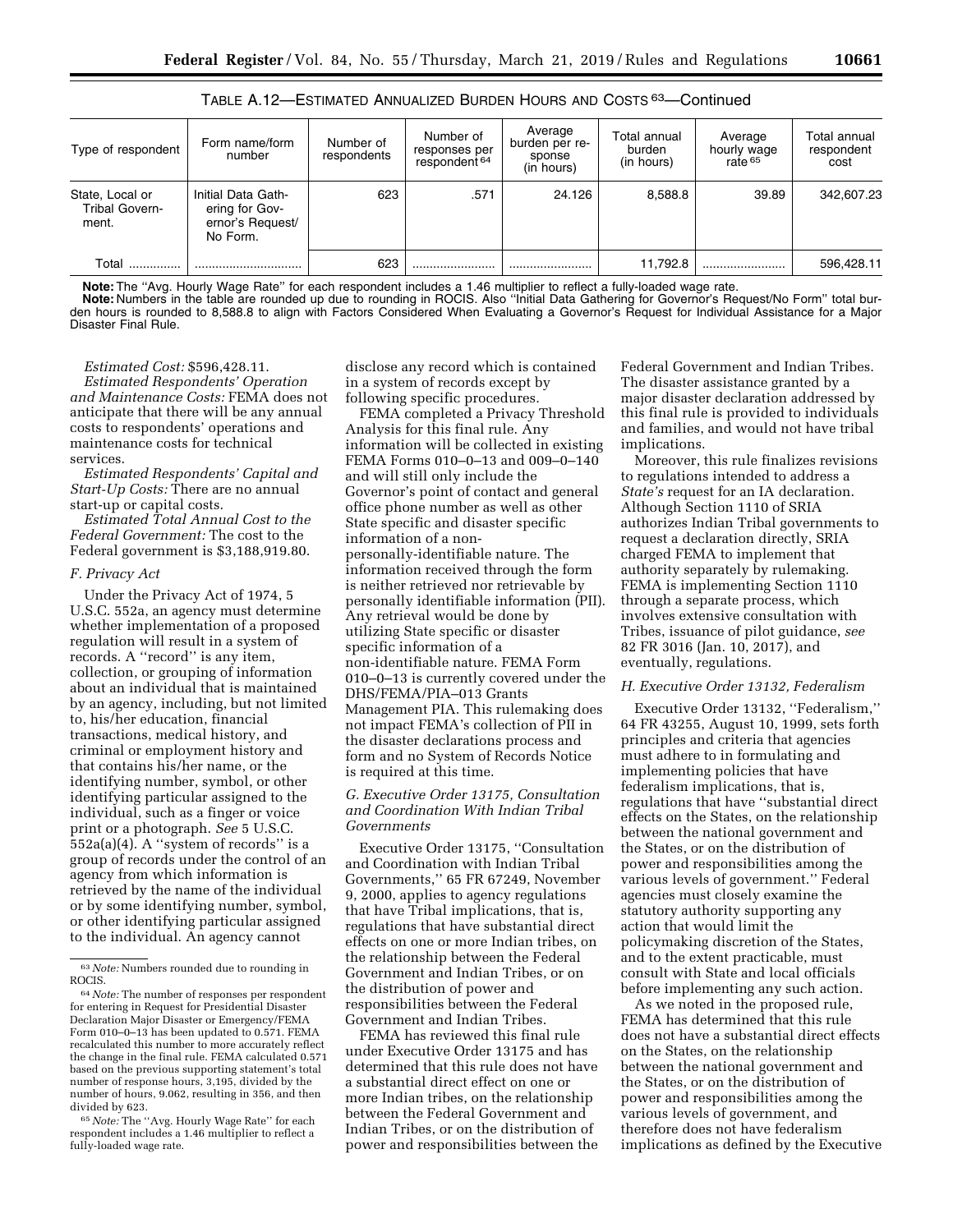TABLE A.12—ESTIMATED ANNUALIZED BURDEN HOURS AND COSTS [63]—Continued

| Type of respondent | Form name/form number | Number of respondents | Number of responses per respondent [64] | Average burden per response (in hours) | Total annual burden (in hours) | Average hourly wage rate [65] | Total annual respondent cost |
|---|---|---|---|---|---|---|---|
| State, Local or Tribal Government. | Initial Data Gathering for Governor's Request/No Form. | 623 | .571 | 24.126 | 8,588.8 | 39.89 | 342,607.23 |
| Total ............... | ............................... | 623 | ........................ | ........................ | 11,792.8 | ........................ | 596,428.11 |

**Note:** The "Avg. Hourly Wage Rate" for each respondent includes a 1.46 multiplier to reflect a fully-loaded wage rate.
**Note:** Numbers in the table are rounded up due to rounding in ROCIS. Also "Initial Data Gathering for Governor's Request/No Form" total burden hours is rounded to 8,588.8 to align with Factors Considered When Evaluating a Governor's Request for Individual Assistance for a Major Disaster Final Rule.

*Estimated Cost:* $596,428.11.

*Estimated Respondents' Operation and Maintenance Costs:* FEMA does not anticipate that there will be any annual costs to respondents' operations and maintenance costs for technical services.

*Estimated Respondents' Capital and Start-Up Costs:* There are no annual start-up or capital costs.

*Estimated Total Annual Cost to the Federal Government:* The cost to the Federal government is $3,188,919.80.

### *F. Privacy Act*

Under the Privacy Act of 1974, 5 U.S.C. 552a, an agency must determine whether implementation of a proposed regulation will result in a system of records. A "record" is any item, collection, or grouping of information about an individual that is maintained by an agency, including, but not limited to, his/her education, financial transactions, medical history, and criminal or employment history and that contains his/her name, or the identifying number, symbol, or other identifying particular assigned to the individual, such as a finger or voice print or a photograph. *See* 5 U.S.C. 552a(a)(4). A "system of records" is a group of records under the control of an agency from which information is retrieved by the name of the individual or by some identifying number, symbol, or other identifying particular assigned to the individual. An agency cannot disclose any record which is contained in a system of records except by following specific procedures.

FEMA completed a Privacy Threshold Analysis for this final rule. Any information will be collected in existing FEMA Forms 010–0–13 and 009–0–140 and will still only include the Governor's point of contact and general office phone number as well as other State specific and disaster specific information of a non-personally-identifiable nature. The information received through the form is neither retrieved nor retrievable by personally identifiable information (PII). Any retrieval would be done by utilizing State specific or disaster specific information of a non-identifiable nature. FEMA Form 010–0–13 is currently covered under the DHS/FEMA/PIA–013 Grants Management PIA. This rulemaking does not impact FEMA's collection of PII in the disaster declarations process and form and no System of Records Notice is required at this time.

### *G. Executive Order 13175, Consultation and Coordination With Indian Tribal Governments*

Executive Order 13175, "Consultation and Coordination with Indian Tribal Governments," 65 FR 67249, November 9, 2000, applies to agency regulations that have Tribal implications, that is, regulations that have substantial direct effects on one or more Indian tribes, on the relationship between the Federal Government and Indian Tribes, or on the distribution of power and responsibilities between the Federal Government and Indian Tribes.

FEMA has reviewed this final rule under Executive Order 13175 and has determined that this rule does not have a substantial direct effect on one or more Indian tribes, on the relationship between the Federal Government and Indian Tribes, or on the distribution of power and responsibilities between the Federal Government and Indian Tribes. The disaster assistance granted by a major disaster declaration addressed by this final rule is provided to individuals and families, and would not have tribal implications.

Moreover, this rule finalizes revisions to regulations intended to address a *State's* request for an IA declaration. Although Section 1110 of SRIA authorizes Indian Tribal governments to request a declaration directly, SRIA charged FEMA to implement that authority separately by rulemaking. FEMA is implementing Section 1110 through a separate process, which involves extensive consultation with Tribes, issuance of pilot guidance, *see* 82 FR 3016 (Jan. 10, 2017), and eventually, regulations.

### *H. Executive Order 13132, Federalism*

Executive Order 13132, "Federalism," 64 FR 43255, August 10, 1999, sets forth principles and criteria that agencies must adhere to in formulating and implementing policies that have federalism implications, that is, regulations that have "substantial direct effects on the States, on the relationship between the national government and the States, or on the distribution of power and responsibilities among the various levels of government." Federal agencies must closely examine the statutory authority supporting any action that would limit the policymaking discretion of the States, and to the extent practicable, must consult with State and local officials before implementing any such action.

As we noted in the proposed rule, FEMA has determined that this rule does not have a substantial direct effects on the States, on the relationship between the national government and the States, or on the distribution of power and responsibilities among the various levels of government, and therefore does not have federalism implications as defined by the Executive

[63] *Note:* Numbers rounded due to rounding in ROCIS.

[64] *Note:* The number of responses per respondent for entering in Request for Presidential Disaster Declaration Major Disaster or Emergency/FEMA Form 010–0–13 has been updated to 0.571. FEMA recalculated this number to more accurately reflect the change in the final rule. FEMA calculated 0.571 based on the previous supporting statement's total number of response hours, 3,195, divided by the number of hours, 9.062, resulting in 356, and then divided by 623.

[65] *Note:* The "Avg. Hourly Wage Rate" for each respondent includes a 1.46 multiplier to reflect a fully-loaded wage rate.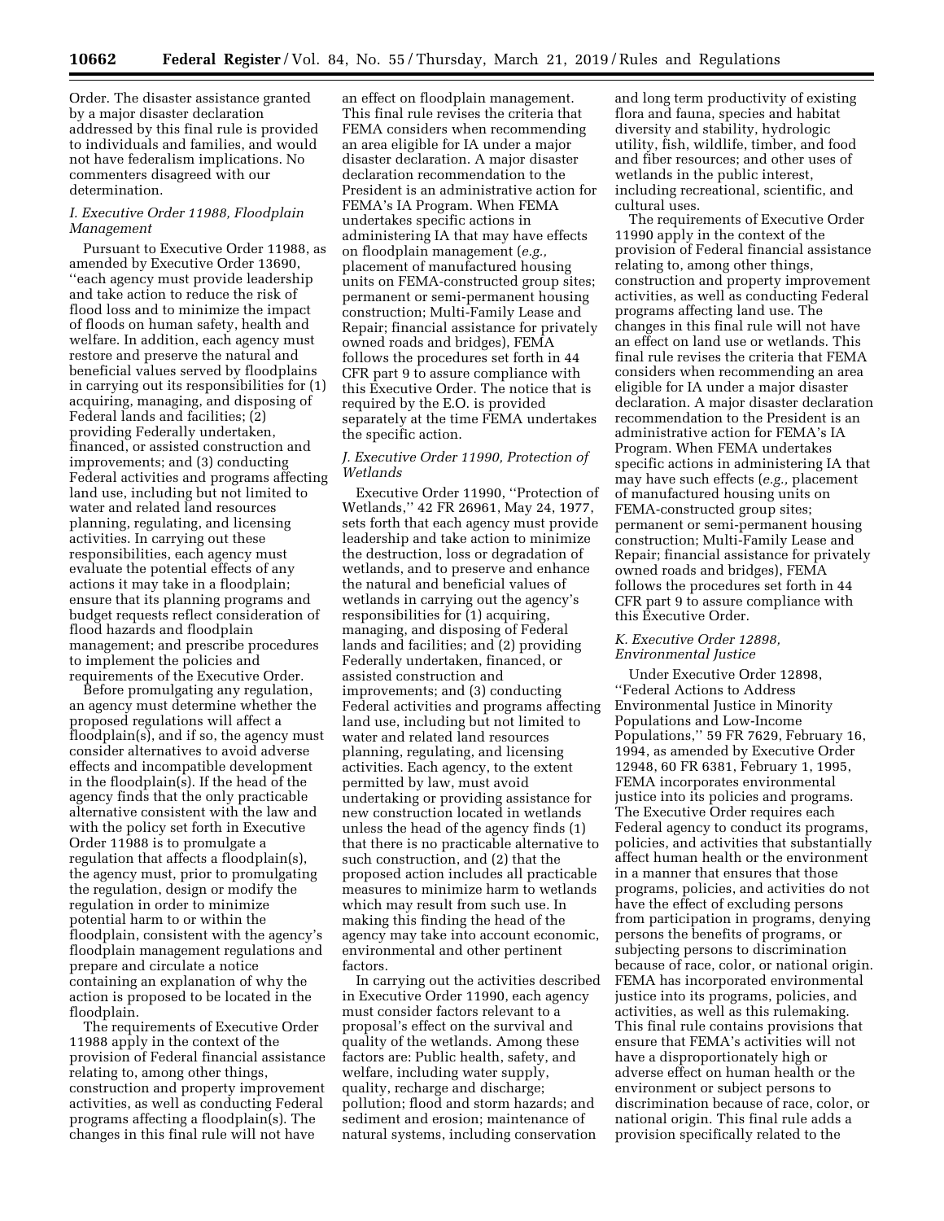Order. The disaster assistance granted by a major disaster declaration addressed by this final rule is provided to individuals and families, and would not have federalism implications. No commenters disagreed with our determination.

### *I. Executive Order 11988, Floodplain Management*

Pursuant to Executive Order 11988, as amended by Executive Order 13690, ''each agency must provide leadership and take action to reduce the risk of flood loss and to minimize the impact of floods on human safety, health and welfare. In addition, each agency must restore and preserve the natural and beneficial values served by floodplains in carrying out its responsibilities for (1) acquiring, managing, and disposing of Federal lands and facilities; (2) providing Federally undertaken, financed, or assisted construction and improvements; and (3) conducting Federal activities and programs affecting land use, including but not limited to water and related land resources planning, regulating, and licensing activities. In carrying out these responsibilities, each agency must evaluate the potential effects of any actions it may take in a floodplain; ensure that its planning programs and budget requests reflect consideration of flood hazards and floodplain management; and prescribe procedures to implement the policies and requirements of the Executive Order.

Before promulgating any regulation, an agency must determine whether the proposed regulations will affect a floodplain(s), and if so, the agency must consider alternatives to avoid adverse effects and incompatible development in the floodplain(s). If the head of the agency finds that the only practicable alternative consistent with the law and with the policy set forth in Executive Order 11988 is to promulgate a regulation that affects a floodplain(s), the agency must, prior to promulgating the regulation, design or modify the regulation in order to minimize potential harm to or within the floodplain, consistent with the agency's floodplain management regulations and prepare and circulate a notice containing an explanation of why the action is proposed to be located in the floodplain.

The requirements of Executive Order 11988 apply in the context of the provision of Federal financial assistance relating to, among other things, construction and property improvement activities, as well as conducting Federal programs affecting a floodplain(s). The changes in this final rule will not have an effect on floodplain management. This final rule revises the criteria that FEMA considers when recommending an area eligible for IA under a major disaster declaration. A major disaster declaration recommendation to the President is an administrative action for FEMA's IA Program. When FEMA undertakes specific actions in administering IA that may have effects on floodplain management (*e.g.,* placement of manufactured housing units on FEMA-constructed group sites; permanent or semi-permanent housing construction; Multi-Family Lease and Repair; financial assistance for privately owned roads and bridges), FEMA follows the procedures set forth in 44 CFR part 9 to assure compliance with this Executive Order. The notice that is required by the E.O. is provided separately at the time FEMA undertakes the specific action.

### *J. Executive Order 11990, Protection of Wetlands*

Executive Order 11990, ''Protection of Wetlands,'' 42 FR 26961, May 24, 1977, sets forth that each agency must provide leadership and take action to minimize the destruction, loss or degradation of wetlands, and to preserve and enhance the natural and beneficial values of wetlands in carrying out the agency's responsibilities for (1) acquiring, managing, and disposing of Federal lands and facilities; and (2) providing Federally undertaken, financed, or assisted construction and improvements; and (3) conducting Federal activities and programs affecting land use, including but not limited to water and related land resources planning, regulating, and licensing activities. Each agency, to the extent permitted by law, must avoid undertaking or providing assistance for new construction located in wetlands unless the head of the agency finds (1) that there is no practicable alternative to such construction, and (2) that the proposed action includes all practicable measures to minimize harm to wetlands which may result from such use. In making this finding the head of the agency may take into account economic, environmental and other pertinent factors.

In carrying out the activities described in Executive Order 11990, each agency must consider factors relevant to a proposal's effect on the survival and quality of the wetlands. Among these factors are: Public health, safety, and welfare, including water supply, quality, recharge and discharge; pollution; flood and storm hazards; and sediment and erosion; maintenance of natural systems, including conservation and long term productivity of existing flora and fauna, species and habitat diversity and stability, hydrologic utility, fish, wildlife, timber, and food and fiber resources; and other uses of wetlands in the public interest, including recreational, scientific, and cultural uses.

The requirements of Executive Order 11990 apply in the context of the provision of Federal financial assistance relating to, among other things, construction and property improvement activities, as well as conducting Federal programs affecting land use. The changes in this final rule will not have an effect on land use or wetlands. This final rule revises the criteria that FEMA considers when recommending an area eligible for IA under a major disaster declaration. A major disaster declaration recommendation to the President is an administrative action for FEMA's IA Program. When FEMA undertakes specific actions in administering IA that may have such effects (*e.g.,* placement of manufactured housing units on FEMA-constructed group sites; permanent or semi-permanent housing construction; Multi-Family Lease and Repair; financial assistance for privately owned roads and bridges), FEMA follows the procedures set forth in 44 CFR part 9 to assure compliance with this Executive Order.

### *K. Executive Order 12898, Environmental Justice*

Under Executive Order 12898, ''Federal Actions to Address Environmental Justice in Minority Populations and Low-Income Populations,'' 59 FR 7629, February 16, 1994, as amended by Executive Order 12948, 60 FR 6381, February 1, 1995, FEMA incorporates environmental justice into its policies and programs. The Executive Order requires each Federal agency to conduct its programs, policies, and activities that substantially affect human health or the environment in a manner that ensures that those programs, policies, and activities do not have the effect of excluding persons from participation in programs, denying persons the benefits of programs, or subjecting persons to discrimination because of race, color, or national origin. FEMA has incorporated environmental justice into its programs, policies, and activities, as well as this rulemaking. This final rule contains provisions that ensure that FEMA's activities will not have a disproportionately high or adverse effect on human health or the environment or subject persons to discrimination because of race, color, or national origin. This final rule adds a provision specifically related to the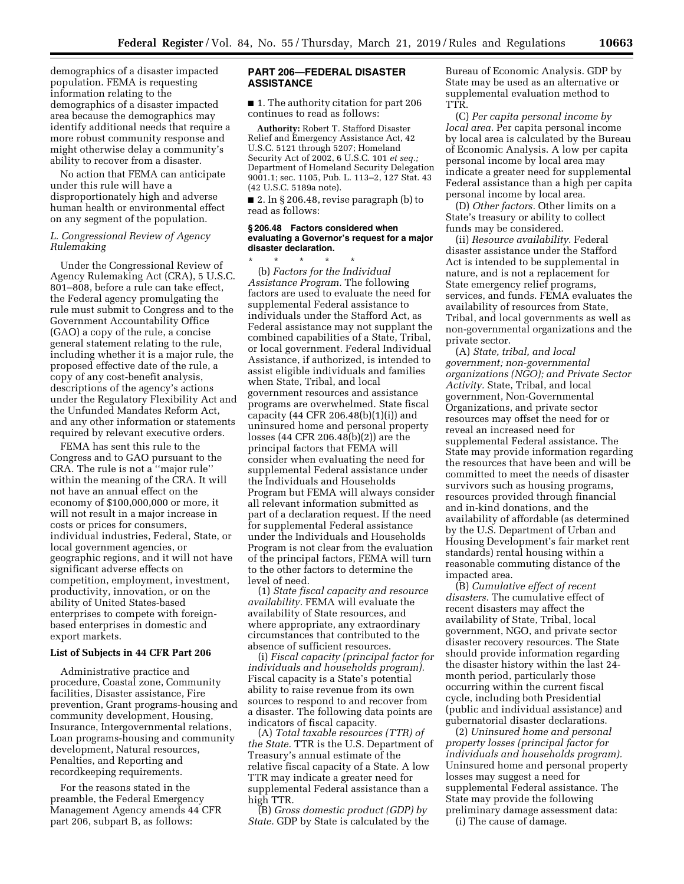demographics of a disaster impacted population. FEMA is requesting information relating to the demographics of a disaster impacted area because the demographics may identify additional needs that require a more robust community response and might otherwise delay a community's ability to recover from a disaster.

No action that FEMA can anticipate under this rule will have a disproportionately high and adverse human health or environmental effect on any segment of the population.

### *L. Congressional Review of Agency Rulemaking*

Under the Congressional Review of Agency Rulemaking Act (CRA), 5 U.S.C. 801–808, before a rule can take effect, the Federal agency promulgating the rule must submit to Congress and to the Government Accountability Office (GAO) a copy of the rule, a concise general statement relating to the rule, including whether it is a major rule, the proposed effective date of the rule, a copy of any cost-benefit analysis, descriptions of the agency's actions under the Regulatory Flexibility Act and the Unfunded Mandates Reform Act, and any other information or statements required by relevant executive orders.

FEMA has sent this rule to the Congress and to GAO pursuant to the CRA. The rule is not a ''major rule'' within the meaning of the CRA. It will not have an annual effect on the economy of $100,000,000 or more, it will not result in a major increase in costs or prices for consumers, individual industries, Federal, State, or local government agencies, or geographic regions, and it will not have significant adverse effects on competition, employment, investment, productivity, innovation, or on the ability of United States-based enterprises to compete with foreign-based enterprises in domestic and export markets.

### List of Subjects in 44 CFR Part 206

Administrative practice and procedure, Coastal zone, Community facilities, Disaster assistance, Fire prevention, Grant programs-housing and community development, Housing, Insurance, Intergovernmental relations, Loan programs-housing and community development, Natural resources, Penalties, and Reporting and recordkeeping requirements.

For the reasons stated in the preamble, the Federal Emergency Management Agency amends 44 CFR part 206, subpart B, as follows:

## PART 206—FEDERAL DISASTER ASSISTANCE

■ 1. The authority citation for part 206 continues to read as follows:

**Authority:** Robert T. Stafford Disaster Relief and Emergency Assistance Act, 42 U.S.C. 5121 through 5207; Homeland Security Act of 2002, 6 U.S.C. 101 *et seq.;* Department of Homeland Security Delegation 9001.1; sec. 1105, Pub. L. 113–2, 127 Stat. 43 (42 U.S.C. 5189a note).

■ 2. In § 206.48, revise paragraph (b) to read as follows:

### § 206.48 Factors considered when evaluating a Governor's request for a major disaster declaration.

\* \* \* \* \*

(b) *Factors for the Individual Assistance Program.* The following factors are used to evaluate the need for supplemental Federal assistance to individuals under the Stafford Act, as Federal assistance may not supplant the combined capabilities of a State, Tribal, or local government. Federal Individual Assistance, if authorized, is intended to assist eligible individuals and families when State, Tribal, and local government resources and assistance programs are overwhelmed. State fiscal capacity (44 CFR 206.48(b)(1)(i)) and uninsured home and personal property losses (44 CFR 206.48(b)(2)) are the principal factors that FEMA will consider when evaluating the need for supplemental Federal assistance under the Individuals and Households Program but FEMA will always consider all relevant information submitted as part of a declaration request. If the need for supplemental Federal assistance under the Individuals and Households Program is not clear from the evaluation of the principal factors, FEMA will turn to the other factors to determine the level of need.

(1) *State fiscal capacity and resource availability.* FEMA will evaluate the availability of State resources, and where appropriate, any extraordinary circumstances that contributed to the absence of sufficient resources.

(i) *Fiscal capacity (principal factor for individuals and households program).* Fiscal capacity is a State's potential ability to raise revenue from its own sources to respond to and recover from a disaster. The following data points are indicators of fiscal capacity.

(A) *Total taxable resources (TTR) of the State.* TTR is the U.S. Department of Treasury's annual estimate of the relative fiscal capacity of a State. A low TTR may indicate a greater need for supplemental Federal assistance than a high TTR.

(B) *Gross domestic product (GDP) by State.* GDP by State is calculated by the Bureau of Economic Analysis. GDP by State may be used as an alternative or supplemental evaluation method to TTR.

(C) *Per capita personal income by local area.* Per capita personal income by local area is calculated by the Bureau of Economic Analysis. A low per capita personal income by local area may indicate a greater need for supplemental Federal assistance than a high per capita personal income by local area.

(D) *Other factors.* Other limits on a State's treasury or ability to collect funds may be considered.

(ii) *Resource availability.* Federal disaster assistance under the Stafford Act is intended to be supplemental in nature, and is not a replacement for State emergency relief programs, services, and funds. FEMA evaluates the availability of resources from State, Tribal, and local governments as well as non-governmental organizations and the private sector.

(A) *State, tribal, and local government; non-governmental organizations (NGO); and Private Sector Activity.* State, Tribal, and local government, Non-Governmental Organizations, and private sector resources may offset the need for or reveal an increased need for supplemental Federal assistance. The State may provide information regarding the resources that have been and will be committed to meet the needs of disaster survivors such as housing programs, resources provided through financial and in-kind donations, and the availability of affordable (as determined by the U.S. Department of Urban and Housing Development's fair market rent standards) rental housing within a reasonable commuting distance of the impacted area.

(B) *Cumulative effect of recent disasters.* The cumulative effect of recent disasters may affect the availability of State, Tribal, local government, NGO, and private sector disaster recovery resources. The State should provide information regarding the disaster history within the last 24-month period, particularly those occurring within the current fiscal cycle, including both Presidential (public and individual assistance) and gubernatorial disaster declarations.

(2) *Uninsured home and personal property losses (principal factor for individuals and households program).* Uninsured home and personal property losses may suggest a need for supplemental Federal assistance. The State may provide the following preliminary damage assessment data:

(i) The cause of damage.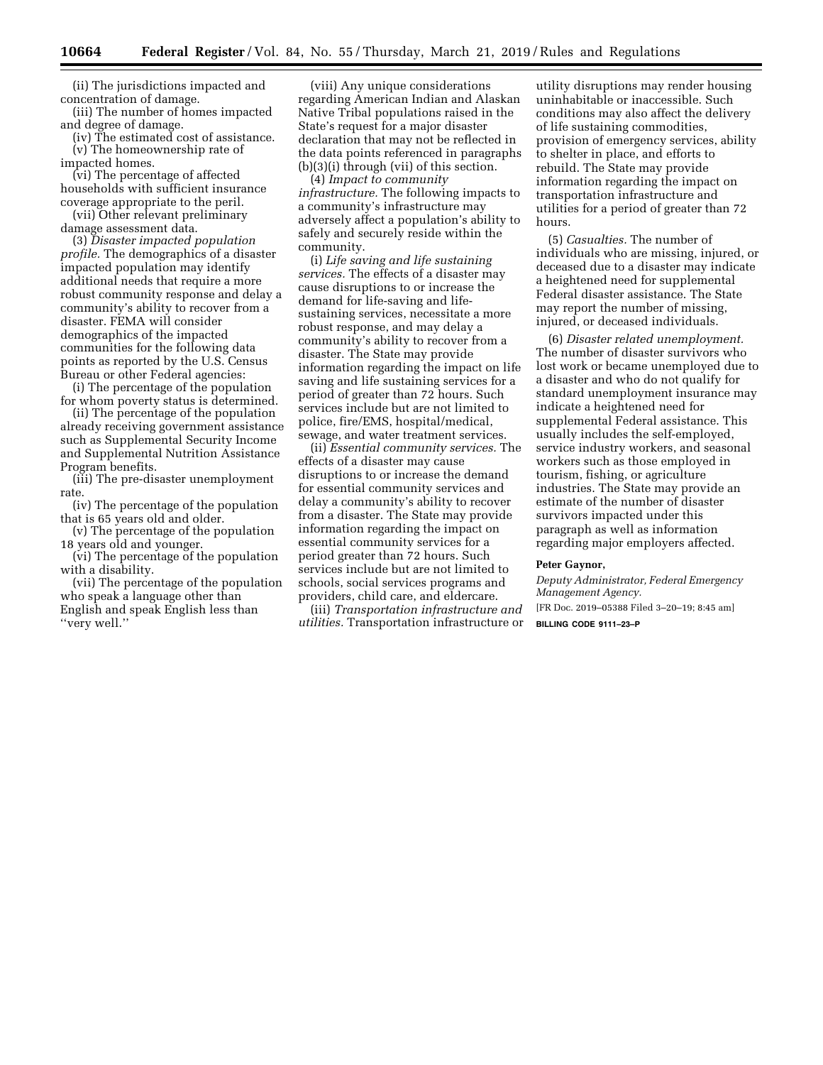(ii) The jurisdictions impacted and concentration of damage.

(iii) The number of homes impacted and degree of damage.

(iv) The estimated cost of assistance.

(v) The homeownership rate of impacted homes.

(vi) The percentage of affected households with sufficient insurance coverage appropriate to the peril.

(vii) Other relevant preliminary damage assessment data.

(3) *Disaster impacted population profile.* The demographics of a disaster impacted population may identify additional needs that require a more robust community response and delay a community's ability to recover from a disaster. FEMA will consider demographics of the impacted communities for the following data points as reported by the U.S. Census Bureau or other Federal agencies:

(i) The percentage of the population for whom poverty status is determined.

(ii) The percentage of the population already receiving government assistance such as Supplemental Security Income and Supplemental Nutrition Assistance Program benefits.

(iii) The pre-disaster unemployment rate.

(iv) The percentage of the population that is 65 years old and older.

(v) The percentage of the population 18 years old and younger.

(vi) The percentage of the population with a disability.

(vii) The percentage of the population who speak a language other than English and speak English less than ''very well.''

(viii) Any unique considerations regarding American Indian and Alaskan Native Tribal populations raised in the State's request for a major disaster declaration that may not be reflected in the data points referenced in paragraphs (b)(3)(i) through (vii) of this section.

(4) *Impact to community infrastructure.* The following impacts to a community's infrastructure may adversely affect a population's ability to safely and securely reside within the community.

(i) *Life saving and life sustaining services.* The effects of a disaster may cause disruptions to or increase the demand for life-saving and life-sustaining services, necessitate a more robust response, and may delay a community's ability to recover from a disaster. The State may provide information regarding the impact on life saving and life sustaining services for a period of greater than 72 hours. Such services include but are not limited to police, fire/EMS, hospital/medical, sewage, and water treatment services.

(ii) *Essential community services.* The effects of a disaster may cause disruptions to or increase the demand for essential community services and delay a community's ability to recover from a disaster. The State may provide information regarding the impact on essential community services for a period greater than 72 hours. Such services include but are not limited to schools, social services programs and providers, child care, and eldercare.

(iii) *Transportation infrastructure and utilities.* Transportation infrastructure or utility disruptions may render housing uninhabitable or inaccessible. Such conditions may also affect the delivery of life sustaining commodities, provision of emergency services, ability to shelter in place, and efforts to rebuild. The State may provide information regarding the impact on transportation infrastructure and utilities for a period of greater than 72 hours.

(5) *Casualties.* The number of individuals who are missing, injured, or deceased due to a disaster may indicate a heightened need for supplemental Federal disaster assistance. The State may report the number of missing, injured, or deceased individuals.

(6) *Disaster related unemployment.* The number of disaster survivors who lost work or became unemployed due to a disaster and who do not qualify for standard unemployment insurance may indicate a heightened need for supplemental Federal assistance. This usually includes the self-employed, service industry workers, and seasonal workers such as those employed in tourism, fishing, or agriculture industries. The State may provide an estimate of the number of disaster survivors impacted under this paragraph as well as information regarding major employers affected.

**Peter Gaynor,**

*Deputy Administrator, Federal Emergency Management Agency.*

[FR Doc. 2019–05388 Filed 3–20–19; 8:45 am]

**BILLING CODE 9111–23–P**